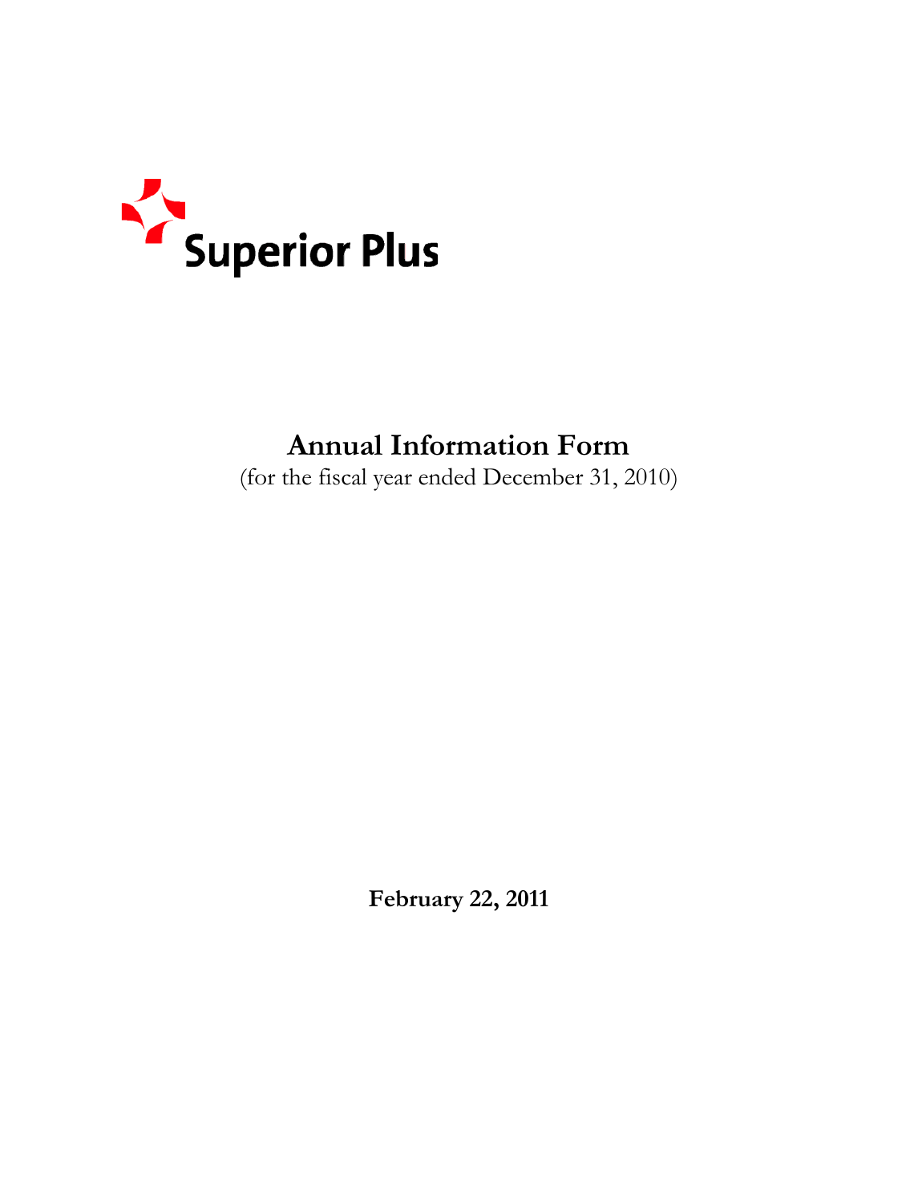Superior Plus

# Annual Information Form

(for the fiscal year ended December 31, 2010)

**February 22, 2011**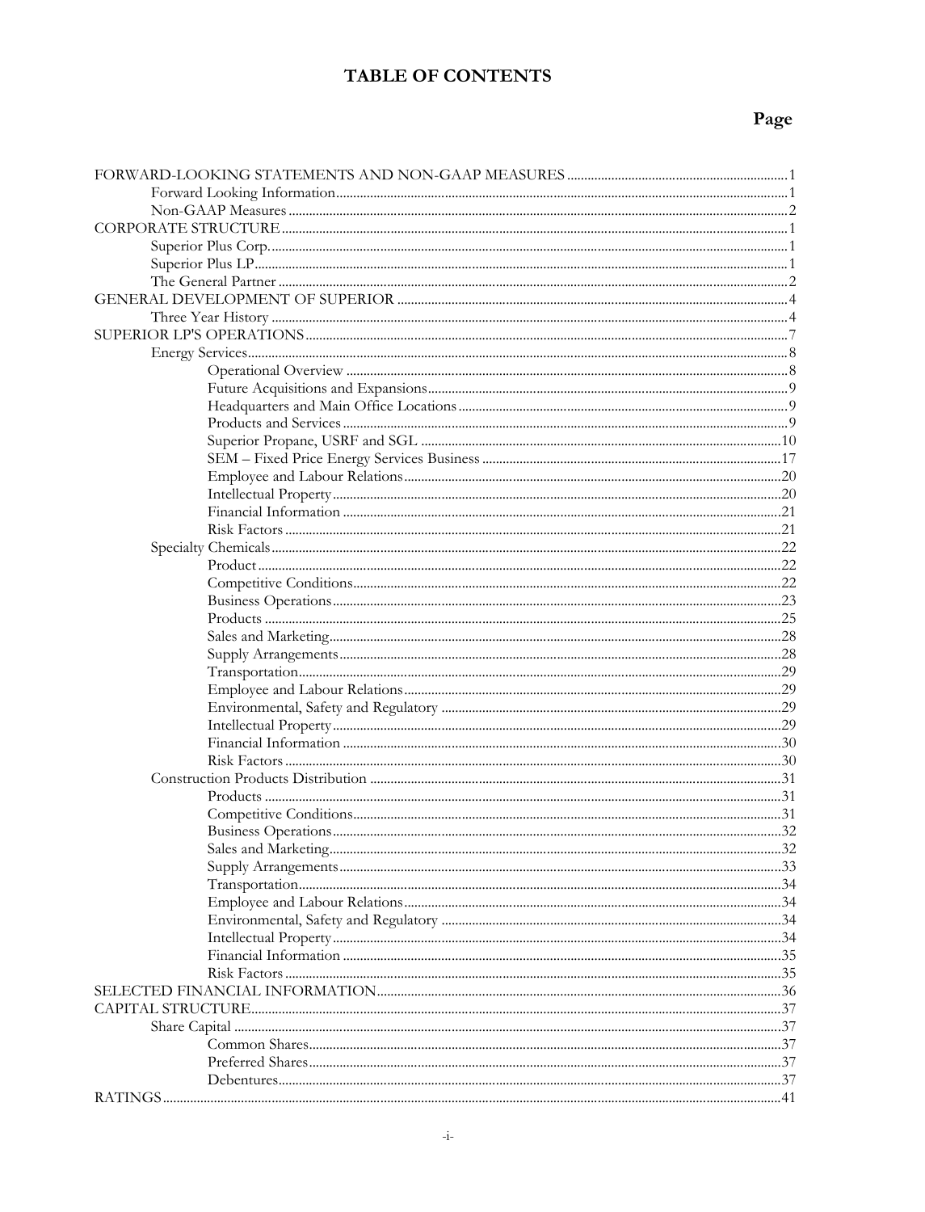# TABLE OF CONTENTS

| | Page |
|---|---|
| FORWARD-LOOKING STATEMENTS AND NON-GAAP MEASURES | 1 |
| Forward Looking Information | 1 |
| Non-GAAP Measures | 2 |
| CORPORATE STRUCTURE | 1 |
| Superior Plus Corp. | 1 |
| Superior Plus LP | 1 |
| The General Partner | 2 |
| GENERAL DEVELOPMENT OF SUPERIOR | 4 |
| Three Year History | 4 |
| SUPERIOR LP'S OPERATIONS | 7 |
| Energy Services | 8 |
| Operational Overview | 8 |
| Future Acquisitions and Expansions | 9 |
| Headquarters and Main Office Locations | 9 |
| Products and Services | 9 |
| Superior Propane, USRF and SGL | 10 |
| SEM – Fixed Price Energy Services Business | 17 |
| Employee and Labour Relations | 20 |
| Intellectual Property | 20 |
| Financial Information | 21 |
| Risk Factors | 21 |
| Specialty Chemicals | 22 |
| Product | 22 |
| Competitive Conditions | 22 |
| Business Operations | 23 |
| Products | 25 |
| Sales and Marketing | 28 |
| Supply Arrangements | 28 |
| Transportation | 29 |
| Employee and Labour Relations | 29 |
| Environmental, Safety and Regulatory | 29 |
| Intellectual Property | 29 |
| Financial Information | 30 |
| Risk Factors | 30 |
| Construction Products Distribution | 31 |
| Products | 31 |
| Competitive Conditions | 31 |
| Business Operations | 32 |
| Sales and Marketing | 32 |
| Supply Arrangements | 33 |
| Transportation | 34 |
| Employee and Labour Relations | 34 |
| Environmental, Safety and Regulatory | 34 |
| Intellectual Property | 34 |
| Financial Information | 35 |
| Risk Factors | 35 |
| SELECTED FINANCIAL INFORMATION | 36 |
| CAPITAL STRUCTURE | 37 |
| Share Capital | 37 |
| Common Shares | 37 |
| Preferred Shares | 37 |
| Debentures | 37 |
| RATINGS | 41 |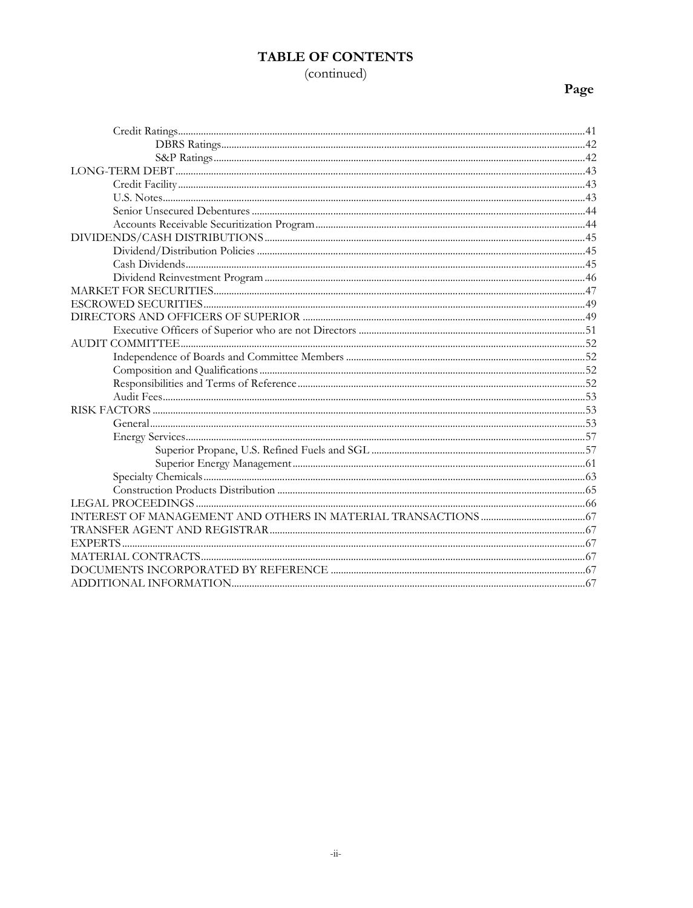# TABLE OF CONTENTS
(continued)

| | Page |
|---|---|
| Credit Ratings | 41 |
| DBRS Ratings | 42 |
| S&P Ratings | 42 |
| LONG-TERM DEBT | 43 |
| Credit Facility | 43 |
| U.S. Notes | 43 |
| Senior Unsecured Debentures | 44 |
| Accounts Receivable Securitization Program | 44 |
| DIVIDENDS/CASH DISTRIBUTIONS | 45 |
| Dividend/Distribution Policies | 45 |
| Cash Dividends | 45 |
| Dividend Reinvestment Program | 46 |
| MARKET FOR SECURITIES | 47 |
| ESCROWED SECURITIES | 49 |
| DIRECTORS AND OFFICERS OF SUPERIOR | 49 |
| Executive Officers of Superior who are not Directors | 51 |
| AUDIT COMMITTEE | 52 |
| Independence of Boards and Committee Members | 52 |
| Composition and Qualifications | 52 |
| Responsibilities and Terms of Reference | 52 |
| Audit Fees | 53 |
| RISK FACTORS | 53 |
| General | 53 |
| Energy Services | 57 |
| Superior Propane, U.S. Refined Fuels and SGL | 57 |
| Superior Energy Management | 61 |
| Specialty Chemicals | 63 |
| Construction Products Distribution | 65 |
| LEGAL PROCEEDINGS | 66 |
| INTEREST OF MANAGEMENT AND OTHERS IN MATERIAL TRANSACTIONS | 67 |
| TRANSFER AGENT AND REGISTRAR | 67 |
| EXPERTS | 67 |
| MATERIAL CONTRACTS | 67 |
| DOCUMENTS INCORPORATED BY REFERENCE | 67 |
| ADDITIONAL INFORMATION | 67 |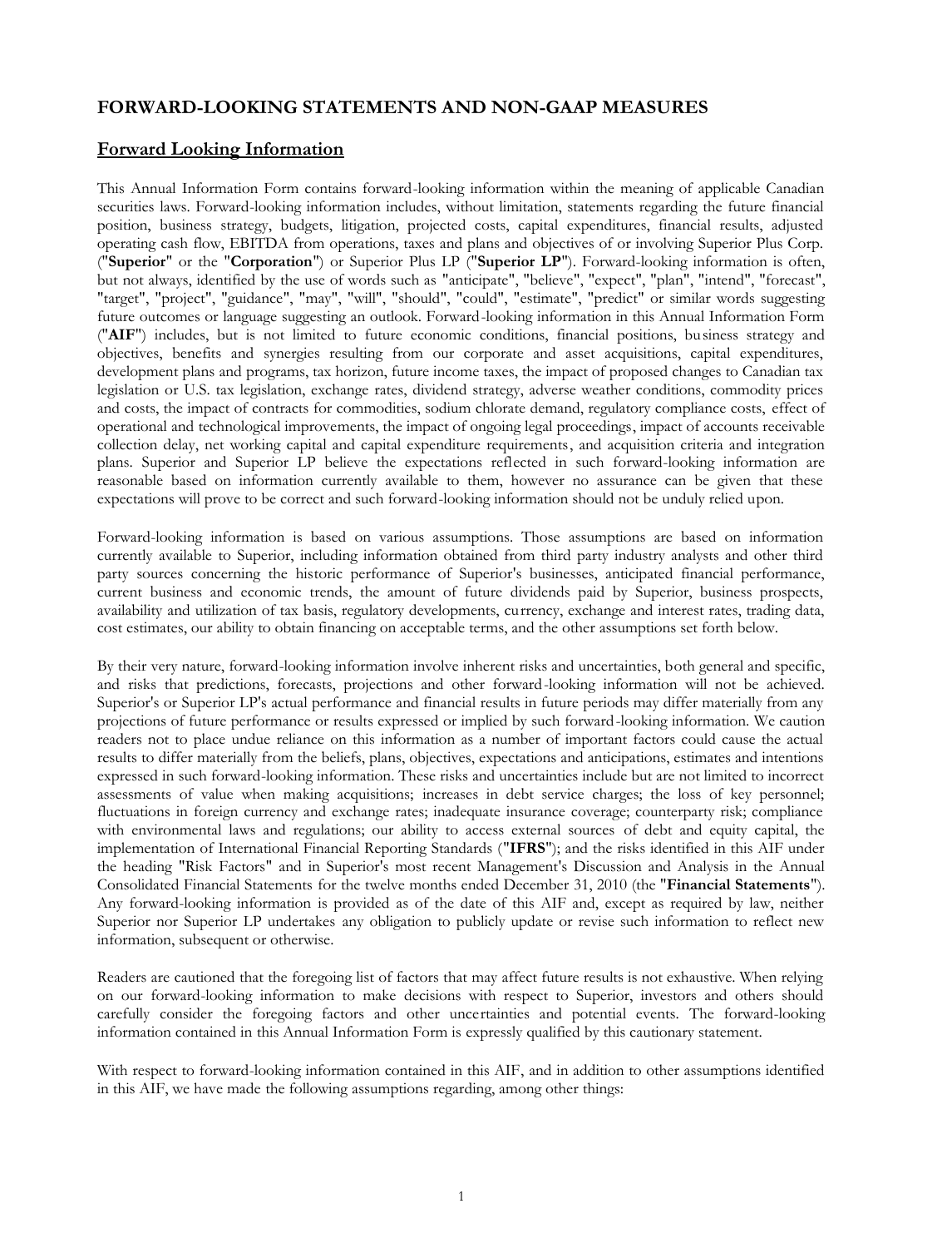## FORWARD-LOOKING STATEMENTS AND NON-GAAP MEASURES

### Forward Looking Information

This Annual Information Form contains forward-looking information within the meaning of applicable Canadian securities laws. Forward-looking information includes, without limitation, statements regarding the future financial position, business strategy, budgets, litigation, projected costs, capital expenditures, financial results, adjusted operating cash flow, EBITDA from operations, taxes and plans and objectives of or involving Superior Plus Corp. ("**Superior**" or the "**Corporation**") or Superior Plus LP ("**Superior LP**"). Forward-looking information is often, but not always, identified by the use of words such as "anticipate", "believe", "expect", "plan", "intend", "forecast", "target", "project", "guidance", "may", "will", "should", "could", "estimate", "predict" or similar words suggesting future outcomes or language suggesting an outlook. Forward-looking information in this Annual Information Form ("**AIF**") includes, but is not limited to future economic conditions, financial positions, business strategy and objectives, benefits and synergies resulting from our corporate and asset acquisitions, capital expenditures, development plans and programs, tax horizon, future income taxes, the impact of proposed changes to Canadian tax legislation or U.S. tax legislation, exchange rates, dividend strategy, adverse weather conditions, commodity prices and costs, the impact of contracts for commodities, sodium chlorate demand, regulatory compliance costs, effect of operational and technological improvements, the impact of ongoing legal proceedings, impact of accounts receivable collection delay, net working capital and capital expenditure requirements, and acquisition criteria and integration plans. Superior and Superior LP believe the expectations reflected in such forward-looking information are reasonable based on information currently available to them, however no assurance can be given that these expectations will prove to be correct and such forward-looking information should not be unduly relied upon.

Forward-looking information is based on various assumptions. Those assumptions are based on information currently available to Superior, including information obtained from third party industry analysts and other third party sources concerning the historic performance of Superior's businesses, anticipated financial performance, current business and economic trends, the amount of future dividends paid by Superior, business prospects, availability and utilization of tax basis, regulatory developments, currency, exchange and interest rates, trading data, cost estimates, our ability to obtain financing on acceptable terms, and the other assumptions set forth below.

By their very nature, forward-looking information involve inherent risks and uncertainties, both general and specific, and risks that predictions, forecasts, projections and other forward-looking information will not be achieved. Superior's or Superior LP's actual performance and financial results in future periods may differ materially from any projections of future performance or results expressed or implied by such forward-looking information. We caution readers not to place undue reliance on this information as a number of important factors could cause the actual results to differ materially from the beliefs, plans, objectives, expectations and anticipations, estimates and intentions expressed in such forward-looking information. These risks and uncertainties include but are not limited to incorrect assessments of value when making acquisitions; increases in debt service charges; the loss of key personnel; fluctuations in foreign currency and exchange rates; inadequate insurance coverage; counterparty risk; compliance with environmental laws and regulations; our ability to access external sources of debt and equity capital, the implementation of International Financial Reporting Standards ("**IFRS**"); and the risks identified in this AIF under the heading "Risk Factors" and in Superior's most recent Management's Discussion and Analysis in the Annual Consolidated Financial Statements for the twelve months ended December 31, 2010 (the "**Financial Statements**"). Any forward-looking information is provided as of the date of this AIF and, except as required by law, neither Superior nor Superior LP undertakes any obligation to publicly update or revise such information to reflect new information, subsequent or otherwise.

Readers are cautioned that the foregoing list of factors that may affect future results is not exhaustive. When relying on our forward-looking information to make decisions with respect to Superior, investors and others should carefully consider the foregoing factors and other uncertainties and potential events. The forward-looking information contained in this Annual Information Form is expressly qualified by this cautionary statement.

With respect to forward-looking information contained in this AIF, and in addition to other assumptions identified in this AIF, we have made the following assumptions regarding, among other things: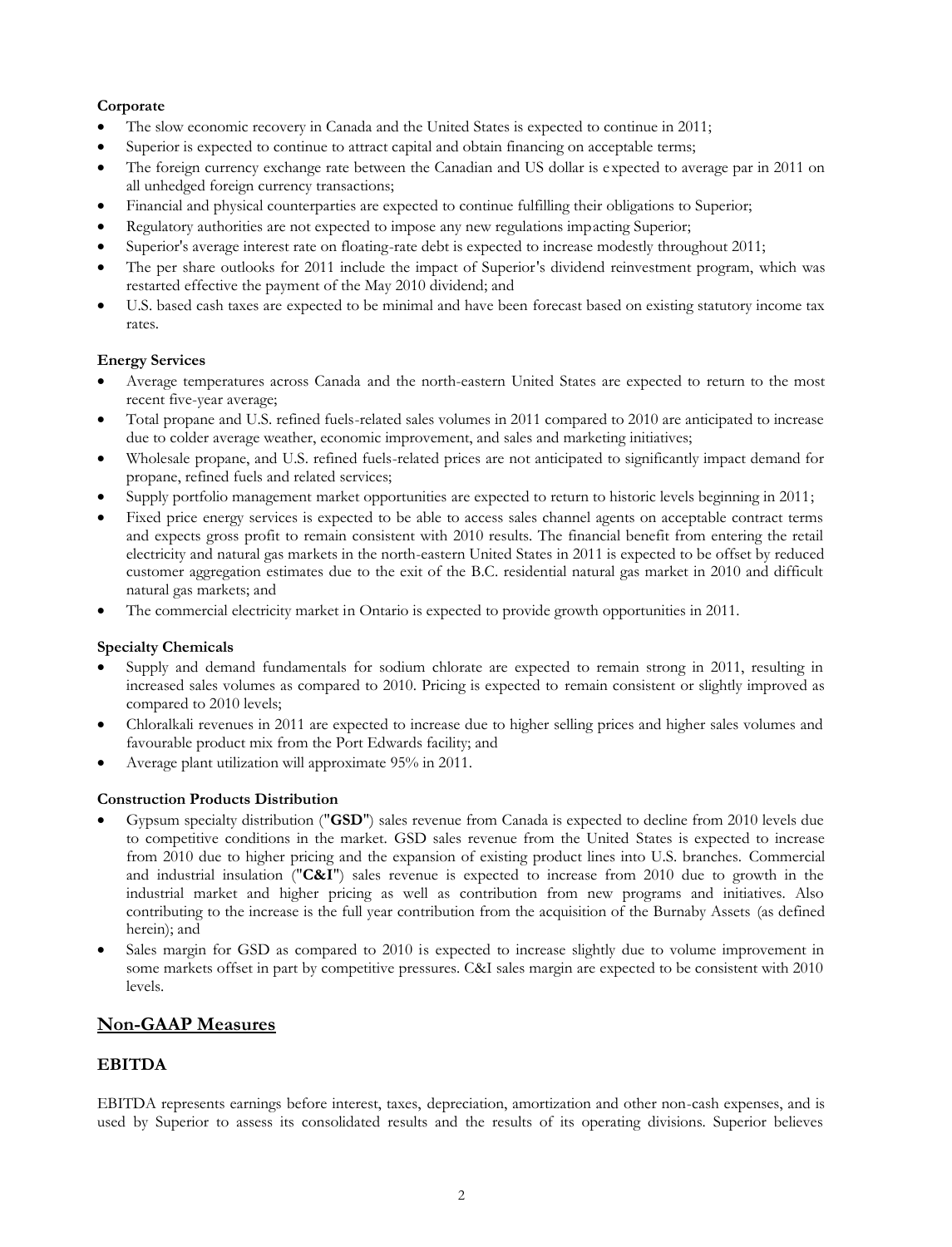**Corporate**

- The slow economic recovery in Canada and the United States is expected to continue in 2011;
- Superior is expected to continue to attract capital and obtain financing on acceptable terms;
- The foreign currency exchange rate between the Canadian and US dollar is expected to average par in 2011 on all unhedged foreign currency transactions;
- Financial and physical counterparties are expected to continue fulfilling their obligations to Superior;
- Regulatory authorities are not expected to impose any new regulations impacting Superior;
- Superior's average interest rate on floating-rate debt is expected to increase modestly throughout 2011;
- The per share outlooks for 2011 include the impact of Superior's dividend reinvestment program, which was restarted effective the payment of the May 2010 dividend; and
- U.S. based cash taxes are expected to be minimal and have been forecast based on existing statutory income tax rates.

**Energy Services**

- Average temperatures across Canada and the north-eastern United States are expected to return to the most recent five-year average;
- Total propane and U.S. refined fuels-related sales volumes in 2011 compared to 2010 are anticipated to increase due to colder average weather, economic improvement, and sales and marketing initiatives;
- Wholesale propane, and U.S. refined fuels-related prices are not anticipated to significantly impact demand for propane, refined fuels and related services;
- Supply portfolio management market opportunities are expected to return to historic levels beginning in 2011;
- Fixed price energy services is expected to be able to access sales channel agents on acceptable contract terms and expects gross profit to remain consistent with 2010 results. The financial benefit from entering the retail electricity and natural gas markets in the north-eastern United States in 2011 is expected to be offset by reduced customer aggregation estimates due to the exit of the B.C. residential natural gas market in 2010 and difficult natural gas markets; and
- The commercial electricity market in Ontario is expected to provide growth opportunities in 2011.

**Specialty Chemicals**

- Supply and demand fundamentals for sodium chlorate are expected to remain strong in 2011, resulting in increased sales volumes as compared to 2010. Pricing is expected to remain consistent or slightly improved as compared to 2010 levels;
- Chloralkali revenues in 2011 are expected to increase due to higher selling prices and higher sales volumes and favourable product mix from the Port Edwards facility; and
- Average plant utilization will approximate 95% in 2011.

**Construction Products Distribution**

- Gypsum specialty distribution ("**GSD**") sales revenue from Canada is expected to decline from 2010 levels due to competitive conditions in the market. GSD sales revenue from the United States is expected to increase from 2010 due to higher pricing and the expansion of existing product lines into U.S. branches. Commercial and industrial insulation ("**C&I**") sales revenue is expected to increase from 2010 due to growth in the industrial market and higher pricing as well as contribution from new programs and initiatives. Also contributing to the increase is the full year contribution from the acquisition of the Burnaby Assets (as defined herein); and
- Sales margin for GSD as compared to 2010 is expected to increase slightly due to volume improvement in some markets offset in part by competitive pressures. C&I sales margin are expected to be consistent with 2010 levels.

## Non-GAAP Measures

### EBITDA

EBITDA represents earnings before interest, taxes, depreciation, amortization and other non-cash expenses, and is used by Superior to assess its consolidated results and the results of its operating divisions. Superior believes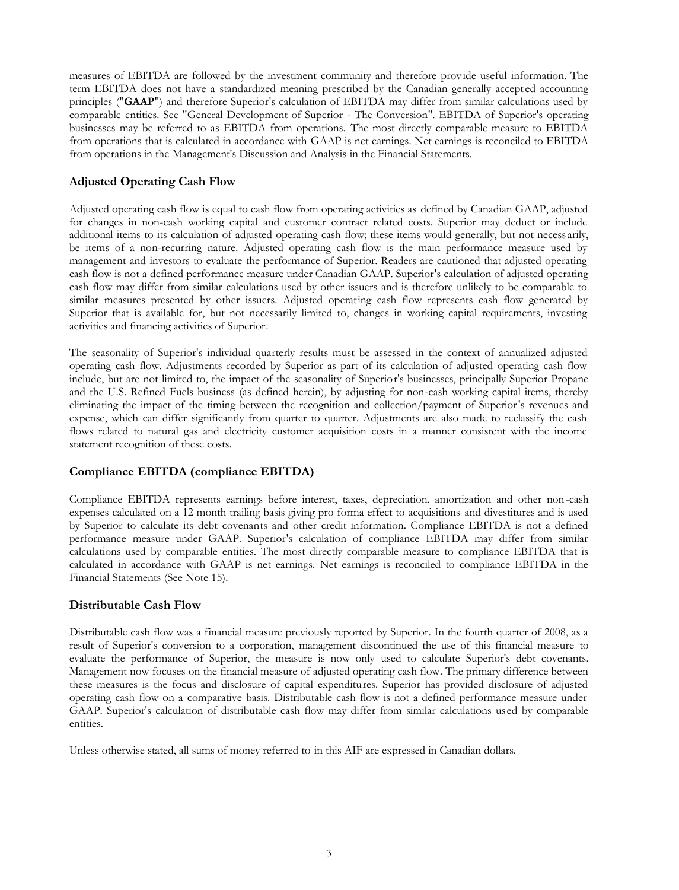measures of EBITDA are followed by the investment community and therefore provide useful information. The term EBITDA does not have a standardized meaning prescribed by the Canadian generally accepted accounting principles ("**GAAP**") and therefore Superior's calculation of EBITDA may differ from similar calculations used by comparable entities. See "General Development of Superior - The Conversion". EBITDA of Superior's operating businesses may be referred to as EBITDA from operations. The most directly comparable measure to EBITDA from operations that is calculated in accordance with GAAP is net earnings. Net earnings is reconciled to EBITDA from operations in the Management's Discussion and Analysis in the Financial Statements.

## Adjusted Operating Cash Flow

Adjusted operating cash flow is equal to cash flow from operating activities as defined by Canadian GAAP, adjusted for changes in non-cash working capital and customer contract related costs. Superior may deduct or include additional items to its calculation of adjusted operating cash flow; these items would generally, but not necessarily, be items of a non-recurring nature. Adjusted operating cash flow is the main performance measure used by management and investors to evaluate the performance of Superior. Readers are cautioned that adjusted operating cash flow is not a defined performance measure under Canadian GAAP. Superior's calculation of adjusted operating cash flow may differ from similar calculations used by other issuers and is therefore unlikely to be comparable to similar measures presented by other issuers. Adjusted operating cash flow represents cash flow generated by Superior that is available for, but not necessarily limited to, changes in working capital requirements, investing activities and financing activities of Superior.

The seasonality of Superior's individual quarterly results must be assessed in the context of annualized adjusted operating cash flow. Adjustments recorded by Superior as part of its calculation of adjusted operating cash flow include, but are not limited to, the impact of the seasonality of Superior's businesses, principally Superior Propane and the U.S. Refined Fuels business (as defined herein), by adjusting for non-cash working capital items, thereby eliminating the impact of the timing between the recognition and collection/payment of Superior's revenues and expense, which can differ significantly from quarter to quarter. Adjustments are also made to reclassify the cash flows related to natural gas and electricity customer acquisition costs in a manner consistent with the income statement recognition of these costs.

## Compliance EBITDA (compliance EBITDA)

Compliance EBITDA represents earnings before interest, taxes, depreciation, amortization and other non-cash expenses calculated on a 12 month trailing basis giving pro forma effect to acquisitions and divestitures and is used by Superior to calculate its debt covenants and other credit information. Compliance EBITDA is not a defined performance measure under GAAP. Superior's calculation of compliance EBITDA may differ from similar calculations used by comparable entities. The most directly comparable measure to compliance EBITDA that is calculated in accordance with GAAP is net earnings. Net earnings is reconciled to compliance EBITDA in the Financial Statements (See Note 15).

## Distributable Cash Flow

Distributable cash flow was a financial measure previously reported by Superior. In the fourth quarter of 2008, as a result of Superior's conversion to a corporation, management discontinued the use of this financial measure to evaluate the performance of Superior, the measure is now only used to calculate Superior's debt covenants. Management now focuses on the financial measure of adjusted operating cash flow. The primary difference between these measures is the focus and disclosure of capital expenditures. Superior has provided disclosure of adjusted operating cash flow on a comparative basis. Distributable cash flow is not a defined performance measure under GAAP. Superior's calculation of distributable cash flow may differ from similar calculations used by comparable entities.

Unless otherwise stated, all sums of money referred to in this AIF are expressed in Canadian dollars.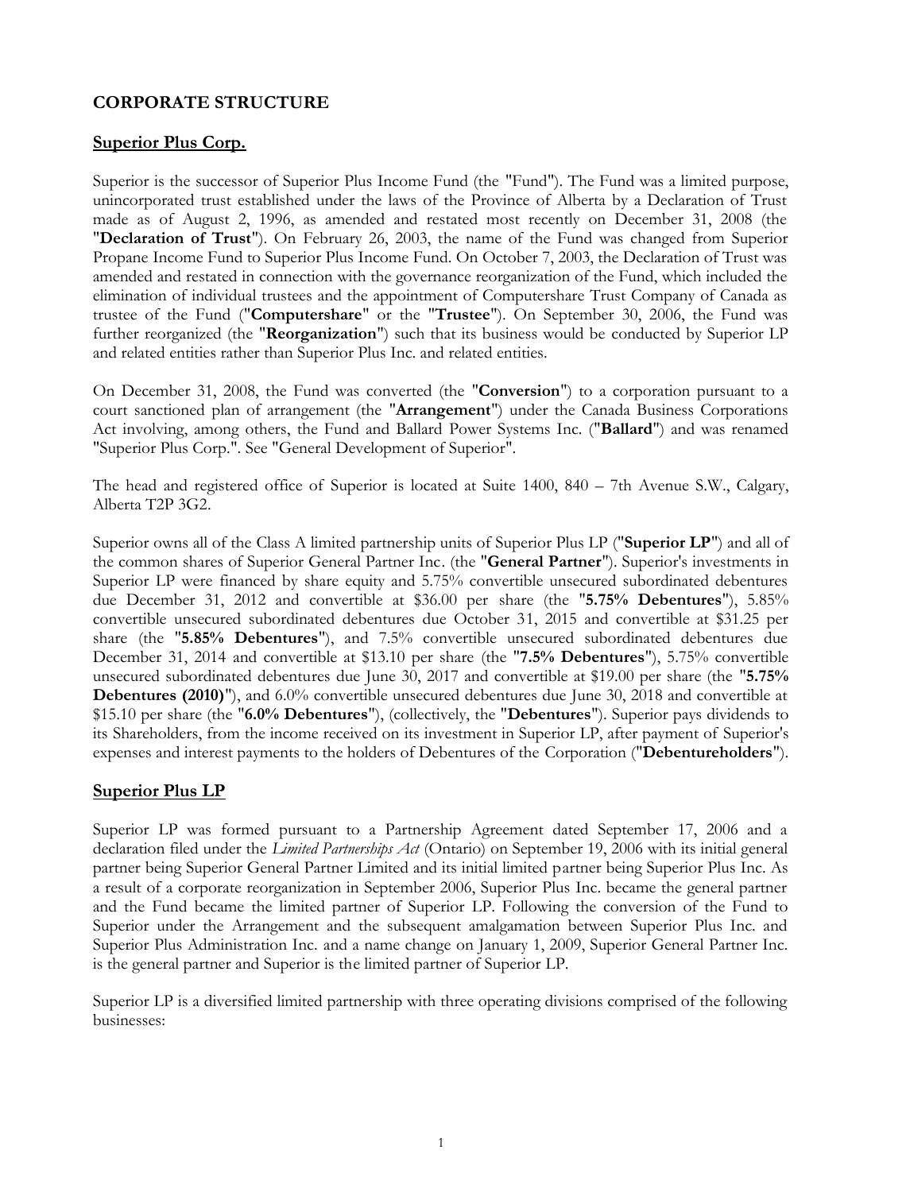## CORPORATE STRUCTURE

### Superior Plus Corp.

Superior is the successor of Superior Plus Income Fund (the "Fund"). The Fund was a limited purpose, unincorporated trust established under the laws of the Province of Alberta by a Declaration of Trust made as of August 2, 1996, as amended and restated most recently on December 31, 2008 (the "**Declaration of Trust**"). On February 26, 2003, the name of the Fund was changed from Superior Propane Income Fund to Superior Plus Income Fund. On October 7, 2003, the Declaration of Trust was amended and restated in connection with the governance reorganization of the Fund, which included the elimination of individual trustees and the appointment of Computershare Trust Company of Canada as trustee of the Fund ("**Computershare**" or the "**Trustee**"). On September 30, 2006, the Fund was further reorganized (the "**Reorganization**") such that its business would be conducted by Superior LP and related entities rather than Superior Plus Inc. and related entities.

On December 31, 2008, the Fund was converted (the "**Conversion**") to a corporation pursuant to a court sanctioned plan of arrangement (the "**Arrangement**") under the Canada Business Corporations Act involving, among others, the Fund and Ballard Power Systems Inc. ("**Ballard**") and was renamed "Superior Plus Corp.". See "General Development of Superior".

The head and registered office of Superior is located at Suite 1400, 840 – 7th Avenue S.W., Calgary, Alberta T2P 3G2.

Superior owns all of the Class A limited partnership units of Superior Plus LP ("**Superior LP**") and all of the common shares of Superior General Partner Inc. (the "**General Partner**"). Superior's investments in Superior LP were financed by share equity and 5.75% convertible unsecured subordinated debentures due December 31, 2012 and convertible at $36.00 per share (the "**5.75% Debentures**"), 5.85% convertible unsecured subordinated debentures due October 31, 2015 and convertible at $31.25 per share (the "**5.85% Debentures**"), and 7.5% convertible unsecured subordinated debentures due December 31, 2014 and convertible at $13.10 per share (the "**7.5% Debentures**"), 5.75% convertible unsecured subordinated debentures due June 30, 2017 and convertible at $19.00 per share (the "**5.75% Debentures (2010)**"), and 6.0% convertible unsecured debentures due June 30, 2018 and convertible at $15.10 per share (the "**6.0% Debentures**"), (collectively, the "**Debentures**"). Superior pays dividends to its Shareholders, from the income received on its investment in Superior LP, after payment of Superior's expenses and interest payments to the holders of Debentures of the Corporation ("**Debentureholders**").

### Superior Plus LP

Superior LP was formed pursuant to a Partnership Agreement dated September 17, 2006 and a declaration filed under the *Limited Partnerships Act* (Ontario) on September 19, 2006 with its initial general partner being Superior General Partner Limited and its initial limited partner being Superior Plus Inc. As a result of a corporate reorganization in September 2006, Superior Plus Inc. became the general partner and the Fund became the limited partner of Superior LP. Following the conversion of the Fund to Superior under the Arrangement and the subsequent amalgamation between Superior Plus Inc. and Superior Plus Administration Inc. and a name change on January 1, 2009, Superior General Partner Inc. is the general partner and Superior is the limited partner of Superior LP.

Superior LP is a diversified limited partnership with three operating divisions comprised of the following businesses: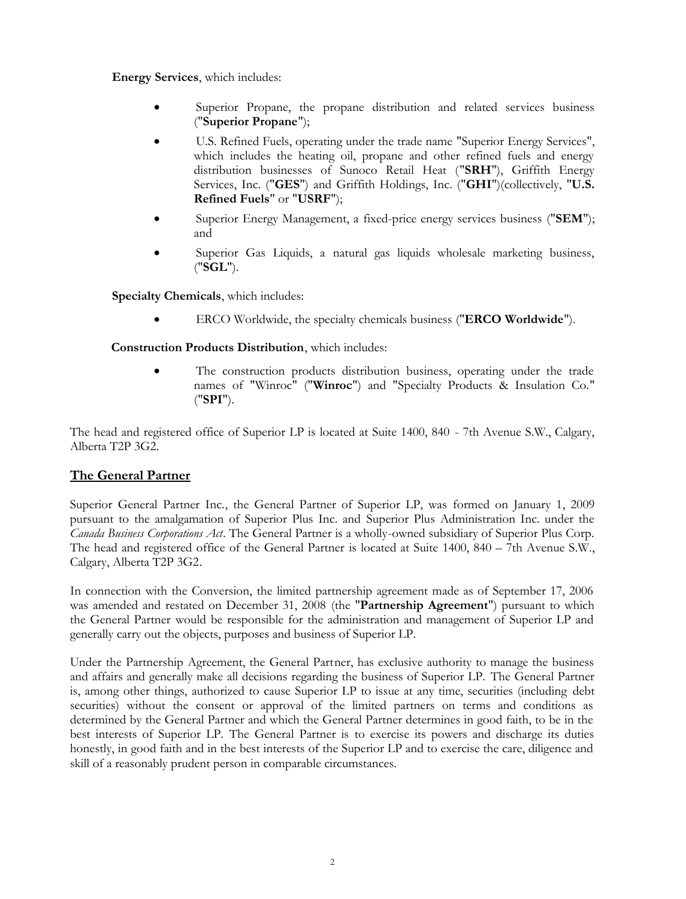**Energy Services**, which includes:

- Superior Propane, the propane distribution and related services business ("**Superior Propane**");
- U.S. Refined Fuels, operating under the trade name "Superior Energy Services", which includes the heating oil, propane and other refined fuels and energy distribution businesses of Sunoco Retail Heat ("**SRH**"), Griffith Energy Services, Inc. ("**GES**") and Griffith Holdings, Inc. ("**GHI**")(collectively, "**U.S. Refined Fuels**" or "**USRF**");
- Superior Energy Management, a fixed-price energy services business ("**SEM**"); and
- Superior Gas Liquids, a natural gas liquids wholesale marketing business, ("**SGL**").

**Specialty Chemicals**, which includes:

- ERCO Worldwide, the specialty chemicals business ("**ERCO Worldwide**").

**Construction Products Distribution**, which includes:

- The construction products distribution business, operating under the trade names of "Winroc" ("**Winroc**") and "Specialty Products & Insulation Co." ("**SPI**").

The head and registered office of Superior LP is located at Suite 1400, 840 - 7th Avenue S.W., Calgary, Alberta T2P 3G2.

## The General Partner

Superior General Partner Inc., the General Partner of Superior LP, was formed on January 1, 2009 pursuant to the amalgamation of Superior Plus Inc. and Superior Plus Administration Inc. under the *Canada Business Corporations Act*. The General Partner is a wholly-owned subsidiary of Superior Plus Corp. The head and registered office of the General Partner is located at Suite 1400, 840 – 7th Avenue S.W., Calgary, Alberta T2P 3G2.

In connection with the Conversion, the limited partnership agreement made as of September 17, 2006 was amended and restated on December 31, 2008 (the "**Partnership Agreement**") pursuant to which the General Partner would be responsible for the administration and management of Superior LP and generally carry out the objects, purposes and business of Superior LP.

Under the Partnership Agreement, the General Partner, has exclusive authority to manage the business and affairs and generally make all decisions regarding the business of Superior LP. The General Partner is, among other things, authorized to cause Superior LP to issue at any time, securities (including debt securities) without the consent or approval of the limited partners on terms and conditions as determined by the General Partner and which the General Partner determines in good faith, to be in the best interests of Superior LP. The General Partner is to exercise its powers and discharge its duties honestly, in good faith and in the best interests of the Superior LP and to exercise the care, diligence and skill of a reasonably prudent person in comparable circumstances.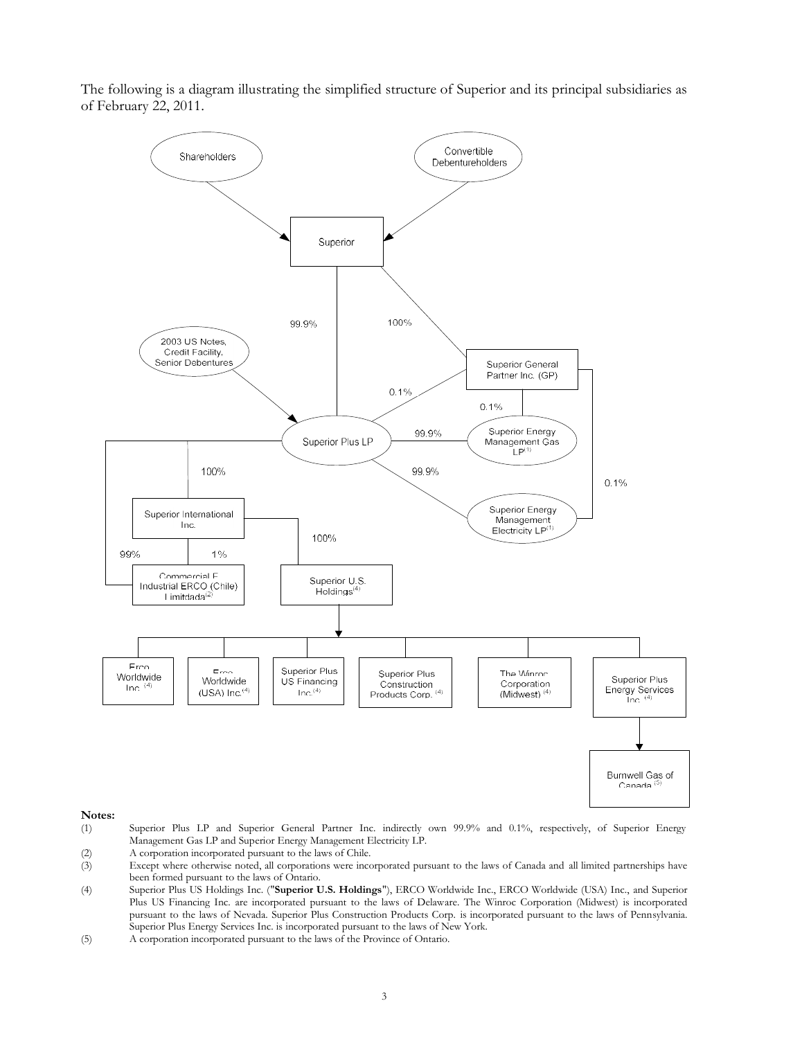The following is a diagram illustrating the simplified structure of Superior and its principal subsidiaries as of February 22, 2011.

Shareholders

Convertible Debentureholders

Superior

99.9%

100%

2003 US Notes, Credit Facility, Senior Debentures

Superior General Partner Inc. (GP)

0.1%

0.1%

Superior Plus LP

99.9%

Superior Energy Management Gas LP[1]

100%

99.9%

0.1%

Superior Energy Management Electricity LP[1]

Superior International Inc.

100%

99%

1%

Commercial E Industrial ERCO (Chile) Limitdada[2]

Superior U.S. Holdings[4]

Erco Worldwide Inc. [4]

Erco Worldwide (USA) Inc.[4]

Superior Plus US Financing Inc.[4]

Superior Plus Construction Products Corp. [4]

The Winroc Corporation (Midwest) [4]

Superior Plus Energy Services Inc. [4]

Burnwell Gas of Canada [5]

**Notes:**

(1) Superior Plus LP and Superior General Partner Inc. indirectly own 99.9% and 0.1%, respectively, of Superior Energy Management Gas LP and Superior Energy Management Electricity LP.

(2) A corporation incorporated pursuant to the laws of Chile.

(3) Except where otherwise noted, all corporations were incorporated pursuant to the laws of Canada and all limited partnerships have been formed pursuant to the laws of Ontario.

(4) Superior Plus US Holdings Inc. ("**Superior U.S. Holdings**"), ERCO Worldwide Inc., ERCO Worldwide (USA) Inc., and Superior Plus US Financing Inc. are incorporated pursuant to the laws of Delaware. The Winroc Corporation (Midwest) is incorporated pursuant to the laws of Nevada. Superior Plus Construction Products Corp. is incorporated pursuant to the laws of Pennsylvania. Superior Plus Energy Services Inc. is incorporated pursuant to the laws of New York.

(5) A corporation incorporated pursuant to the laws of the Province of Ontario.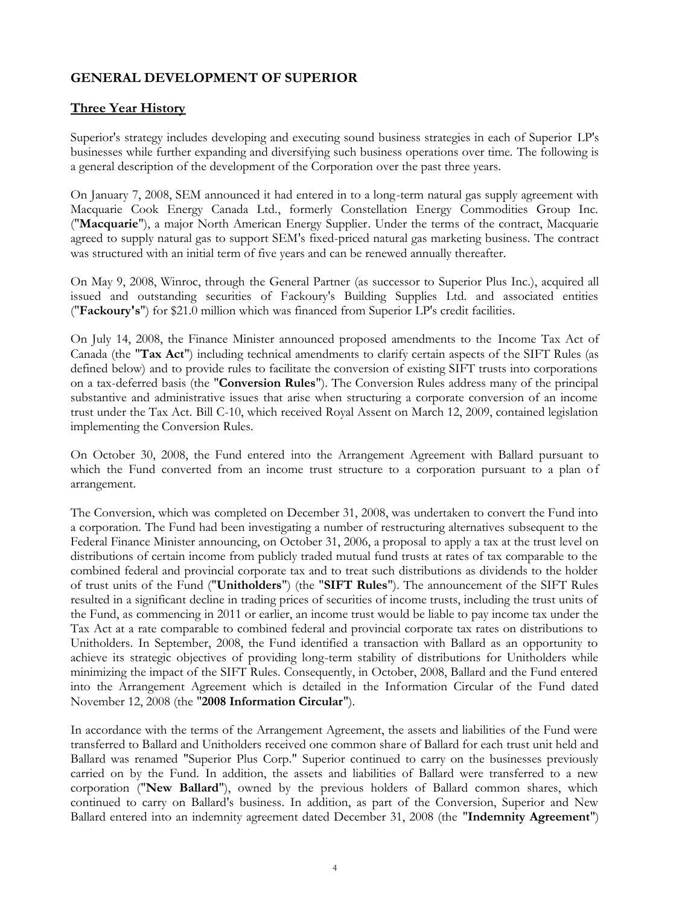## GENERAL DEVELOPMENT OF SUPERIOR

### Three Year History

Superior's strategy includes developing and executing sound business strategies in each of Superior LP's businesses while further expanding and diversifying such business operations over time. The following is a general description of the development of the Corporation over the past three years.

On January 7, 2008, SEM announced it had entered in to a long-term natural gas supply agreement with Macquarie Cook Energy Canada Ltd., formerly Constellation Energy Commodities Group Inc. ("**Macquarie**"), a major North American Energy Supplier. Under the terms of the contract, Macquarie agreed to supply natural gas to support SEM's fixed-priced natural gas marketing business. The contract was structured with an initial term of five years and can be renewed annually thereafter.

On May 9, 2008, Winroc, through the General Partner (as successor to Superior Plus Inc.), acquired all issued and outstanding securities of Fackoury's Building Supplies Ltd. and associated entities ("**Fackoury's**") for $21.0 million which was financed from Superior LP's credit facilities.

On July 14, 2008, the Finance Minister announced proposed amendments to the Income Tax Act of Canada (the "**Tax Act**") including technical amendments to clarify certain aspects of the SIFT Rules (as defined below) and to provide rules to facilitate the conversion of existing SIFT trusts into corporations on a tax-deferred basis (the "**Conversion Rules**"). The Conversion Rules address many of the principal substantive and administrative issues that arise when structuring a corporate conversion of an income trust under the Tax Act. Bill C-10, which received Royal Assent on March 12, 2009, contained legislation implementing the Conversion Rules.

On October 30, 2008, the Fund entered into the Arrangement Agreement with Ballard pursuant to which the Fund converted from an income trust structure to a corporation pursuant to a plan of arrangement.

The Conversion, which was completed on December 31, 2008, was undertaken to convert the Fund into a corporation. The Fund had been investigating a number of restructuring alternatives subsequent to the Federal Finance Minister announcing, on October 31, 2006, a proposal to apply a tax at the trust level on distributions of certain income from publicly traded mutual fund trusts at rates of tax comparable to the combined federal and provincial corporate tax and to treat such distributions as dividends to the holder of trust units of the Fund ("**Unitholders**") (the "**SIFT Rules**"). The announcement of the SIFT Rules resulted in a significant decline in trading prices of securities of income trusts, including the trust units of the Fund, as commencing in 2011 or earlier, an income trust would be liable to pay income tax under the Tax Act at a rate comparable to combined federal and provincial corporate tax rates on distributions to Unitholders. In September, 2008, the Fund identified a transaction with Ballard as an opportunity to achieve its strategic objectives of providing long-term stability of distributions for Unitholders while minimizing the impact of the SIFT Rules. Consequently, in October, 2008, Ballard and the Fund entered into the Arrangement Agreement which is detailed in the Information Circular of the Fund dated November 12, 2008 (the "**2008 Information Circular**").

In accordance with the terms of the Arrangement Agreement, the assets and liabilities of the Fund were transferred to Ballard and Unitholders received one common share of Ballard for each trust unit held and Ballard was renamed "Superior Plus Corp." Superior continued to carry on the businesses previously carried on by the Fund. In addition, the assets and liabilities of Ballard were transferred to a new corporation ("**New Ballard**"), owned by the previous holders of Ballard common shares, which continued to carry on Ballard's business. In addition, as part of the Conversion, Superior and New Ballard entered into an indemnity agreement dated December 31, 2008 (the "**Indemnity Agreement**")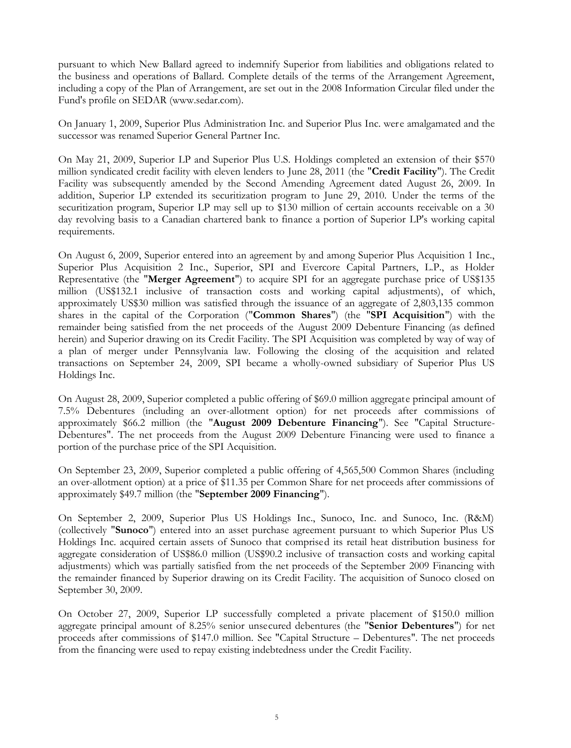pursuant to which New Ballard agreed to indemnify Superior from liabilities and obligations related to the business and operations of Ballard. Complete details of the terms of the Arrangement Agreement, including a copy of the Plan of Arrangement, are set out in the 2008 Information Circular filed under the Fund's profile on SEDAR (www.sedar.com).

On January 1, 2009, Superior Plus Administration Inc. and Superior Plus Inc. were amalgamated and the successor was renamed Superior General Partner Inc.

On May 21, 2009, Superior LP and Superior Plus U.S. Holdings completed an extension of their $570 million syndicated credit facility with eleven lenders to June 28, 2011 (the "**Credit Facility**"). The Credit Facility was subsequently amended by the Second Amending Agreement dated August 26, 2009. In addition, Superior LP extended its securitization program to June 29, 2010. Under the terms of the securitization program, Superior LP may sell up to $130 million of certain accounts receivable on a 30 day revolving basis to a Canadian chartered bank to finance a portion of Superior LP's working capital requirements.

On August 6, 2009, Superior entered into an agreement by and among Superior Plus Acquisition 1 Inc., Superior Plus Acquisition 2 Inc., Superior, SPI and Evercore Capital Partners, L.P., as Holder Representative (the "**Merger Agreement**") to acquire SPI for an aggregate purchase price of US$135 million (US$132.1 inclusive of transaction costs and working capital adjustments), of which, approximately US$30 million was satisfied through the issuance of an aggregate of 2,803,135 common shares in the capital of the Corporation ("**Common Shares**") (the "**SPI Acquisition**") with the remainder being satisfied from the net proceeds of the August 2009 Debenture Financing (as defined herein) and Superior drawing on its Credit Facility. The SPI Acquisition was completed by way of way of a plan of merger under Pennsylvania law. Following the closing of the acquisition and related transactions on September 24, 2009, SPI became a wholly-owned subsidiary of Superior Plus US Holdings Inc.

On August 28, 2009, Superior completed a public offering of $69.0 million aggregate principal amount of 7.5% Debentures (including an over-allotment option) for net proceeds after commissions of approximately $66.2 million (the "**August 2009 Debenture Financing**"). See "Capital Structure-Debentures". The net proceeds from the August 2009 Debenture Financing were used to finance a portion of the purchase price of the SPI Acquisition.

On September 23, 2009, Superior completed a public offering of 4,565,500 Common Shares (including an over-allotment option) at a price of $11.35 per Common Share for net proceeds after commissions of approximately $49.7 million (the "**September 2009 Financing**").

On September 2, 2009, Superior Plus US Holdings Inc., Sunoco, Inc. and Sunoco, Inc. (R&M) (collectively "**Sunoco**") entered into an asset purchase agreement pursuant to which Superior Plus US Holdings Inc. acquired certain assets of Sunoco that comprised its retail heat distribution business for aggregate consideration of US$86.0 million (US$90.2 inclusive of transaction costs and working capital adjustments) which was partially satisfied from the net proceeds of the September 2009 Financing with the remainder financed by Superior drawing on its Credit Facility. The acquisition of Sunoco closed on September 30, 2009.

On October 27, 2009, Superior LP successfully completed a private placement of $150.0 million aggregate principal amount of 8.25% senior unsecured debentures (the "**Senior Debentures**") for net proceeds after commissions of $147.0 million. See "Capital Structure – Debentures". The net proceeds from the financing were used to repay existing indebtedness under the Credit Facility.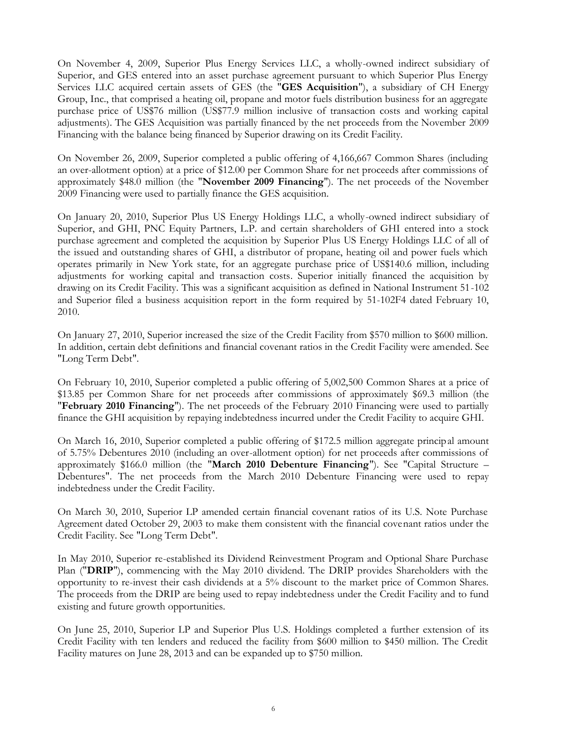On November 4, 2009, Superior Plus Energy Services LLC, a wholly-owned indirect subsidiary of Superior, and GES entered into an asset purchase agreement pursuant to which Superior Plus Energy Services LLC acquired certain assets of GES (the "**GES Acquisition**"), a subsidiary of CH Energy Group, Inc., that comprised a heating oil, propane and motor fuels distribution business for an aggregate purchase price of US$76 million (US$77.9 million inclusive of transaction costs and working capital adjustments). The GES Acquisition was partially financed by the net proceeds from the November 2009 Financing with the balance being financed by Superior drawing on its Credit Facility.

On November 26, 2009, Superior completed a public offering of 4,166,667 Common Shares (including an over-allotment option) at a price of $12.00 per Common Share for net proceeds after commissions of approximately $48.0 million (the "**November 2009 Financing**"). The net proceeds of the November 2009 Financing were used to partially finance the GES acquisition.

On January 20, 2010, Superior Plus US Energy Holdings LLC, a wholly-owned indirect subsidiary of Superior, and GHI, PNC Equity Partners, L.P. and certain shareholders of GHI entered into a stock purchase agreement and completed the acquisition by Superior Plus US Energy Holdings LLC of all of the issued and outstanding shares of GHI, a distributor of propane, heating oil and power fuels which operates primarily in New York state, for an aggregate purchase price of US$140.6 million, including adjustments for working capital and transaction costs. Superior initially financed the acquisition by drawing on its Credit Facility. This was a significant acquisition as defined in National Instrument 51-102 and Superior filed a business acquisition report in the form required by 51-102F4 dated February 10, 2010.

On January 27, 2010, Superior increased the size of the Credit Facility from $570 million to $600 million. In addition, certain debt definitions and financial covenant ratios in the Credit Facility were amended. See "Long Term Debt".

On February 10, 2010, Superior completed a public offering of 5,002,500 Common Shares at a price of $13.85 per Common Share for net proceeds after commissions of approximately $69.3 million (the "**February 2010 Financing**"). The net proceeds of the February 2010 Financing were used to partially finance the GHI acquisition by repaying indebtedness incurred under the Credit Facility to acquire GHI.

On March 16, 2010, Superior completed a public offering of $172.5 million aggregate principal amount of 5.75% Debentures 2010 (including an over-allotment option) for net proceeds after commissions of approximately $166.0 million (the "**March 2010 Debenture Financing**"). See "Capital Structure – Debentures". The net proceeds from the March 2010 Debenture Financing were used to repay indebtedness under the Credit Facility.

On March 30, 2010, Superior LP amended certain financial covenant ratios of its U.S. Note Purchase Agreement dated October 29, 2003 to make them consistent with the financial covenant ratios under the Credit Facility. See "Long Term Debt".

In May 2010, Superior re-established its Dividend Reinvestment Program and Optional Share Purchase Plan ("**DRIP**"), commencing with the May 2010 dividend. The DRIP provides Shareholders with the opportunity to re-invest their cash dividends at a 5% discount to the market price of Common Shares. The proceeds from the DRIP are being used to repay indebtedness under the Credit Facility and to fund existing and future growth opportunities.

On June 25, 2010, Superior LP and Superior Plus U.S. Holdings completed a further extension of its Credit Facility with ten lenders and reduced the facility from $600 million to $450 million. The Credit Facility matures on June 28, 2013 and can be expanded up to $750 million.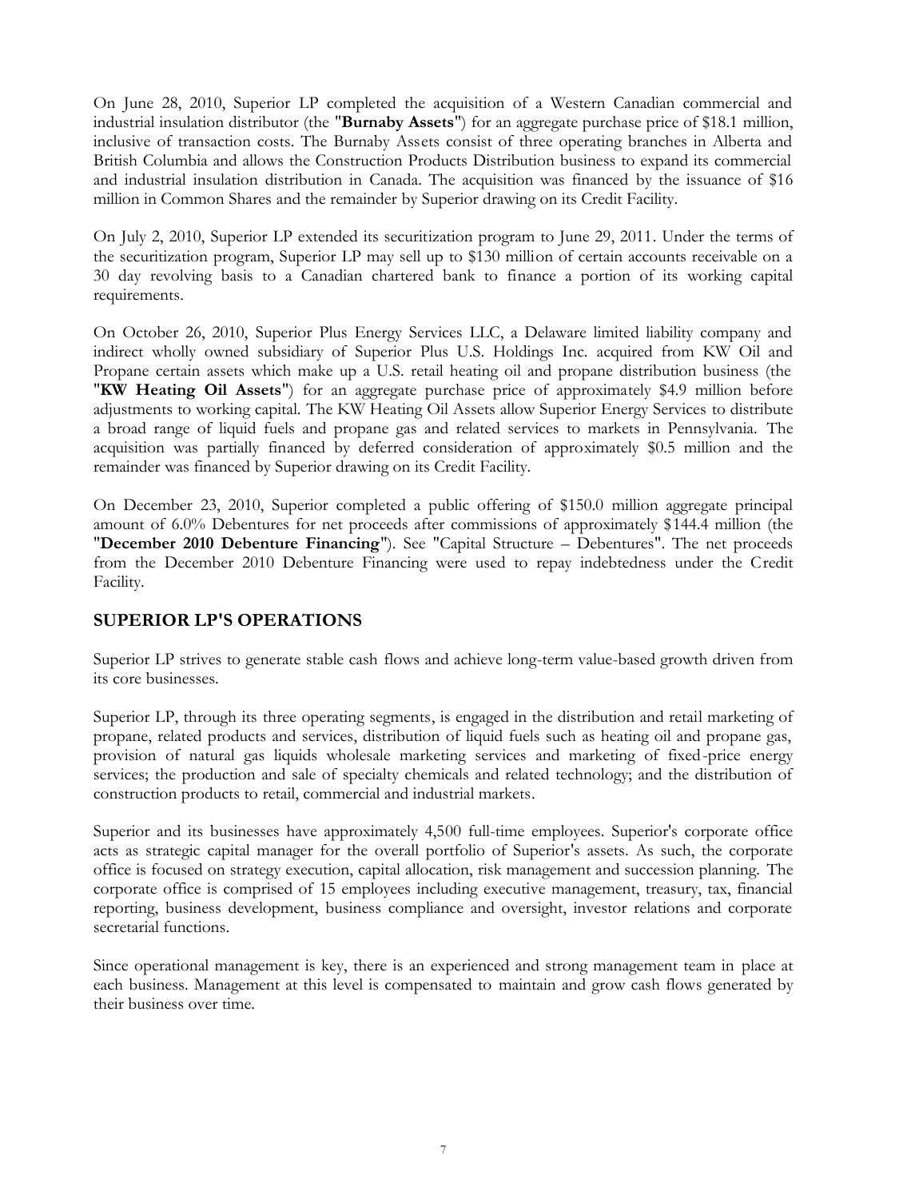On June 28, 2010, Superior LP completed the acquisition of a Western Canadian commercial and industrial insulation distributor (the "**Burnaby Assets**") for an aggregate purchase price of $18.1 million, inclusive of transaction costs. The Burnaby Assets consist of three operating branches in Alberta and British Columbia and allows the Construction Products Distribution business to expand its commercial and industrial insulation distribution in Canada. The acquisition was financed by the issuance of $16 million in Common Shares and the remainder by Superior drawing on its Credit Facility.

On July 2, 2010, Superior LP extended its securitization program to June 29, 2011. Under the terms of the securitization program, Superior LP may sell up to $130 million of certain accounts receivable on a 30 day revolving basis to a Canadian chartered bank to finance a portion of its working capital requirements.

On October 26, 2010, Superior Plus Energy Services LLC, a Delaware limited liability company and indirect wholly owned subsidiary of Superior Plus U.S. Holdings Inc. acquired from KW Oil and Propane certain assets which make up a U.S. retail heating oil and propane distribution business (the "**KW Heating Oil Assets**") for an aggregate purchase price of approximately $4.9 million before adjustments to working capital. The KW Heating Oil Assets allow Superior Energy Services to distribute a broad range of liquid fuels and propane gas and related services to markets in Pennsylvania. The acquisition was partially financed by deferred consideration of approximately $0.5 million and the remainder was financed by Superior drawing on its Credit Facility.

On December 23, 2010, Superior completed a public offering of $150.0 million aggregate principal amount of 6.0% Debentures for net proceeds after commissions of approximately $144.4 million (the "**December 2010 Debenture Financing**"). See "Capital Structure – Debentures". The net proceeds from the December 2010 Debenture Financing were used to repay indebtedness under the Credit Facility.

## SUPERIOR LP'S OPERATIONS

Superior LP strives to generate stable cash flows and achieve long-term value-based growth driven from its core businesses.

Superior LP, through its three operating segments, is engaged in the distribution and retail marketing of propane, related products and services, distribution of liquid fuels such as heating oil and propane gas, provision of natural gas liquids wholesale marketing services and marketing of fixed-price energy services; the production and sale of specialty chemicals and related technology; and the distribution of construction products to retail, commercial and industrial markets.

Superior and its businesses have approximately 4,500 full-time employees. Superior's corporate office acts as strategic capital manager for the overall portfolio of Superior's assets. As such, the corporate office is focused on strategy execution, capital allocation, risk management and succession planning. The corporate office is comprised of 15 employees including executive management, treasury, tax, financial reporting, business development, business compliance and oversight, investor relations and corporate secretarial functions.

Since operational management is key, there is an experienced and strong management team in place at each business. Management at this level is compensated to maintain and grow cash flows generated by their business over time.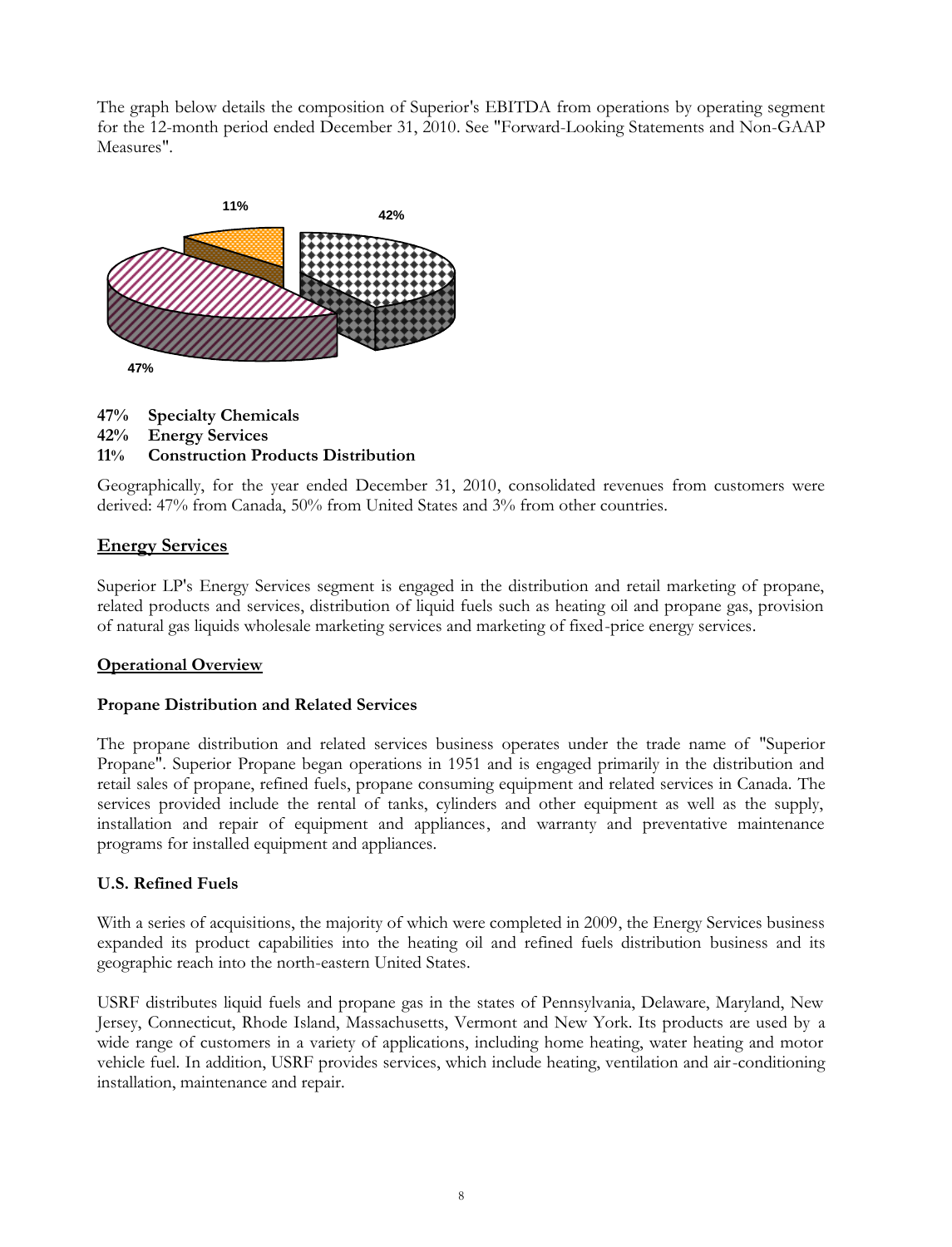The graph below details the composition of Superior's EBITDA from operations by operating segment for the 12-month period ended December 31, 2010. See "Forward-Looking Statements and Non-GAAP Measures".

**47% Specialty Chemicals**
**42% Energy Services**
**11% Construction Products Distribution**

Geographically, for the year ended December 31, 2010, consolidated revenues from customers were derived: 47% from Canada, 50% from United States and 3% from other countries.

## Energy Services

Superior LP's Energy Services segment is engaged in the distribution and retail marketing of propane, related products and services, distribution of liquid fuels such as heating oil and propane gas, provision of natural gas liquids wholesale marketing services and marketing of fixed-price energy services.

### Operational Overview

#### Propane Distribution and Related Services

The propane distribution and related services business operates under the trade name of "Superior Propane". Superior Propane began operations in 1951 and is engaged primarily in the distribution and retail sales of propane, refined fuels, propane consuming equipment and related services in Canada. The services provided include the rental of tanks, cylinders and other equipment as well as the supply, installation and repair of equipment and appliances, and warranty and preventative maintenance programs for installed equipment and appliances.

#### U.S. Refined Fuels

With a series of acquisitions, the majority of which were completed in 2009, the Energy Services business expanded its product capabilities into the heating oil and refined fuels distribution business and its geographic reach into the north-eastern United States.

USRF distributes liquid fuels and propane gas in the states of Pennsylvania, Delaware, Maryland, New Jersey, Connecticut, Rhode Island, Massachusetts, Vermont and New York. Its products are used by a wide range of customers in a variety of applications, including home heating, water heating and motor vehicle fuel. In addition, USRF provides services, which include heating, ventilation and air-conditioning installation, maintenance and repair.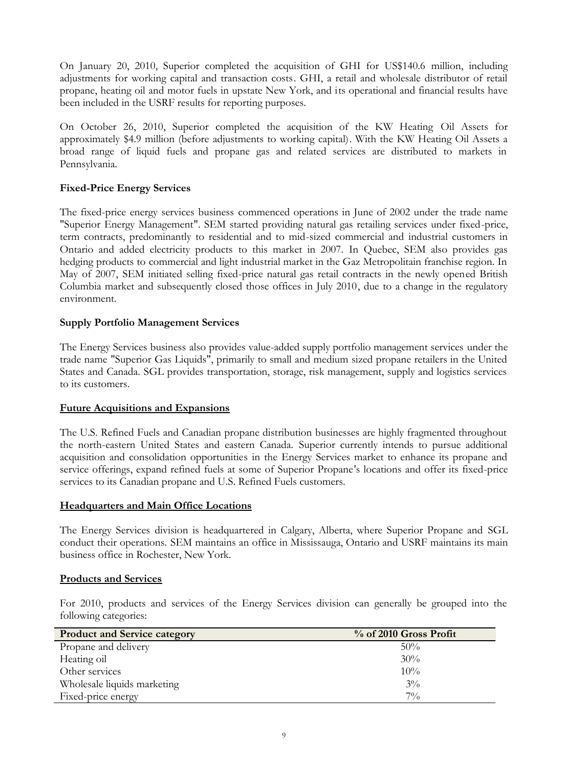On January 20, 2010, Superior completed the acquisition of GHI for US$140.6 million, including adjustments for working capital and transaction costs. GHI, a retail and wholesale distributor of retail propane, heating oil and motor fuels in upstate New York, and its operational and financial results have been included in the USRF results for reporting purposes.

On October 26, 2010, Superior completed the acquisition of the KW Heating Oil Assets for approximately $4.9 million (before adjustments to working capital). With the KW Heating Oil Assets a broad range of liquid fuels and propane gas and related services are distributed to markets in Pennsylvania.

**Fixed-Price Energy Services**

The fixed-price energy services business commenced operations in June of 2002 under the trade name "Superior Energy Management". SEM started providing natural gas retailing services under fixed-price, term contracts, predominantly to residential and to mid-sized commercial and industrial customers in Ontario and added electricity products to this market in 2007. In Quebec, SEM also provides gas hedging products to commercial and light industrial market in the Gaz Metropolitain franchise region. In May of 2007, SEM initiated selling fixed-price natural gas retail contracts in the newly opened British Columbia market and subsequently closed those offices in July 2010, due to a change in the regulatory environment.

**Supply Portfolio Management Services**

The Energy Services business also provides value-added supply portfolio management services under the trade name "Superior Gas Liquids", primarily to small and medium sized propane retailers in the United States and Canada. SGL provides transportation, storage, risk management, supply and logistics services to its customers.

**Future Acquisitions and Expansions**

The U.S. Refined Fuels and Canadian propane distribution businesses are highly fragmented throughout the north-eastern United States and eastern Canada. Superior currently intends to pursue additional acquisition and consolidation opportunities in the Energy Services market to enhance its propane and service offerings, expand refined fuels at some of Superior Propane's locations and offer its fixed-price services to its Canadian propane and U.S. Refined Fuels customers.

**Headquarters and Main Office Locations**

The Energy Services division is headquartered in Calgary, Alberta, where Superior Propane and SGL conduct their operations. SEM maintains an office in Mississauga, Ontario and USRF maintains its main business office in Rochester, New York.

**Products and Services**

For 2010, products and services of the Energy Services division can generally be grouped into the following categories:

| Product and Service category | % of 2010 Gross Profit |
|---|---|
| Propane and delivery | 50% |
| Heating oil | 30% |
| Other services | 10% |
| Wholesale liquids marketing | 3% |
| Fixed-price energy | 7% |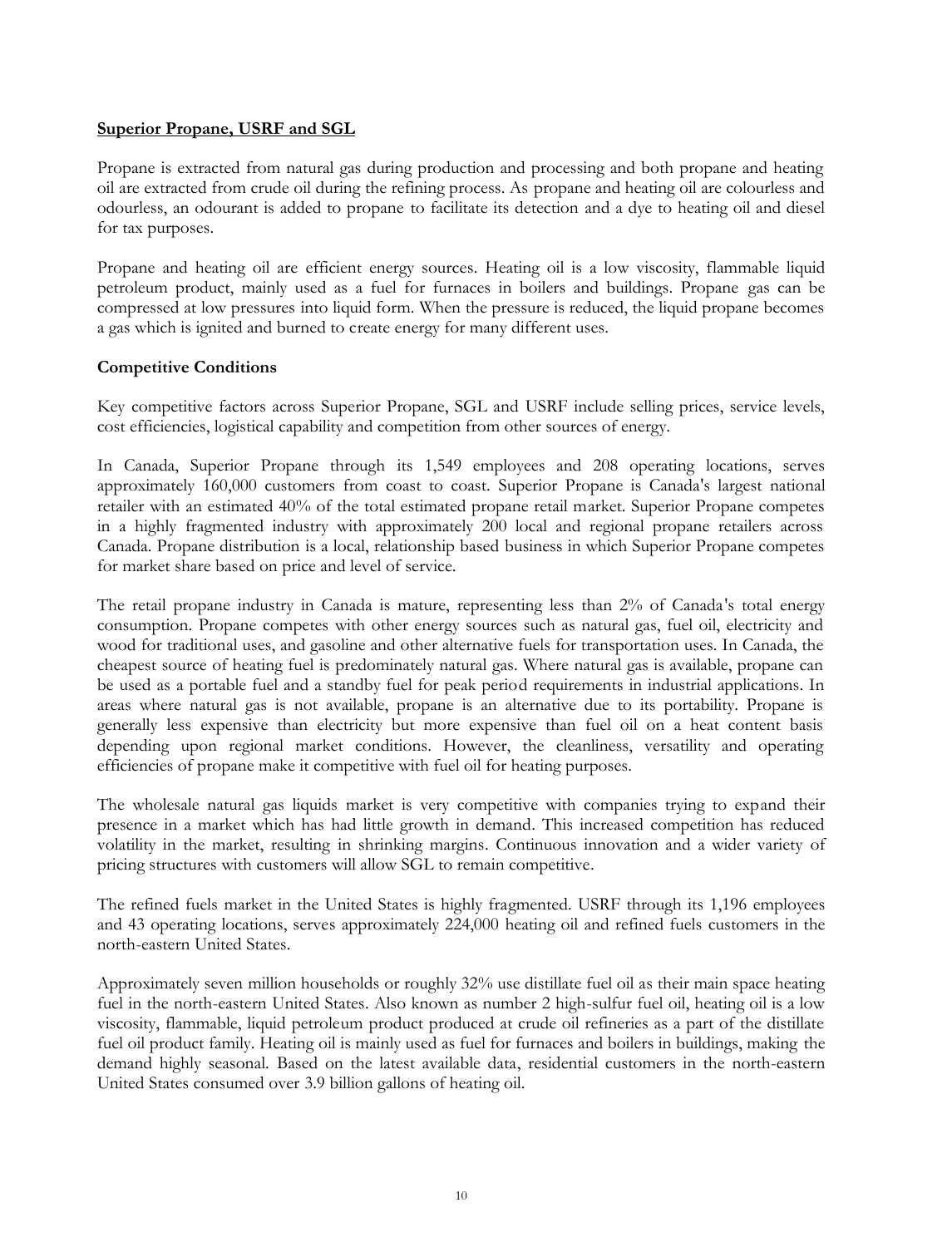**Superior Propane, USRF and SGL**

Propane is extracted from natural gas during production and processing and both propane and heating oil are extracted from crude oil during the refining process. As propane and heating oil are colourless and odourless, an odourant is added to propane to facilitate its detection and a dye to heating oil and diesel for tax purposes.

Propane and heating oil are efficient energy sources. Heating oil is a low viscosity, flammable liquid petroleum product, mainly used as a fuel for furnaces in boilers and buildings. Propane gas can be compressed at low pressures into liquid form. When the pressure is reduced, the liquid propane becomes a gas which is ignited and burned to create energy for many different uses.

**Competitive Conditions**

Key competitive factors across Superior Propane, SGL and USRF include selling prices, service levels, cost efficiencies, logistical capability and competition from other sources of energy.

In Canada, Superior Propane through its 1,549 employees and 208 operating locations, serves approximately 160,000 customers from coast to coast. Superior Propane is Canada's largest national retailer with an estimated 40% of the total estimated propane retail market. Superior Propane competes in a highly fragmented industry with approximately 200 local and regional propane retailers across Canada. Propane distribution is a local, relationship based business in which Superior Propane competes for market share based on price and level of service.

The retail propane industry in Canada is mature, representing less than 2% of Canada's total energy consumption. Propane competes with other energy sources such as natural gas, fuel oil, electricity and wood for traditional uses, and gasoline and other alternative fuels for transportation uses. In Canada, the cheapest source of heating fuel is predominately natural gas. Where natural gas is available, propane can be used as a portable fuel and a standby fuel for peak period requirements in industrial applications. In areas where natural gas is not available, propane is an alternative due to its portability. Propane is generally less expensive than electricity but more expensive than fuel oil on a heat content basis depending upon regional market conditions. However, the cleanliness, versatility and operating efficiencies of propane make it competitive with fuel oil for heating purposes.

The wholesale natural gas liquids market is very competitive with companies trying to expand their presence in a market which has had little growth in demand. This increased competition has reduced volatility in the market, resulting in shrinking margins. Continuous innovation and a wider variety of pricing structures with customers will allow SGL to remain competitive.

The refined fuels market in the United States is highly fragmented. USRF through its 1,196 employees and 43 operating locations, serves approximately 224,000 heating oil and refined fuels customers in the north-eastern United States.

Approximately seven million households or roughly 32% use distillate fuel oil as their main space heating fuel in the north-eastern United States. Also known as number 2 high-sulfur fuel oil, heating oil is a low viscosity, flammable, liquid petroleum product produced at crude oil refineries as a part of the distillate fuel oil product family. Heating oil is mainly used as fuel for furnaces and boilers in buildings, making the demand highly seasonal. Based on the latest available data, residential customers in the north-eastern United States consumed over 3.9 billion gallons of heating oil.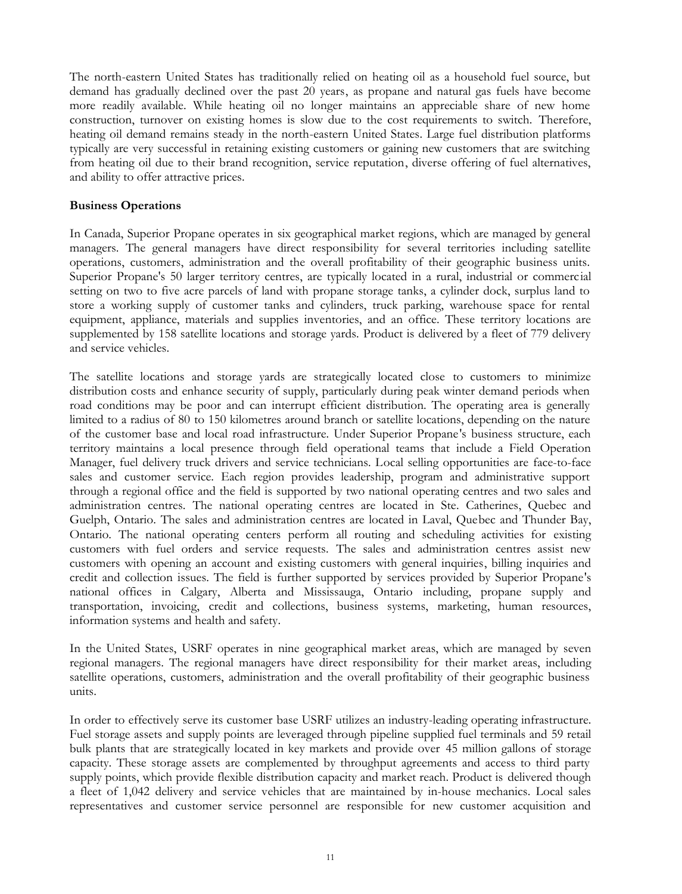The north-eastern United States has traditionally relied on heating oil as a household fuel source, but demand has gradually declined over the past 20 years, as propane and natural gas fuels have become more readily available. While heating oil no longer maintains an appreciable share of new home construction, turnover on existing homes is slow due to the cost requirements to switch. Therefore, heating oil demand remains steady in the north-eastern United States. Large fuel distribution platforms typically are very successful in retaining existing customers or gaining new customers that are switching from heating oil due to their brand recognition, service reputation, diverse offering of fuel alternatives, and ability to offer attractive prices.

**Business Operations**

In Canada, Superior Propane operates in six geographical market regions, which are managed by general managers. The general managers have direct responsibility for several territories including satellite operations, customers, administration and the overall profitability of their geographic business units. Superior Propane's 50 larger territory centres, are typically located in a rural, industrial or commercial setting on two to five acre parcels of land with propane storage tanks, a cylinder dock, surplus land to store a working supply of customer tanks and cylinders, truck parking, warehouse space for rental equipment, appliance, materials and supplies inventories, and an office. These territory locations are supplemented by 158 satellite locations and storage yards. Product is delivered by a fleet of 779 delivery and service vehicles.

The satellite locations and storage yards are strategically located close to customers to minimize distribution costs and enhance security of supply, particularly during peak winter demand periods when road conditions may be poor and can interrupt efficient distribution. The operating area is generally limited to a radius of 80 to 150 kilometres around branch or satellite locations, depending on the nature of the customer base and local road infrastructure. Under Superior Propane's business structure, each territory maintains a local presence through field operational teams that include a Field Operation Manager, fuel delivery truck drivers and service technicians. Local selling opportunities are face-to-face sales and customer service. Each region provides leadership, program and administrative support through a regional office and the field is supported by two national operating centres and two sales and administration centres. The national operating centres are located in Ste. Catherines, Quebec and Guelph, Ontario. The sales and administration centres are located in Laval, Quebec and Thunder Bay, Ontario. The national operating centers perform all routing and scheduling activities for existing customers with fuel orders and service requests. The sales and administration centres assist new customers with opening an account and existing customers with general inquiries, billing inquiries and credit and collection issues. The field is further supported by services provided by Superior Propane's national offices in Calgary, Alberta and Mississauga, Ontario including, propane supply and transportation, invoicing, credit and collections, business systems, marketing, human resources, information systems and health and safety.

In the United States, USRF operates in nine geographical market areas, which are managed by seven regional managers. The regional managers have direct responsibility for their market areas, including satellite operations, customers, administration and the overall profitability of their geographic business units.

In order to effectively serve its customer base USRF utilizes an industry-leading operating infrastructure. Fuel storage assets and supply points are leveraged through pipeline supplied fuel terminals and 59 retail bulk plants that are strategically located in key markets and provide over 45 million gallons of storage capacity. These storage assets are complemented by throughput agreements and access to third party supply points, which provide flexible distribution capacity and market reach. Product is delivered though a fleet of 1,042 delivery and service vehicles that are maintained by in-house mechanics. Local sales representatives and customer service personnel are responsible for new customer acquisition and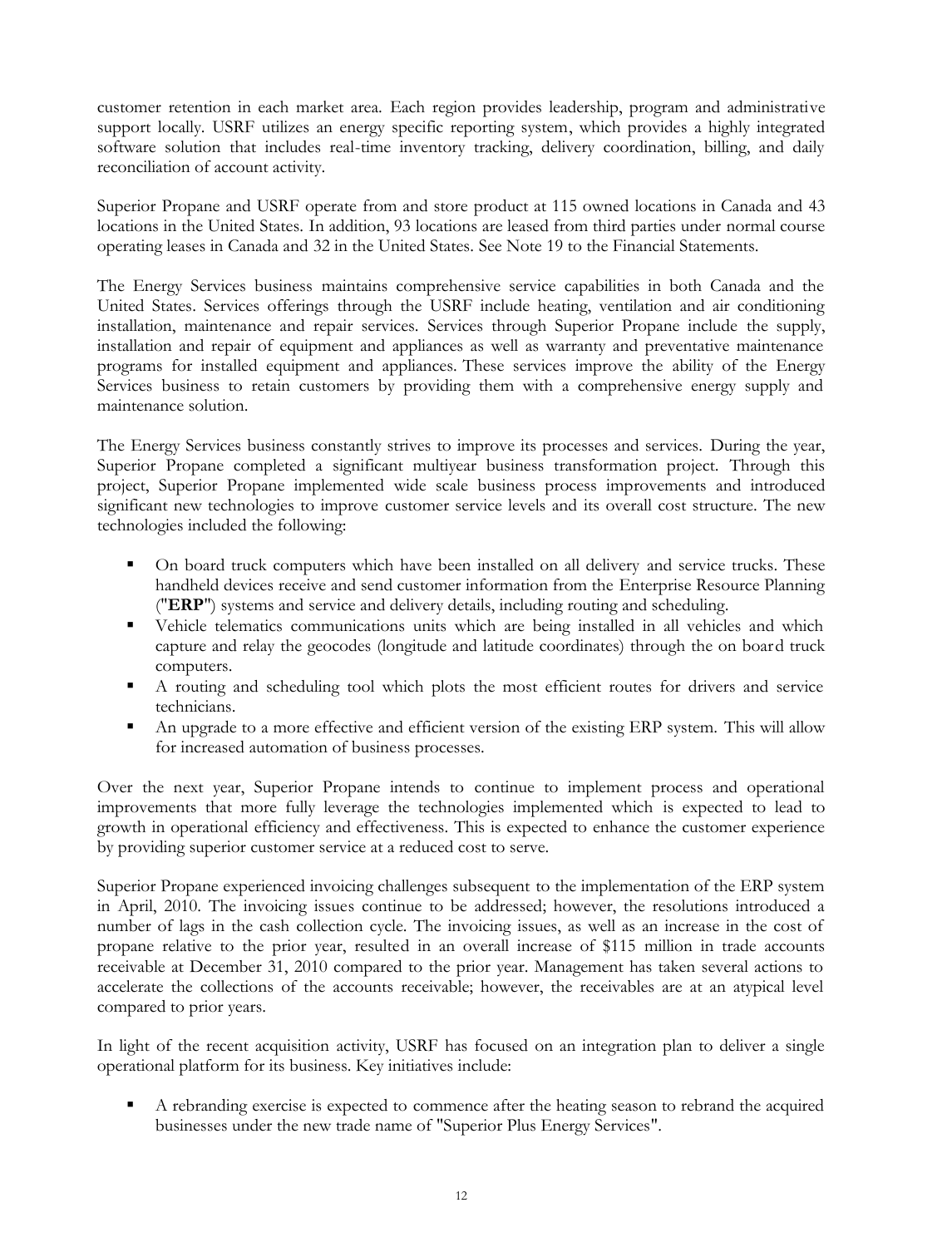customer retention in each market area. Each region provides leadership, program and administrative support locally. USRF utilizes an energy specific reporting system, which provides a highly integrated software solution that includes real-time inventory tracking, delivery coordination, billing, and daily reconciliation of account activity.

Superior Propane and USRF operate from and store product at 115 owned locations in Canada and 43 locations in the United States. In addition, 93 locations are leased from third parties under normal course operating leases in Canada and 32 in the United States. See Note 19 to the Financial Statements.

The Energy Services business maintains comprehensive service capabilities in both Canada and the United States. Services offerings through the USRF include heating, ventilation and air conditioning installation, maintenance and repair services. Services through Superior Propane include the supply, installation and repair of equipment and appliances as well as warranty and preventative maintenance programs for installed equipment and appliances. These services improve the ability of the Energy Services business to retain customers by providing them with a comprehensive energy supply and maintenance solution.

The Energy Services business constantly strives to improve its processes and services. During the year, Superior Propane completed a significant multiyear business transformation project. Through this project, Superior Propane implemented wide scale business process improvements and introduced significant new technologies to improve customer service levels and its overall cost structure. The new technologies included the following:

- On board truck computers which have been installed on all delivery and service trucks. These handheld devices receive and send customer information from the Enterprise Resource Planning ("**ERP**") systems and service and delivery details, including routing and scheduling.
- Vehicle telematics communications units which are being installed in all vehicles and which capture and relay the geocodes (longitude and latitude coordinates) through the on board truck computers.
- A routing and scheduling tool which plots the most efficient routes for drivers and service technicians.
- An upgrade to a more effective and efficient version of the existing ERP system. This will allow for increased automation of business processes.

Over the next year, Superior Propane intends to continue to implement process and operational improvements that more fully leverage the technologies implemented which is expected to lead to growth in operational efficiency and effectiveness. This is expected to enhance the customer experience by providing superior customer service at a reduced cost to serve.

Superior Propane experienced invoicing challenges subsequent to the implementation of the ERP system in April, 2010. The invoicing issues continue to be addressed; however, the resolutions introduced a number of lags in the cash collection cycle. The invoicing issues, as well as an increase in the cost of propane relative to the prior year, resulted in an overall increase of $115 million in trade accounts receivable at December 31, 2010 compared to the prior year. Management has taken several actions to accelerate the collections of the accounts receivable; however, the receivables are at an atypical level compared to prior years.

In light of the recent acquisition activity, USRF has focused on an integration plan to deliver a single operational platform for its business. Key initiatives include:

- A rebranding exercise is expected to commence after the heating season to rebrand the acquired businesses under the new trade name of "Superior Plus Energy Services".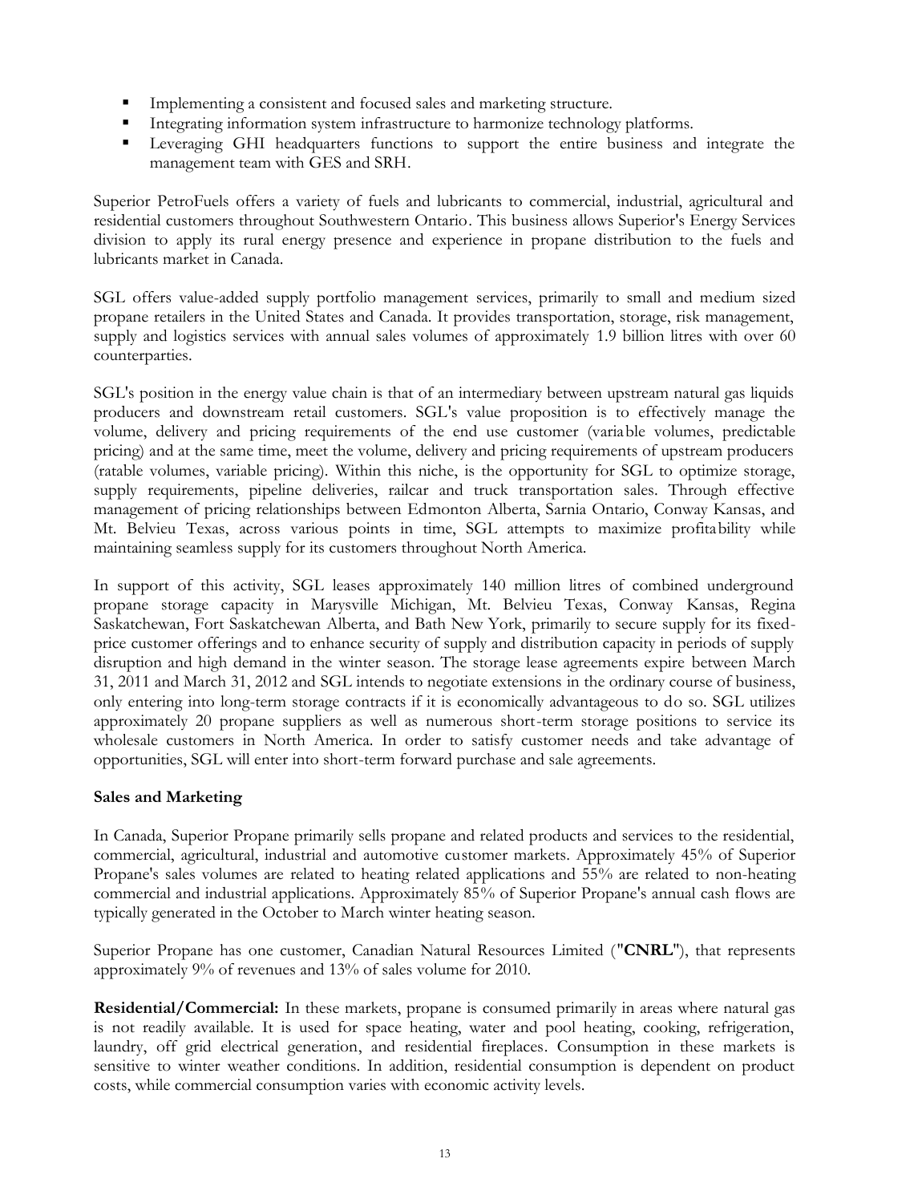- Implementing a consistent and focused sales and marketing structure.
- Integrating information system infrastructure to harmonize technology platforms.
- Leveraging GHI headquarters functions to support the entire business and integrate the management team with GES and SRH.

Superior PetroFuels offers a variety of fuels and lubricants to commercial, industrial, agricultural and residential customers throughout Southwestern Ontario. This business allows Superior's Energy Services division to apply its rural energy presence and experience in propane distribution to the fuels and lubricants market in Canada.

SGL offers value-added supply portfolio management services, primarily to small and medium sized propane retailers in the United States and Canada. It provides transportation, storage, risk management, supply and logistics services with annual sales volumes of approximately 1.9 billion litres with over 60 counterparties.

SGL's position in the energy value chain is that of an intermediary between upstream natural gas liquids producers and downstream retail customers. SGL's value proposition is to effectively manage the volume, delivery and pricing requirements of the end use customer (variable volumes, predictable pricing) and at the same time, meet the volume, delivery and pricing requirements of upstream producers (ratable volumes, variable pricing). Within this niche, is the opportunity for SGL to optimize storage, supply requirements, pipeline deliveries, railcar and truck transportation sales. Through effective management of pricing relationships between Edmonton Alberta, Sarnia Ontario, Conway Kansas, and Mt. Belvieu Texas, across various points in time, SGL attempts to maximize profitability while maintaining seamless supply for its customers throughout North America.

In support of this activity, SGL leases approximately 140 million litres of combined underground propane storage capacity in Marysville Michigan, Mt. Belvieu Texas, Conway Kansas, Regina Saskatchewan, Fort Saskatchewan Alberta, and Bath New York, primarily to secure supply for its fixed-price customer offerings and to enhance security of supply and distribution capacity in periods of supply disruption and high demand in the winter season. The storage lease agreements expire between March 31, 2011 and March 31, 2012 and SGL intends to negotiate extensions in the ordinary course of business, only entering into long-term storage contracts if it is economically advantageous to do so. SGL utilizes approximately 20 propane suppliers as well as numerous short-term storage positions to service its wholesale customers in North America. In order to satisfy customer needs and take advantage of opportunities, SGL will enter into short-term forward purchase and sale agreements.

**Sales and Marketing**

In Canada, Superior Propane primarily sells propane and related products and services to the residential, commercial, agricultural, industrial and automotive customer markets. Approximately 45% of Superior Propane's sales volumes are related to heating related applications and 55% are related to non-heating commercial and industrial applications. Approximately 85% of Superior Propane's annual cash flows are typically generated in the October to March winter heating season.

Superior Propane has one customer, Canadian Natural Resources Limited ("**CNRL**"), that represents approximately 9% of revenues and 13% of sales volume for 2010.

**Residential/Commercial:** In these markets, propane is consumed primarily in areas where natural gas is not readily available. It is used for space heating, water and pool heating, cooking, refrigeration, laundry, off grid electrical generation, and residential fireplaces. Consumption in these markets is sensitive to winter weather conditions. In addition, residential consumption is dependent on product costs, while commercial consumption varies with economic activity levels.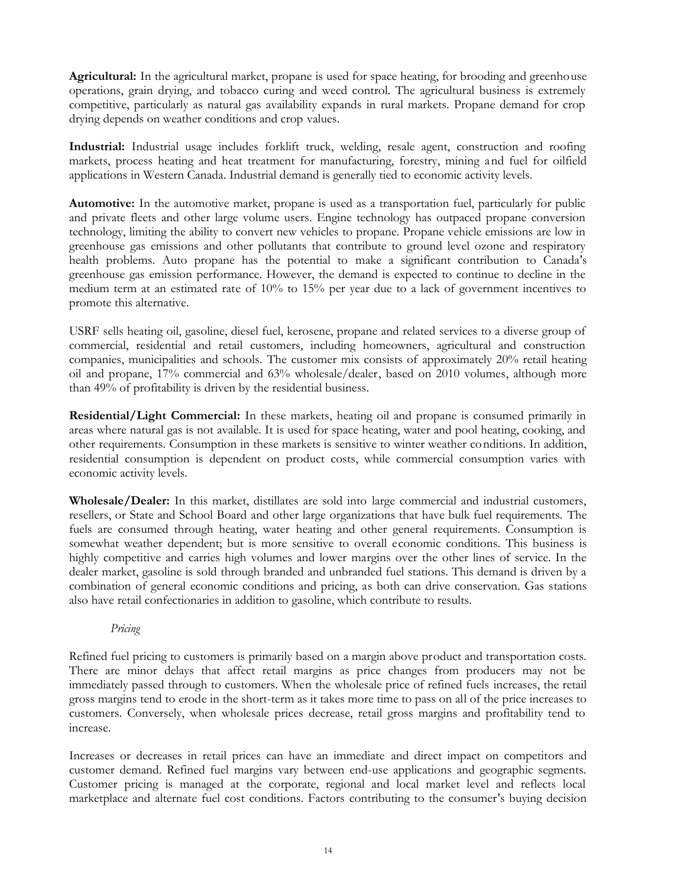**Agricultural:** In the agricultural market, propane is used for space heating, for brooding and greenhouse operations, grain drying, and tobacco curing and weed control. The agricultural business is extremely competitive, particularly as natural gas availability expands in rural markets. Propane demand for crop drying depends on weather conditions and crop values.

**Industrial:** Industrial usage includes forklift truck, welding, resale agent, construction and roofing markets, process heating and heat treatment for manufacturing, forestry, mining and fuel for oilfield applications in Western Canada. Industrial demand is generally tied to economic activity levels.

**Automotive:** In the automotive market, propane is used as a transportation fuel, particularly for public and private fleets and other large volume users. Engine technology has outpaced propane conversion technology, limiting the ability to convert new vehicles to propane. Propane vehicle emissions are low in greenhouse gas emissions and other pollutants that contribute to ground level ozone and respiratory health problems. Auto propane has the potential to make a significant contribution to Canada's greenhouse gas emission performance. However, the demand is expected to continue to decline in the medium term at an estimated rate of 10% to 15% per year due to a lack of government incentives to promote this alternative.

USRF sells heating oil, gasoline, diesel fuel, kerosene, propane and related services to a diverse group of commercial, residential and retail customers, including homeowners, agricultural and construction companies, municipalities and schools. The customer mix consists of approximately 20% retail heating oil and propane, 17% commercial and 63% wholesale/dealer, based on 2010 volumes, although more than 49% of profitability is driven by the residential business.

**Residential/Light Commercial:** In these markets, heating oil and propane is consumed primarily in areas where natural gas is not available. It is used for space heating, water and pool heating, cooking, and other requirements. Consumption in these markets is sensitive to winter weather conditions. In addition, residential consumption is dependent on product costs, while commercial consumption varies with economic activity levels.

**Wholesale/Dealer:** In this market, distillates are sold into large commercial and industrial customers, resellers, or State and School Board and other large organizations that have bulk fuel requirements. The fuels are consumed through heating, water heating and other general requirements. Consumption is somewhat weather dependent; but is more sensitive to overall economic conditions. This business is highly competitive and carries high volumes and lower margins over the other lines of service. In the dealer market, gasoline is sold through branded and unbranded fuel stations. This demand is driven by a combination of general economic conditions and pricing, as both can drive conservation. Gas stations also have retail confectionaries in addition to gasoline, which contribute to results.

*Pricing*

Refined fuel pricing to customers is primarily based on a margin above product and transportation costs. There are minor delays that affect retail margins as price changes from producers may not be immediately passed through to customers. When the wholesale price of refined fuels increases, the retail gross margins tend to erode in the short-term as it takes more time to pass on all of the price increases to customers. Conversely, when wholesale prices decrease, retail gross margins and profitability tend to increase.

Increases or decreases in retail prices can have an immediate and direct impact on competitors and customer demand. Refined fuel margins vary between end-use applications and geographic segments. Customer pricing is managed at the corporate, regional and local market level and reflects local marketplace and alternate fuel cost conditions. Factors contributing to the consumer's buying decision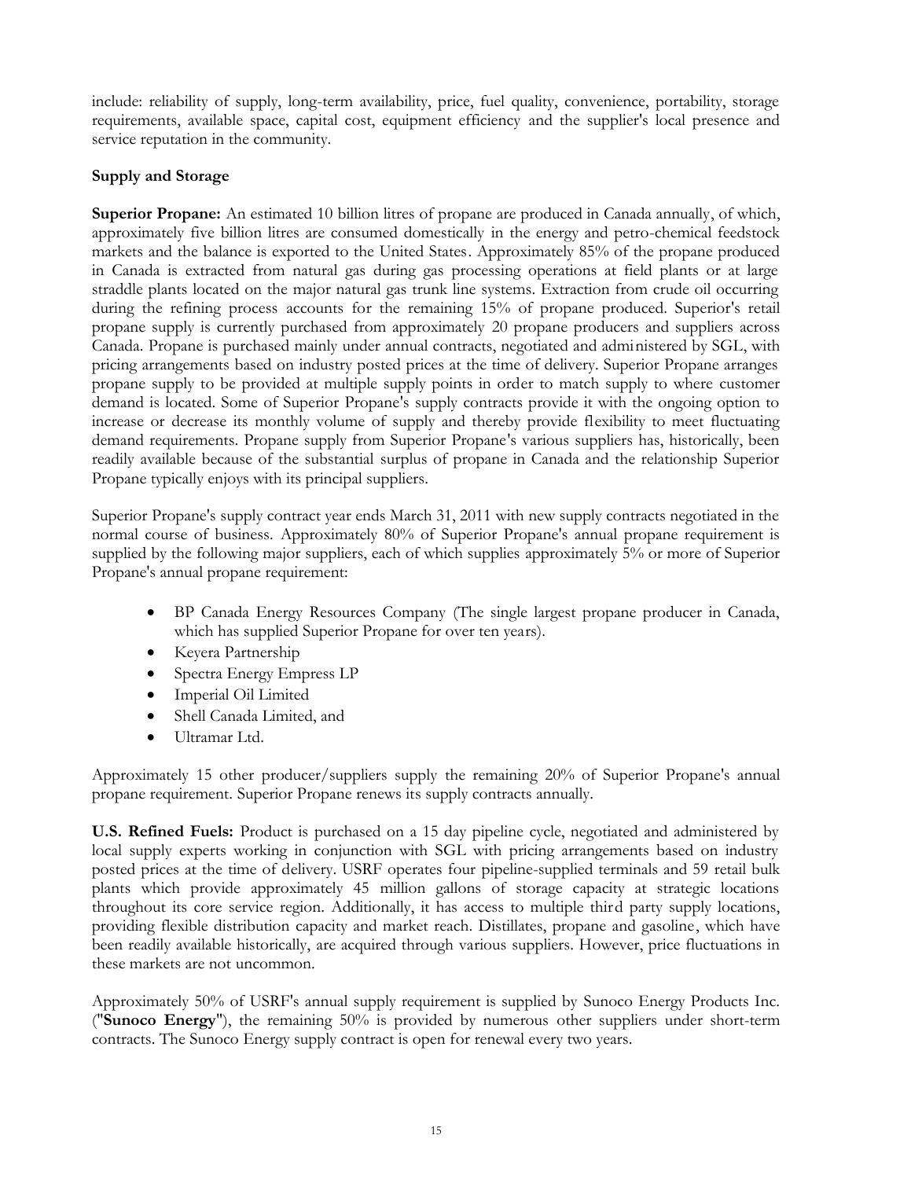include: reliability of supply, long-term availability, price, fuel quality, convenience, portability, storage requirements, available space, capital cost, equipment efficiency and the supplier's local presence and service reputation in the community.

**Supply and Storage**

**Superior Propane:** An estimated 10 billion litres of propane are produced in Canada annually, of which, approximately five billion litres are consumed domestically in the energy and petro-chemical feedstock markets and the balance is exported to the United States. Approximately 85% of the propane produced in Canada is extracted from natural gas during gas processing operations at field plants or at large straddle plants located on the major natural gas trunk line systems. Extraction from crude oil occurring during the refining process accounts for the remaining 15% of propane produced. Superior's retail propane supply is currently purchased from approximately 20 propane producers and suppliers across Canada. Propane is purchased mainly under annual contracts, negotiated and administered by SGL, with pricing arrangements based on industry posted prices at the time of delivery. Superior Propane arranges propane supply to be provided at multiple supply points in order to match supply to where customer demand is located. Some of Superior Propane's supply contracts provide it with the ongoing option to increase or decrease its monthly volume of supply and thereby provide flexibility to meet fluctuating demand requirements. Propane supply from Superior Propane's various suppliers has, historically, been readily available because of the substantial surplus of propane in Canada and the relationship Superior Propane typically enjoys with its principal suppliers.

Superior Propane's supply contract year ends March 31, 2011 with new supply contracts negotiated in the normal course of business. Approximately 80% of Superior Propane's annual propane requirement is supplied by the following major suppliers, each of which supplies approximately 5% or more of Superior Propane's annual propane requirement:

- BP Canada Energy Resources Company (The single largest propane producer in Canada, which has supplied Superior Propane for over ten years).
- Keyera Partnership
- Spectra Energy Empress LP
- Imperial Oil Limited
- Shell Canada Limited, and
- Ultramar Ltd.

Approximately 15 other producer/suppliers supply the remaining 20% of Superior Propane's annual propane requirement. Superior Propane renews its supply contracts annually.

**U.S. Refined Fuels:** Product is purchased on a 15 day pipeline cycle, negotiated and administered by local supply experts working in conjunction with SGL with pricing arrangements based on industry posted prices at the time of delivery. USRF operates four pipeline-supplied terminals and 59 retail bulk plants which provide approximately 45 million gallons of storage capacity at strategic locations throughout its core service region. Additionally, it has access to multiple third party supply locations, providing flexible distribution capacity and market reach. Distillates, propane and gasoline, which have been readily available historically, are acquired through various suppliers. However, price fluctuations in these markets are not uncommon.

Approximately 50% of USRF's annual supply requirement is supplied by Sunoco Energy Products Inc. ("**Sunoco Energy**"), the remaining 50% is provided by numerous other suppliers under short-term contracts. The Sunoco Energy supply contract is open for renewal every two years.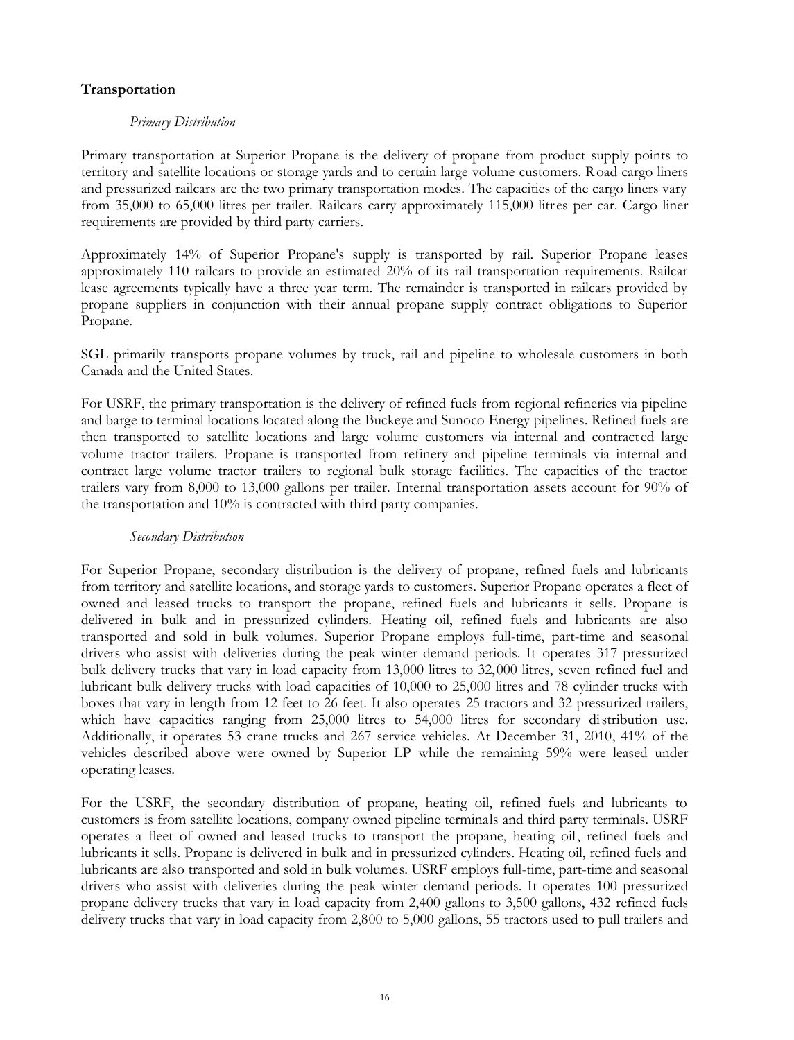**Transportation**

*Primary Distribution*

Primary transportation at Superior Propane is the delivery of propane from product supply points to territory and satellite locations or storage yards and to certain large volume customers. Road cargo liners and pressurized railcars are the two primary transportation modes. The capacities of the cargo liners vary from 35,000 to 65,000 litres per trailer. Railcars carry approximately 115,000 litres per car. Cargo liner requirements are provided by third party carriers.

Approximately 14% of Superior Propane's supply is transported by rail. Superior Propane leases approximately 110 railcars to provide an estimated 20% of its rail transportation requirements. Railcar lease agreements typically have a three year term. The remainder is transported in railcars provided by propane suppliers in conjunction with their annual propane supply contract obligations to Superior Propane.

SGL primarily transports propane volumes by truck, rail and pipeline to wholesale customers in both Canada and the United States.

For USRF, the primary transportation is the delivery of refined fuels from regional refineries via pipeline and barge to terminal locations located along the Buckeye and Sunoco Energy pipelines. Refined fuels are then transported to satellite locations and large volume customers via internal and contracted large volume tractor trailers. Propane is transported from refinery and pipeline terminals via internal and contract large volume tractor trailers to regional bulk storage facilities. The capacities of the tractor trailers vary from 8,000 to 13,000 gallons per trailer. Internal transportation assets account for 90% of the transportation and 10% is contracted with third party companies.

*Secondary Distribution*

For Superior Propane, secondary distribution is the delivery of propane, refined fuels and lubricants from territory and satellite locations, and storage yards to customers. Superior Propane operates a fleet of owned and leased trucks to transport the propane, refined fuels and lubricants it sells. Propane is delivered in bulk and in pressurized cylinders. Heating oil, refined fuels and lubricants are also transported and sold in bulk volumes. Superior Propane employs full-time, part-time and seasonal drivers who assist with deliveries during the peak winter demand periods. It operates 317 pressurized bulk delivery trucks that vary in load capacity from 13,000 litres to 32,000 litres, seven refined fuel and lubricant bulk delivery trucks with load capacities of 10,000 to 25,000 litres and 78 cylinder trucks with boxes that vary in length from 12 feet to 26 feet. It also operates 25 tractors and 32 pressurized trailers, which have capacities ranging from 25,000 litres to 54,000 litres for secondary distribution use. Additionally, it operates 53 crane trucks and 267 service vehicles. At December 31, 2010, 41% of the vehicles described above were owned by Superior LP while the remaining 59% were leased under operating leases.

For the USRF, the secondary distribution of propane, heating oil, refined fuels and lubricants to customers is from satellite locations, company owned pipeline terminals and third party terminals. USRF operates a fleet of owned and leased trucks to transport the propane, heating oil, refined fuels and lubricants it sells. Propane is delivered in bulk and in pressurized cylinders. Heating oil, refined fuels and lubricants are also transported and sold in bulk volumes. USRF employs full-time, part-time and seasonal drivers who assist with deliveries during the peak winter demand periods. It operates 100 pressurized propane delivery trucks that vary in load capacity from 2,400 gallons to 3,500 gallons, 432 refined fuels delivery trucks that vary in load capacity from 2,800 to 5,000 gallons, 55 tractors used to pull trailers and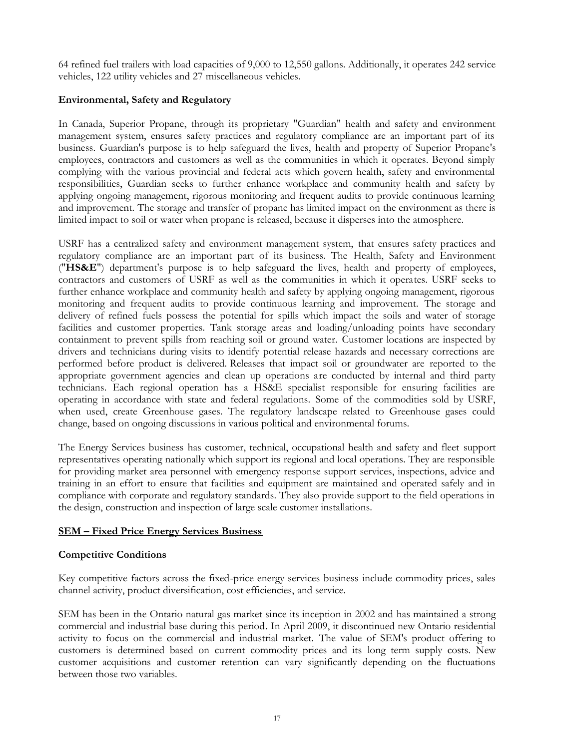64 refined fuel trailers with load capacities of 9,000 to 12,550 gallons. Additionally, it operates 242 service vehicles, 122 utility vehicles and 27 miscellaneous vehicles.

**Environmental, Safety and Regulatory**

In Canada, Superior Propane, through its proprietary "Guardian" health and safety and environment management system, ensures safety practices and regulatory compliance are an important part of its business. Guardian's purpose is to help safeguard the lives, health and property of Superior Propane's employees, contractors and customers as well as the communities in which it operates. Beyond simply complying with the various provincial and federal acts which govern health, safety and environmental responsibilities, Guardian seeks to further enhance workplace and community health and safety by applying ongoing management, rigorous monitoring and frequent audits to provide continuous learning and improvement. The storage and transfer of propane has limited impact on the environment as there is limited impact to soil or water when propane is released, because it disperses into the atmosphere.

USRF has a centralized safety and environment management system, that ensures safety practices and regulatory compliance are an important part of its business. The Health, Safety and Environment ("**HS&E**") department's purpose is to help safeguard the lives, health and property of employees, contractors and customers of USRF as well as the communities in which it operates. USRF seeks to further enhance workplace and community health and safety by applying ongoing management, rigorous monitoring and frequent audits to provide continuous learning and improvement. The storage and delivery of refined fuels possess the potential for spills which impact the soils and water of storage facilities and customer properties. Tank storage areas and loading/unloading points have secondary containment to prevent spills from reaching soil or ground water. Customer locations are inspected by drivers and technicians during visits to identify potential release hazards and necessary corrections are performed before product is delivered. Releases that impact soil or groundwater are reported to the appropriate government agencies and clean up operations are conducted by internal and third party technicians. Each regional operation has a HS&E specialist responsible for ensuring facilities are operating in accordance with state and federal regulations. Some of the commodities sold by USRF, when used, create Greenhouse gases. The regulatory landscape related to Greenhouse gases could change, based on ongoing discussions in various political and environmental forums.

The Energy Services business has customer, technical, occupational health and safety and fleet support representatives operating nationally which support its regional and local operations. They are responsible for providing market area personnel with emergency response support services, inspections, advice and training in an effort to ensure that facilities and equipment are maintained and operated safely and in compliance with corporate and regulatory standards. They also provide support to the field operations in the design, construction and inspection of large scale customer installations.

## SEM – Fixed Price Energy Services Business

**Competitive Conditions**

Key competitive factors across the fixed-price energy services business include commodity prices, sales channel activity, product diversification, cost efficiencies, and service.

SEM has been in the Ontario natural gas market since its inception in 2002 and has maintained a strong commercial and industrial base during this period. In April 2009, it discontinued new Ontario residential activity to focus on the commercial and industrial market. The value of SEM's product offering to customers is determined based on current commodity prices and its long term supply costs. New customer acquisitions and customer retention can vary significantly depending on the fluctuations between those two variables.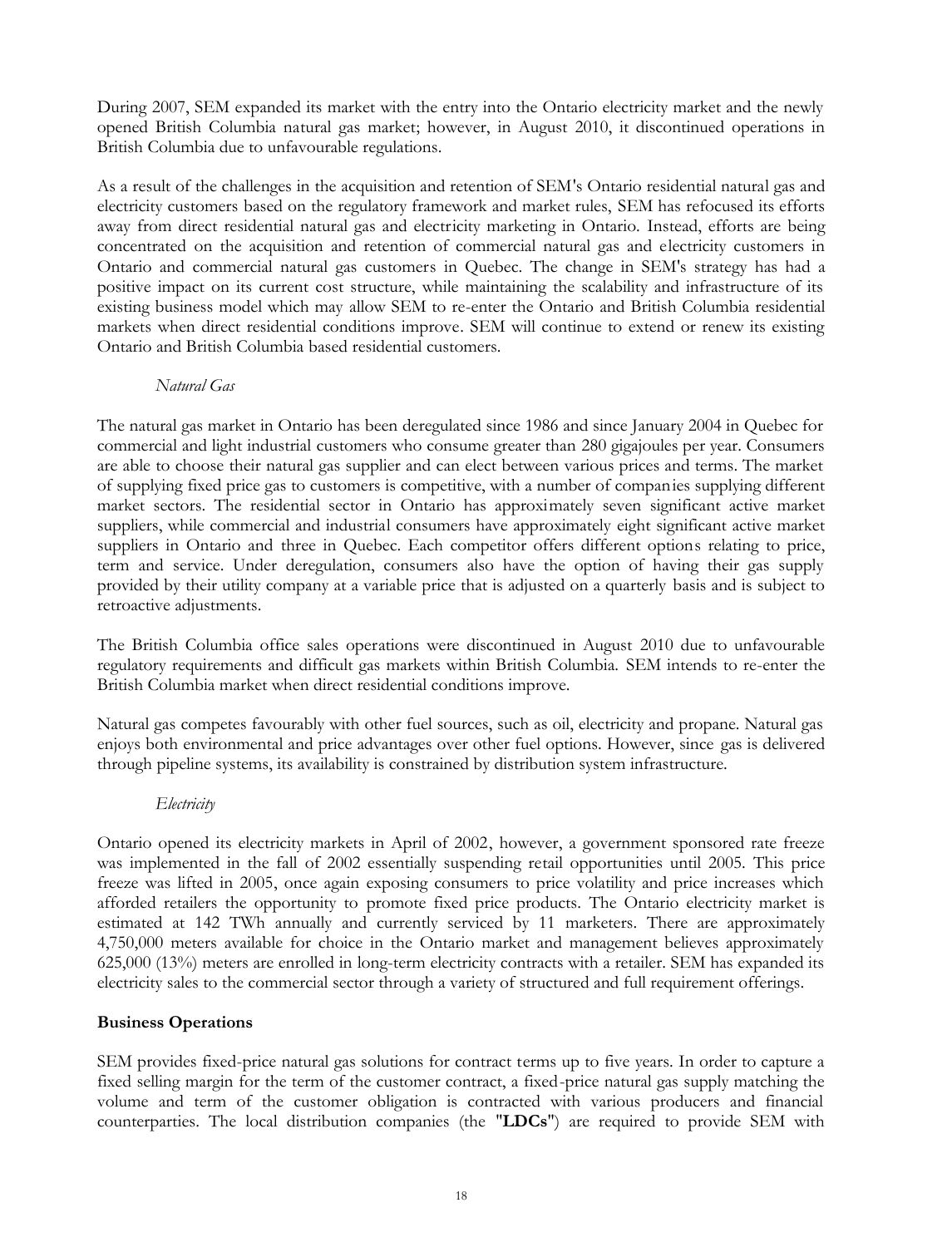During 2007, SEM expanded its market with the entry into the Ontario electricity market and the newly opened British Columbia natural gas market; however, in August 2010, it discontinued operations in British Columbia due to unfavourable regulations.

As a result of the challenges in the acquisition and retention of SEM's Ontario residential natural gas and electricity customers based on the regulatory framework and market rules, SEM has refocused its efforts away from direct residential natural gas and electricity marketing in Ontario. Instead, efforts are being concentrated on the acquisition and retention of commercial natural gas and electricity customers in Ontario and commercial natural gas customers in Quebec. The change in SEM's strategy has had a positive impact on its current cost structure, while maintaining the scalability and infrastructure of its existing business model which may allow SEM to re-enter the Ontario and British Columbia residential markets when direct residential conditions improve. SEM will continue to extend or renew its existing Ontario and British Columbia based residential customers.

*Natural Gas*

The natural gas market in Ontario has been deregulated since 1986 and since January 2004 in Quebec for commercial and light industrial customers who consume greater than 280 gigajoules per year. Consumers are able to choose their natural gas supplier and can elect between various prices and terms. The market of supplying fixed price gas to customers is competitive, with a number of companies supplying different market sectors. The residential sector in Ontario has approximately seven significant active market suppliers, while commercial and industrial consumers have approximately eight significant active market suppliers in Ontario and three in Quebec. Each competitor offers different options relating to price, term and service. Under deregulation, consumers also have the option of having their gas supply provided by their utility company at a variable price that is adjusted on a quarterly basis and is subject to retroactive adjustments.

The British Columbia office sales operations were discontinued in August 2010 due to unfavourable regulatory requirements and difficult gas markets within British Columbia. SEM intends to re-enter the British Columbia market when direct residential conditions improve.

Natural gas competes favourably with other fuel sources, such as oil, electricity and propane. Natural gas enjoys both environmental and price advantages over other fuel options. However, since gas is delivered through pipeline systems, its availability is constrained by distribution system infrastructure.

*Electricity*

Ontario opened its electricity markets in April of 2002, however, a government sponsored rate freeze was implemented in the fall of 2002 essentially suspending retail opportunities until 2005. This price freeze was lifted in 2005, once again exposing consumers to price volatility and price increases which afforded retailers the opportunity to promote fixed price products. The Ontario electricity market is estimated at 142 TWh annually and currently serviced by 11 marketers. There are approximately 4,750,000 meters available for choice in the Ontario market and management believes approximately 625,000 (13%) meters are enrolled in long-term electricity contracts with a retailer. SEM has expanded its electricity sales to the commercial sector through a variety of structured and full requirement offerings.

**Business Operations**

SEM provides fixed-price natural gas solutions for contract terms up to five years. In order to capture a fixed selling margin for the term of the customer contract, a fixed-price natural gas supply matching the volume and term of the customer obligation is contracted with various producers and financial counterparties. The local distribution companies (the "**LDCs**") are required to provide SEM with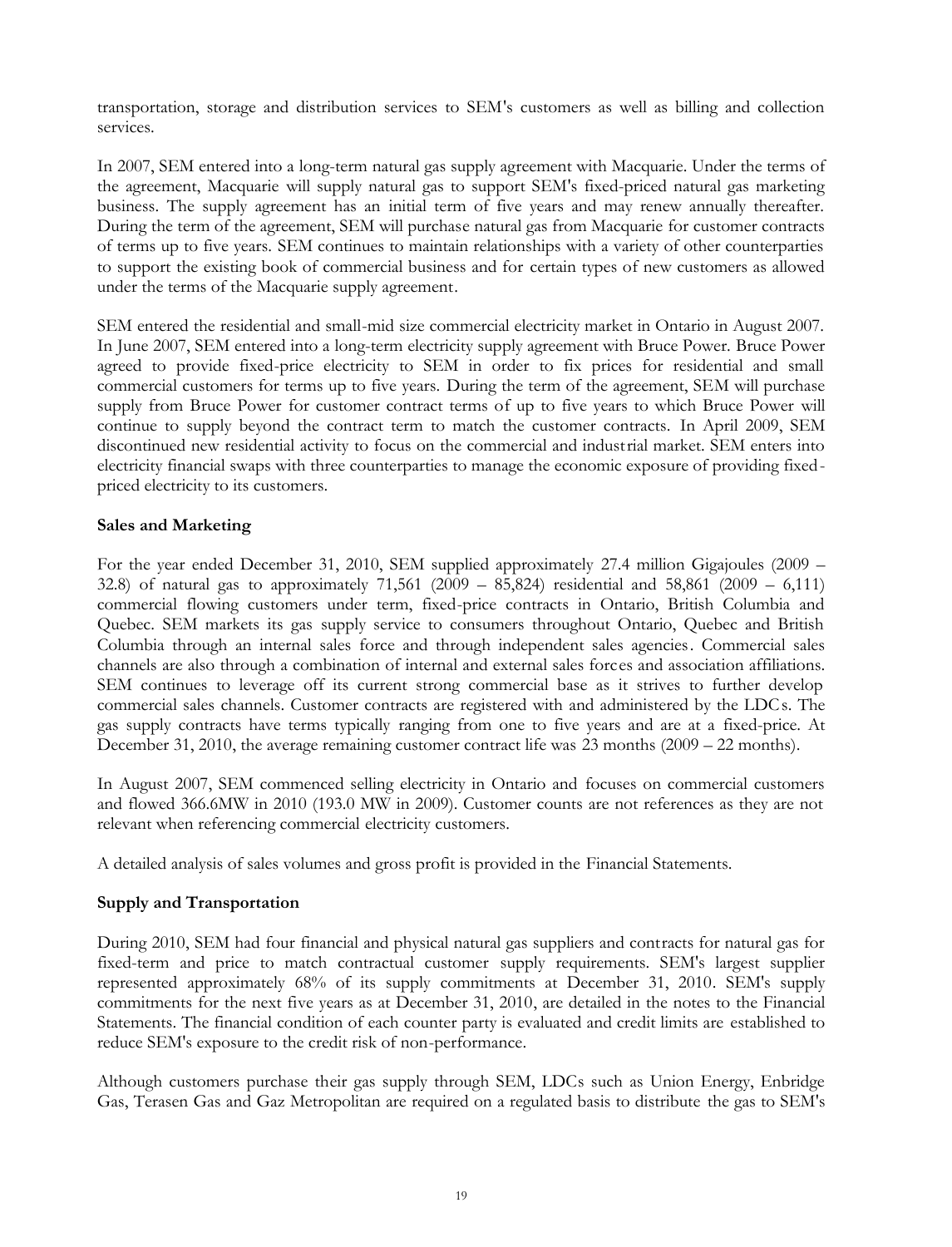transportation, storage and distribution services to SEM's customers as well as billing and collection services.

In 2007, SEM entered into a long-term natural gas supply agreement with Macquarie. Under the terms of the agreement, Macquarie will supply natural gas to support SEM's fixed-priced natural gas marketing business. The supply agreement has an initial term of five years and may renew annually thereafter. During the term of the agreement, SEM will purchase natural gas from Macquarie for customer contracts of terms up to five years. SEM continues to maintain relationships with a variety of other counterparties to support the existing book of commercial business and for certain types of new customers as allowed under the terms of the Macquarie supply agreement.

SEM entered the residential and small-mid size commercial electricity market in Ontario in August 2007. In June 2007, SEM entered into a long-term electricity supply agreement with Bruce Power. Bruce Power agreed to provide fixed-price electricity to SEM in order to fix prices for residential and small commercial customers for terms up to five years. During the term of the agreement, SEM will purchase supply from Bruce Power for customer contract terms of up to five years to which Bruce Power will continue to supply beyond the contract term to match the customer contracts. In April 2009, SEM discontinued new residential activity to focus on the commercial and industrial market. SEM enters into electricity financial swaps with three counterparties to manage the economic exposure of providing fixed-priced electricity to its customers.

**Sales and Marketing**

For the year ended December 31, 2010, SEM supplied approximately 27.4 million Gigajoules (2009 – 32.8) of natural gas to approximately 71,561 (2009 – 85,824) residential and 58,861 (2009 – 6,111) commercial flowing customers under term, fixed-price contracts in Ontario, British Columbia and Quebec. SEM markets its gas supply service to consumers throughout Ontario, Quebec and British Columbia through an internal sales force and through independent sales agencies. Commercial sales channels are also through a combination of internal and external sales forces and association affiliations. SEM continues to leverage off its current strong commercial base as it strives to further develop commercial sales channels. Customer contracts are registered with and administered by the LDCs. The gas supply contracts have terms typically ranging from one to five years and are at a fixed-price. At December 31, 2010, the average remaining customer contract life was 23 months (2009 – 22 months).

In August 2007, SEM commenced selling electricity in Ontario and focuses on commercial customers and flowed 366.6MW in 2010 (193.0 MW in 2009). Customer counts are not references as they are not relevant when referencing commercial electricity customers.

A detailed analysis of sales volumes and gross profit is provided in the Financial Statements.

**Supply and Transportation**

During 2010, SEM had four financial and physical natural gas suppliers and contracts for natural gas for fixed-term and price to match contractual customer supply requirements. SEM's largest supplier represented approximately 68% of its supply commitments at December 31, 2010. SEM's supply commitments for the next five years as at December 31, 2010, are detailed in the notes to the Financial Statements. The financial condition of each counter party is evaluated and credit limits are established to reduce SEM's exposure to the credit risk of non-performance.

Although customers purchase their gas supply through SEM, LDCs such as Union Energy, Enbridge Gas, Terasen Gas and Gaz Metropolitan are required on a regulated basis to distribute the gas to SEM's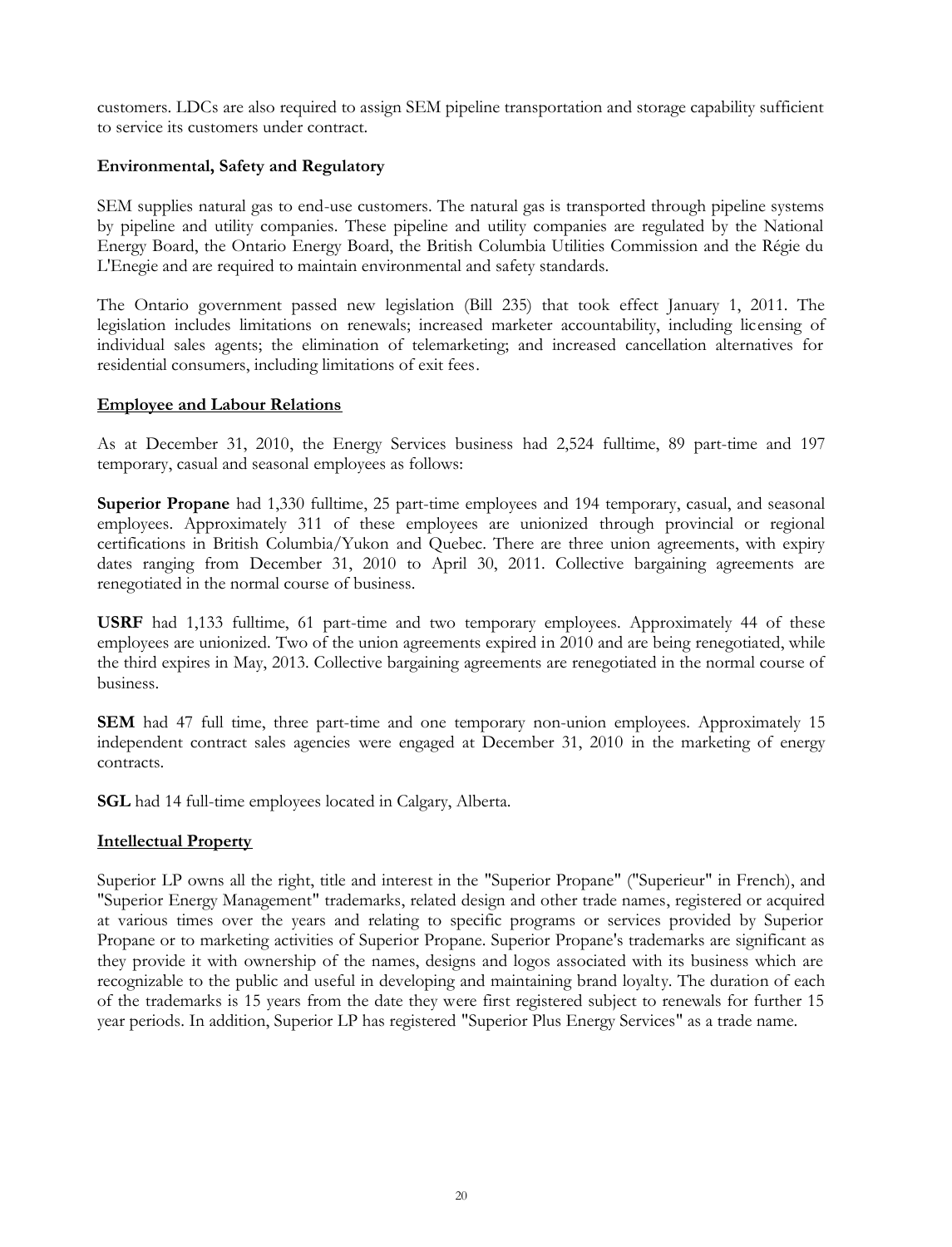customers. LDCs are also required to assign SEM pipeline transportation and storage capability sufficient to service its customers under contract.

**Environmental, Safety and Regulatory**

SEM supplies natural gas to end-use customers. The natural gas is transported through pipeline systems by pipeline and utility companies. These pipeline and utility companies are regulated by the National Energy Board, the Ontario Energy Board, the British Columbia Utilities Commission and the Régie du L'Enegie and are required to maintain environmental and safety standards.

The Ontario government passed new legislation (Bill 235) that took effect January 1, 2011. The legislation includes limitations on renewals; increased marketer accountability, including licensing of individual sales agents; the elimination of telemarketing; and increased cancellation alternatives for residential consumers, including limitations of exit fees.

**Employee and Labour Relations**

As at December 31, 2010, the Energy Services business had 2,524 fulltime, 89 part-time and 197 temporary, casual and seasonal employees as follows:

**Superior Propane** had 1,330 fulltime, 25 part-time employees and 194 temporary, casual, and seasonal employees. Approximately 311 of these employees are unionized through provincial or regional certifications in British Columbia/Yukon and Quebec. There are three union agreements, with expiry dates ranging from December 31, 2010 to April 30, 2011. Collective bargaining agreements are renegotiated in the normal course of business.

**USRF** had 1,133 fulltime, 61 part-time and two temporary employees. Approximately 44 of these employees are unionized. Two of the union agreements expired in 2010 and are being renegotiated, while the third expires in May, 2013. Collective bargaining agreements are renegotiated in the normal course of business.

**SEM** had 47 full time, three part-time and one temporary non-union employees. Approximately 15 independent contract sales agencies were engaged at December 31, 2010 in the marketing of energy contracts.

**SGL** had 14 full-time employees located in Calgary, Alberta.

**Intellectual Property**

Superior LP owns all the right, title and interest in the "Superior Propane" ("Superieur" in French), and "Superior Energy Management" trademarks, related design and other trade names, registered or acquired at various times over the years and relating to specific programs or services provided by Superior Propane or to marketing activities of Superior Propane. Superior Propane's trademarks are significant as they provide it with ownership of the names, designs and logos associated with its business which are recognizable to the public and useful in developing and maintaining brand loyalty. The duration of each of the trademarks is 15 years from the date they were first registered subject to renewals for further 15 year periods. In addition, Superior LP has registered "Superior Plus Energy Services" as a trade name.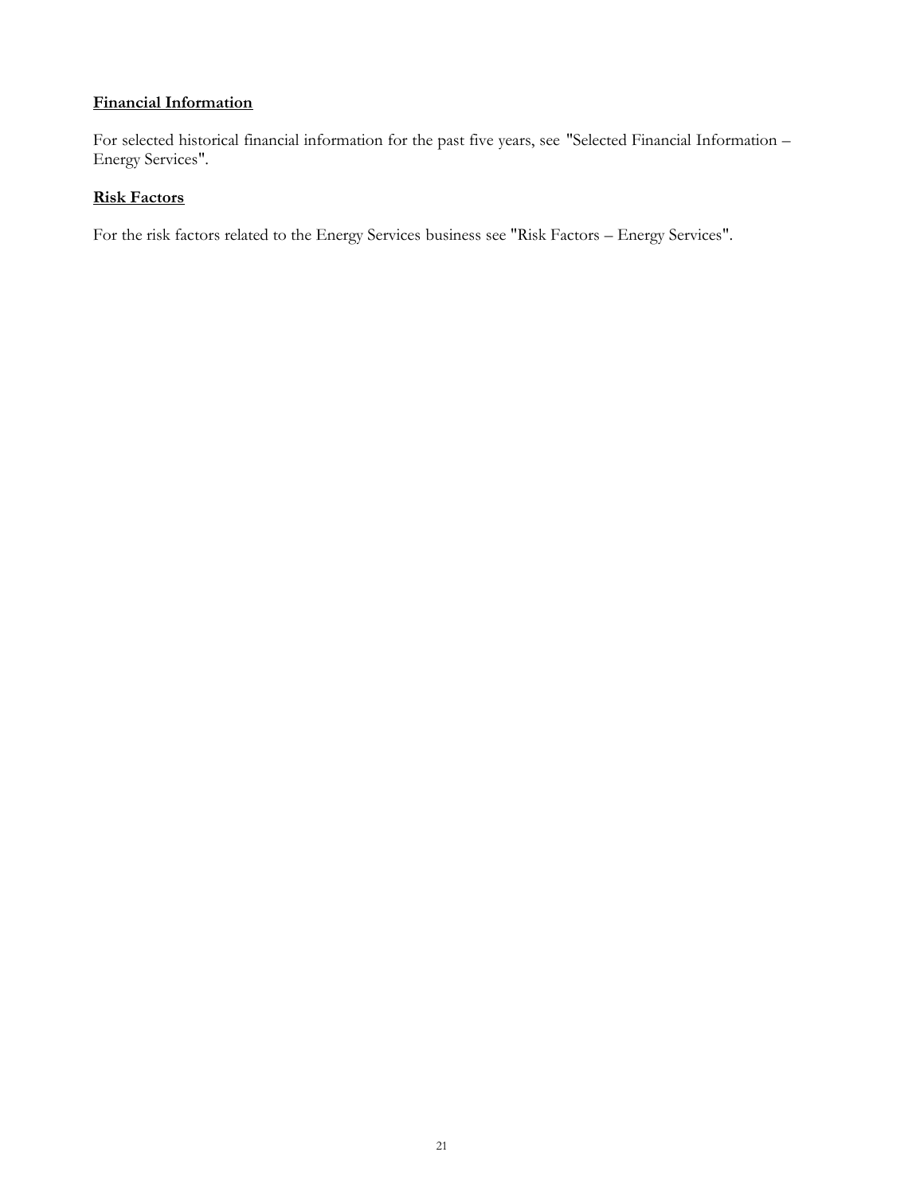**Financial Information**

For selected historical financial information for the past five years, see "Selected Financial Information – Energy Services".

**Risk Factors**

For the risk factors related to the Energy Services business see "Risk Factors – Energy Services".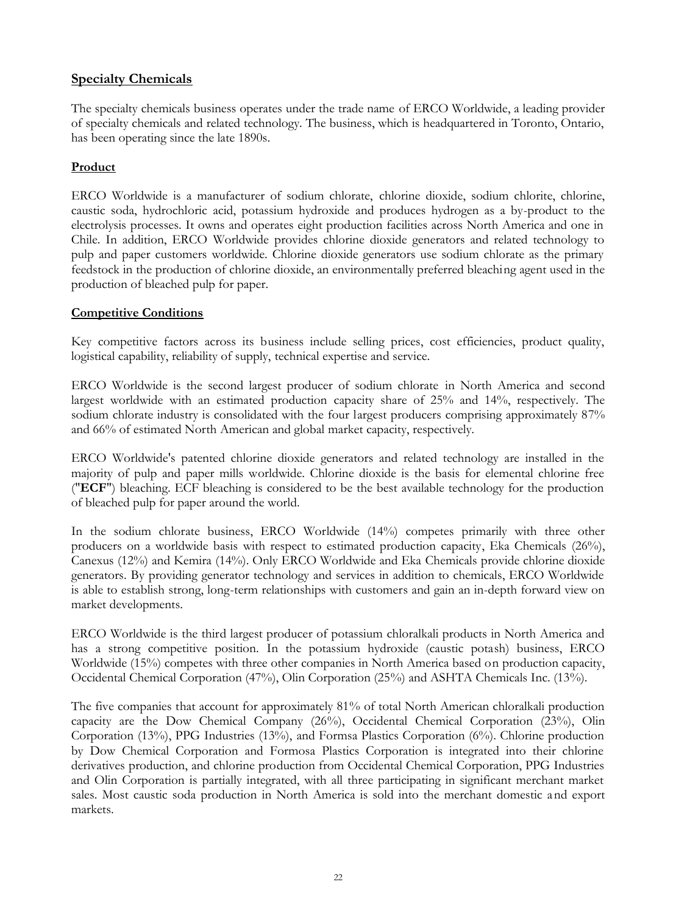## Specialty Chemicals

The specialty chemicals business operates under the trade name of ERCO Worldwide, a leading provider of specialty chemicals and related technology. The business, which is headquartered in Toronto, Ontario, has been operating since the late 1890s.

### Product

ERCO Worldwide is a manufacturer of sodium chlorate, chlorine dioxide, sodium chlorite, chlorine, caustic soda, hydrochloric acid, potassium hydroxide and produces hydrogen as a by-product to the electrolysis processes. It owns and operates eight production facilities across North America and one in Chile. In addition, ERCO Worldwide provides chlorine dioxide generators and related technology to pulp and paper customers worldwide. Chlorine dioxide generators use sodium chlorate as the primary feedstock in the production of chlorine dioxide, an environmentally preferred bleaching agent used in the production of bleached pulp for paper.

### Competitive Conditions

Key competitive factors across its business include selling prices, cost efficiencies, product quality, logistical capability, reliability of supply, technical expertise and service.

ERCO Worldwide is the second largest producer of sodium chlorate in North America and second largest worldwide with an estimated production capacity share of 25% and 14%, respectively. The sodium chlorate industry is consolidated with the four largest producers comprising approximately 87% and 66% of estimated North American and global market capacity, respectively.

ERCO Worldwide's patented chlorine dioxide generators and related technology are installed in the majority of pulp and paper mills worldwide. Chlorine dioxide is the basis for elemental chlorine free ("**ECF**") bleaching. ECF bleaching is considered to be the best available technology for the production of bleached pulp for paper around the world.

In the sodium chlorate business, ERCO Worldwide (14%) competes primarily with three other producers on a worldwide basis with respect to estimated production capacity, Eka Chemicals (26%), Canexus (12%) and Kemira (14%). Only ERCO Worldwide and Eka Chemicals provide chlorine dioxide generators. By providing generator technology and services in addition to chemicals, ERCO Worldwide is able to establish strong, long-term relationships with customers and gain an in-depth forward view on market developments.

ERCO Worldwide is the third largest producer of potassium chloralkali products in North America and has a strong competitive position. In the potassium hydroxide (caustic potash) business, ERCO Worldwide (15%) competes with three other companies in North America based on production capacity, Occidental Chemical Corporation (47%), Olin Corporation (25%) and ASHTA Chemicals Inc. (13%).

The five companies that account for approximately 81% of total North American chloralkali production capacity are the Dow Chemical Company (26%), Occidental Chemical Corporation (23%), Olin Corporation (13%), PPG Industries (13%), and Formsa Plastics Corporation (6%). Chlorine production by Dow Chemical Corporation and Formosa Plastics Corporation is integrated into their chlorine derivatives production, and chlorine production from Occidental Chemical Corporation, PPG Industries and Olin Corporation is partially integrated, with all three participating in significant merchant market sales. Most caustic soda production in North America is sold into the merchant domestic and export markets.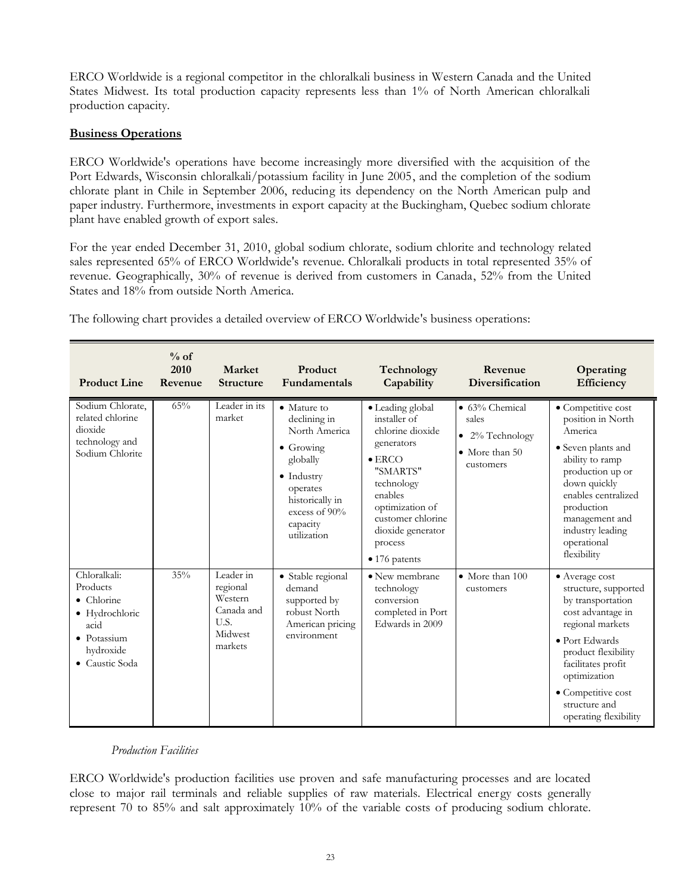ERCO Worldwide is a regional competitor in the chloralkali business in Western Canada and the United States Midwest. Its total production capacity represents less than 1% of North American chloralkali production capacity.

**Business Operations**

ERCO Worldwide's operations have become increasingly more diversified with the acquisition of the Port Edwards, Wisconsin chloralkali/potassium facility in June 2005, and the completion of the sodium chlorate plant in Chile in September 2006, reducing its dependency on the North American pulp and paper industry. Furthermore, investments in export capacity at the Buckingham, Quebec sodium chlorate plant have enabled growth of export sales.

For the year ended December 31, 2010, global sodium chlorate, sodium chlorite and technology related sales represented 65% of ERCO Worldwide's revenue. Chloralkali products in total represented 35% of revenue. Geographically, 30% of revenue is derived from customers in Canada, 52% from the United States and 18% from outside North America.

The following chart provides a detailed overview of ERCO Worldwide's business operations:

| Product Line | % of 2010 Revenue | Market Structure | Product Fundamentals | Technology Capability | Revenue Diversification | Operating Efficiency |
|---|---|---|---|---|---|---|
| Sodium Chlorate, related chlorine dioxide technology and Sodium Chlorite | 65% | Leader in its market | • Mature to declining in North America<br>• Growing globally<br>• Industry operates historically in excess of 90% capacity utilization | • Leading global installer of chlorine dioxide generators<br>• ERCO "SMARTS" technology enables optimization of customer chlorine dioxide generator process<br>• 176 patents | • 63% Chemical sales<br>• 2% Technology<br>• More than 50 customers | • Competitive cost position in North America<br>• Seven plants and ability to ramp production up or down quickly enables centralized production management and industry leading operational flexibility |
| Chloralkali: Products<br>• Chlorine<br>• Hydrochloric acid<br>• Potassium hydroxide<br>• Caustic Soda | 35% | Leader in regional Western Canada and U.S. Midwest markets | • Stable regional demand supported by robust North American pricing environment | • New membrane technology conversion completed in Port Edwards in 2009 | • More than 100 customers | • Average cost structure, supported by transportation cost advantage in regional markets<br>• Port Edwards product flexibility facilitates profit optimization<br>• Competitive cost structure and operating flexibility |

*Production Facilities*

ERCO Worldwide's production facilities use proven and safe manufacturing processes and are located close to major rail terminals and reliable supplies of raw materials. Electrical energy costs generally represent 70 to 85% and salt approximately 10% of the variable costs of producing sodium chlorate.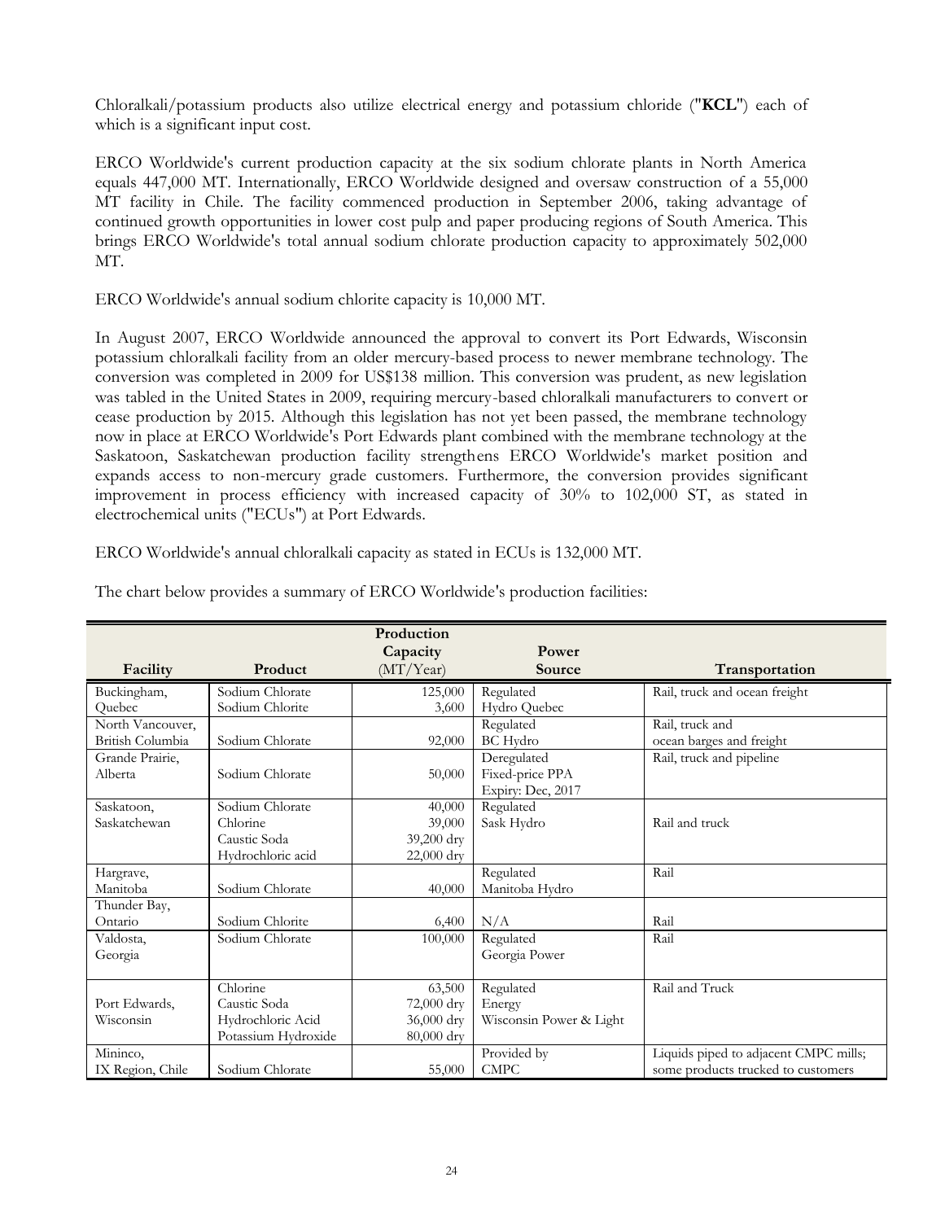Chloralkali/potassium products also utilize electrical energy and potassium chloride ("**KCL**") each of which is a significant input cost.

ERCO Worldwide's current production capacity at the six sodium chlorate plants in North America equals 447,000 MT. Internationally, ERCO Worldwide designed and oversaw construction of a 55,000 MT facility in Chile. The facility commenced production in September 2006, taking advantage of continued growth opportunities in lower cost pulp and paper producing regions of South America. This brings ERCO Worldwide's total annual sodium chlorate production capacity to approximately 502,000 MT.

ERCO Worldwide's annual sodium chlorite capacity is 10,000 MT.

In August 2007, ERCO Worldwide announced the approval to convert its Port Edwards, Wisconsin potassium chloralkali facility from an older mercury-based process to newer membrane technology. The conversion was completed in 2009 for US$138 million. This conversion was prudent, as new legislation was tabled in the United States in 2009, requiring mercury-based chloralkali manufacturers to convert or cease production by 2015. Although this legislation has not yet been passed, the membrane technology now in place at ERCO Worldwide's Port Edwards plant combined with the membrane technology at the Saskatoon, Saskatchewan production facility strengthens ERCO Worldwide's market position and expands access to non-mercury grade customers. Furthermore, the conversion provides significant improvement in process efficiency with increased capacity of 30% to 102,000 ST, as stated in electrochemical units ("ECUs") at Port Edwards.

ERCO Worldwide's annual chloralkali capacity as stated in ECUs is 132,000 MT.

The chart below provides a summary of ERCO Worldwide's production facilities:

| Facility | Product | Production Capacity (MT/Year) | Power Source | Transportation |
|---|---|---|---|---|
| Buckingham, Quebec | Sodium Chlorate<br>Sodium Chlorite | 125,000<br>3,600 | Regulated<br>Hydro Quebec | Rail, truck and ocean freight |
| North Vancouver, British Columbia | Sodium Chlorate | 92,000 | Regulated<br>BC Hydro | Rail, truck and ocean barges and freight |
| Grande Prairie, Alberta | Sodium Chlorate | 50,000 | Deregulated<br>Fixed-price PPA<br>Expiry: Dec, 2017 | Rail, truck and pipeline |
| Saskatoon, Saskatchewan | Sodium Chlorate<br>Chlorine<br>Caustic Soda<br>Hydrochloric acid | 40,000<br>39,000<br>39,200 dry<br>22,000 dry | Regulated<br>Sask Hydro | Rail and truck |
| Hargrave, Manitoba | Sodium Chlorate | 40,000 | Regulated<br>Manitoba Hydro | Rail |
| Thunder Bay, Ontario | Sodium Chlorite | 6,400 | N/A | Rail |
| Valdosta, Georgia | Sodium Chlorate | 100,000 | Regulated<br>Georgia Power | Rail |
| Port Edwards, Wisconsin | Chlorine<br>Caustic Soda<br>Hydrochloric Acid<br>Potassium Hydroxide | 63,500<br>72,000 dry<br>36,000 dry<br>80,000 dry | Regulated<br>Energy<br>Wisconsin Power & Light | Rail and Truck |
| Mininco, IX Region, Chile | Sodium Chlorate | 55,000 | Provided by<br>CMPC | Liquids piped to adjacent CMPC mills; some products trucked to customers |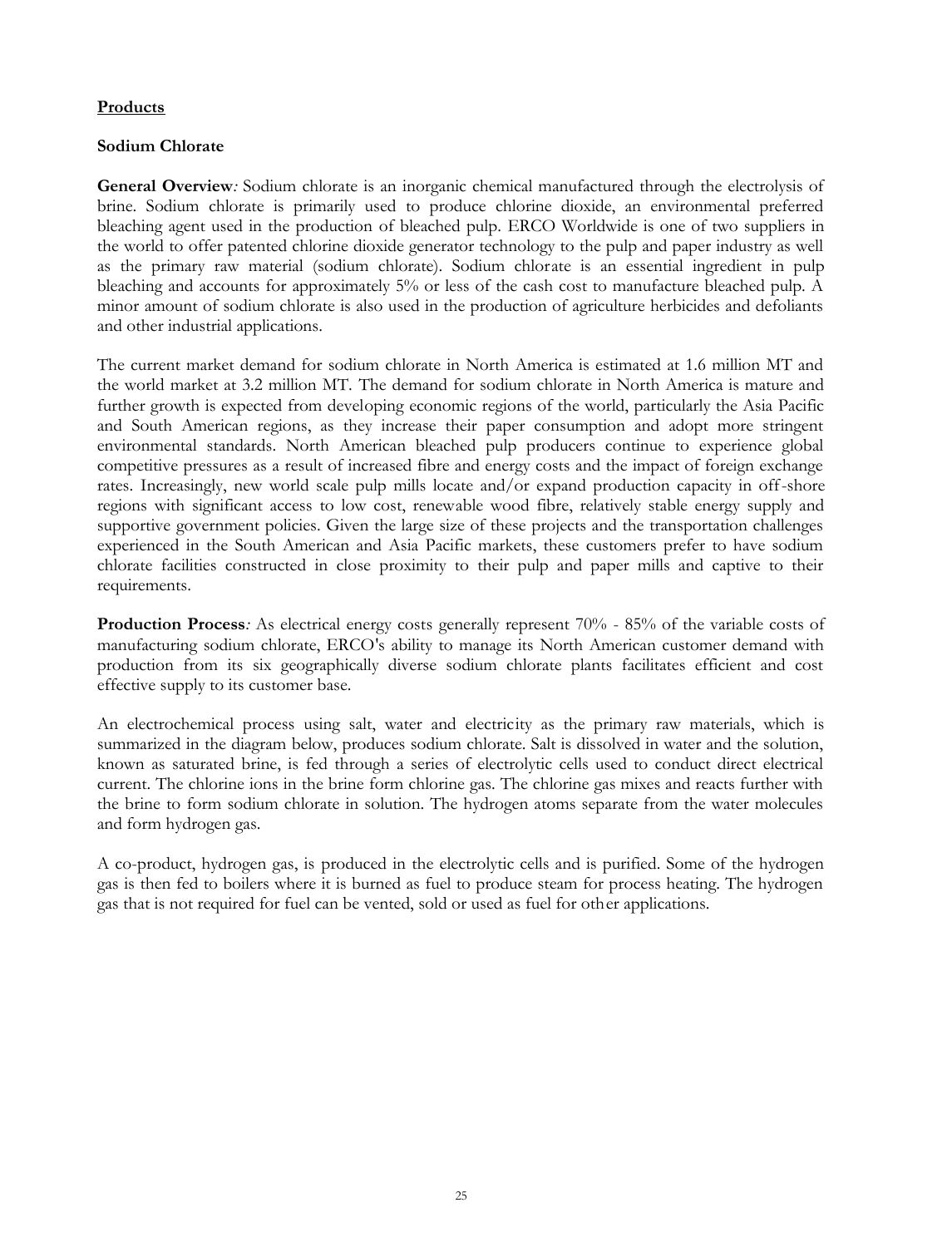## **Products**

### Sodium Chlorate

**General Overview***:* Sodium chlorate is an inorganic chemical manufactured through the electrolysis of brine. Sodium chlorate is primarily used to produce chlorine dioxide, an environmental preferred bleaching agent used in the production of bleached pulp. ERCO Worldwide is one of two suppliers in the world to offer patented chlorine dioxide generator technology to the pulp and paper industry as well as the primary raw material (sodium chlorate). Sodium chlorate is an essential ingredient in pulp bleaching and accounts for approximately 5% or less of the cash cost to manufacture bleached pulp. A minor amount of sodium chlorate is also used in the production of agriculture herbicides and defoliants and other industrial applications.

The current market demand for sodium chlorate in North America is estimated at 1.6 million MT and the world market at 3.2 million MT. The demand for sodium chlorate in North America is mature and further growth is expected from developing economic regions of the world, particularly the Asia Pacific and South American regions, as they increase their paper consumption and adopt more stringent environmental standards. North American bleached pulp producers continue to experience global competitive pressures as a result of increased fibre and energy costs and the impact of foreign exchange rates. Increasingly, new world scale pulp mills locate and/or expand production capacity in off-shore regions with significant access to low cost, renewable wood fibre, relatively stable energy supply and supportive government policies. Given the large size of these projects and the transportation challenges experienced in the South American and Asia Pacific markets, these customers prefer to have sodium chlorate facilities constructed in close proximity to their pulp and paper mills and captive to their requirements.

**Production Process***:* As electrical energy costs generally represent 70% - 85% of the variable costs of manufacturing sodium chlorate, ERCO's ability to manage its North American customer demand with production from its six geographically diverse sodium chlorate plants facilitates efficient and cost effective supply to its customer base.

An electrochemical process using salt, water and electricity as the primary raw materials, which is summarized in the diagram below, produces sodium chlorate. Salt is dissolved in water and the solution, known as saturated brine, is fed through a series of electrolytic cells used to conduct direct electrical current. The chlorine ions in the brine form chlorine gas. The chlorine gas mixes and reacts further with the brine to form sodium chlorate in solution. The hydrogen atoms separate from the water molecules and form hydrogen gas.

A co-product, hydrogen gas, is produced in the electrolytic cells and is purified. Some of the hydrogen gas is then fed to boilers where it is burned as fuel to produce steam for process heating. The hydrogen gas that is not required for fuel can be vented, sold or used as fuel for other applications.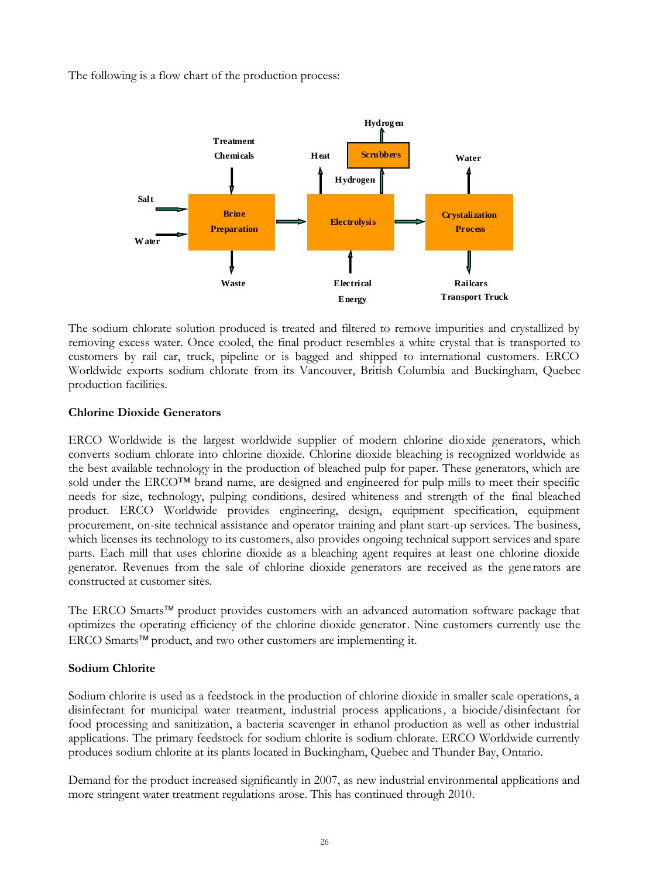The following is a flow chart of the production process:

Treatment Chemicals

Salt

Water

Brine Preparation

Waste

Heat

Hydrogen

Scrubbers

Hydrogen

Electrolysis

Electrical Energy

Water

Crystalization Process

Railcars Transport Truck

The sodium chlorate solution produced is treated and filtered to remove impurities and crystallized by removing excess water. Once cooled, the final product resembles a white crystal that is transported to customers by rail car, truck, pipeline or is bagged and shipped to international customers. ERCO Worldwide exports sodium chlorate from its Vancouver, British Columbia and Buckingham, Quebec production facilities.

**Chlorine Dioxide Generators**

ERCO Worldwide is the largest worldwide supplier of modern chlorine dioxide generators, which converts sodium chlorate into chlorine dioxide. Chlorine dioxide bleaching is recognized worldwide as the best available technology in the production of bleached pulp for paper. These generators, which are sold under the ERCO™ brand name, are designed and engineered for pulp mills to meet their specific needs for size, technology, pulping conditions, desired whiteness and strength of the final bleached product. ERCO Worldwide provides engineering, design, equipment specification, equipment procurement, on-site technical assistance and operator training and plant start-up services. The business, which licenses its technology to its customers, also provides ongoing technical support services and spare parts. Each mill that uses chlorine dioxide as a bleaching agent requires at least one chlorine dioxide generator. Revenues from the sale of chlorine dioxide generators are received as the generators are constructed at customer sites.

The ERCO Smarts™ product provides customers with an advanced automation software package that optimizes the operating efficiency of the chlorine dioxide generator. Nine customers currently use the ERCO Smarts™ product, and two other customers are implementing it.

**Sodium Chlorite**

Sodium chlorite is used as a feedstock in the production of chlorine dioxide in smaller scale operations, a disinfectant for municipal water treatment, industrial process applications, a biocide/disinfectant for food processing and sanitization, a bacteria scavenger in ethanol production as well as other industrial applications. The primary feedstock for sodium chlorite is sodium chlorate. ERCO Worldwide currently produces sodium chlorite at its plants located in Buckingham, Quebec and Thunder Bay, Ontario.

Demand for the product increased significantly in 2007, as new industrial environmental applications and more stringent water treatment regulations arose. This has continued through 2010.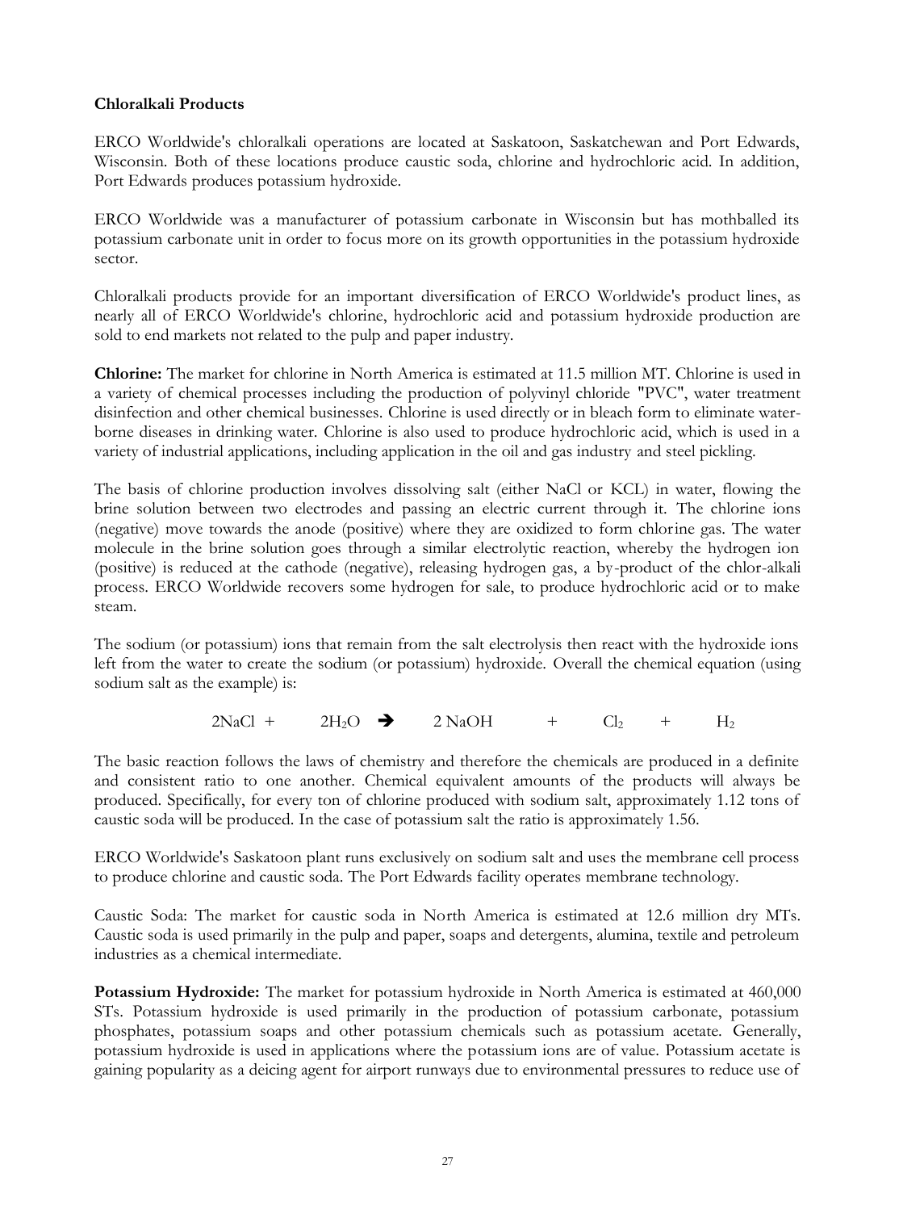**Chloralkali Products**

ERCO Worldwide's chloralkali operations are located at Saskatoon, Saskatchewan and Port Edwards, Wisconsin. Both of these locations produce caustic soda, chlorine and hydrochloric acid. In addition, Port Edwards produces potassium hydroxide.

ERCO Worldwide was a manufacturer of potassium carbonate in Wisconsin but has mothballed its potassium carbonate unit in order to focus more on its growth opportunities in the potassium hydroxide sector.

Chloralkali products provide for an important diversification of ERCO Worldwide's product lines, as nearly all of ERCO Worldwide's chlorine, hydrochloric acid and potassium hydroxide production are sold to end markets not related to the pulp and paper industry.

**Chlorine:** The market for chlorine in North America is estimated at 11.5 million MT. Chlorine is used in a variety of chemical processes including the production of polyvinyl chloride "PVC", water treatment disinfection and other chemical businesses. Chlorine is used directly or in bleach form to eliminate water-borne diseases in drinking water. Chlorine is also used to produce hydrochloric acid, which is used in a variety of industrial applications, including application in the oil and gas industry and steel pickling.

The basis of chlorine production involves dissolving salt (either NaCl or KCL) in water, flowing the brine solution between two electrodes and passing an electric current through it. The chlorine ions (negative) move towards the anode (positive) where they are oxidized to form chlorine gas. The water molecule in the brine solution goes through a similar electrolytic reaction, whereby the hydrogen ion (positive) is reduced at the cathode (negative), releasing hydrogen gas, a by-product of the chlor-alkali process. ERCO Worldwide recovers some hydrogen for sale, to produce hydrochloric acid or to make steam.

The sodium (or potassium) ions that remain from the salt electrolysis then react with the hydroxide ions left from the water to create the sodium (or potassium) hydroxide. Overall the chemical equation (using sodium salt as the example) is:

$$2NaCl + 2H_2O \rightarrow 2\,NaOH + Cl_2 + H_2$$

The basic reaction follows the laws of chemistry and therefore the chemicals are produced in a definite and consistent ratio to one another. Chemical equivalent amounts of the products will always be produced. Specifically, for every ton of chlorine produced with sodium salt, approximately 1.12 tons of caustic soda will be produced. In the case of potassium salt the ratio is approximately 1.56.

ERCO Worldwide's Saskatoon plant runs exclusively on sodium salt and uses the membrane cell process to produce chlorine and caustic soda. The Port Edwards facility operates membrane technology.

Caustic Soda: The market for caustic soda in North America is estimated at 12.6 million dry MTs. Caustic soda is used primarily in the pulp and paper, soaps and detergents, alumina, textile and petroleum industries as a chemical intermediate.

**Potassium Hydroxide:** The market for potassium hydroxide in North America is estimated at 460,000 STs. Potassium hydroxide is used primarily in the production of potassium carbonate, potassium phosphates, potassium soaps and other potassium chemicals such as potassium acetate. Generally, potassium hydroxide is used in applications where the potassium ions are of value. Potassium acetate is gaining popularity as a deicing agent for airport runways due to environmental pressures to reduce use of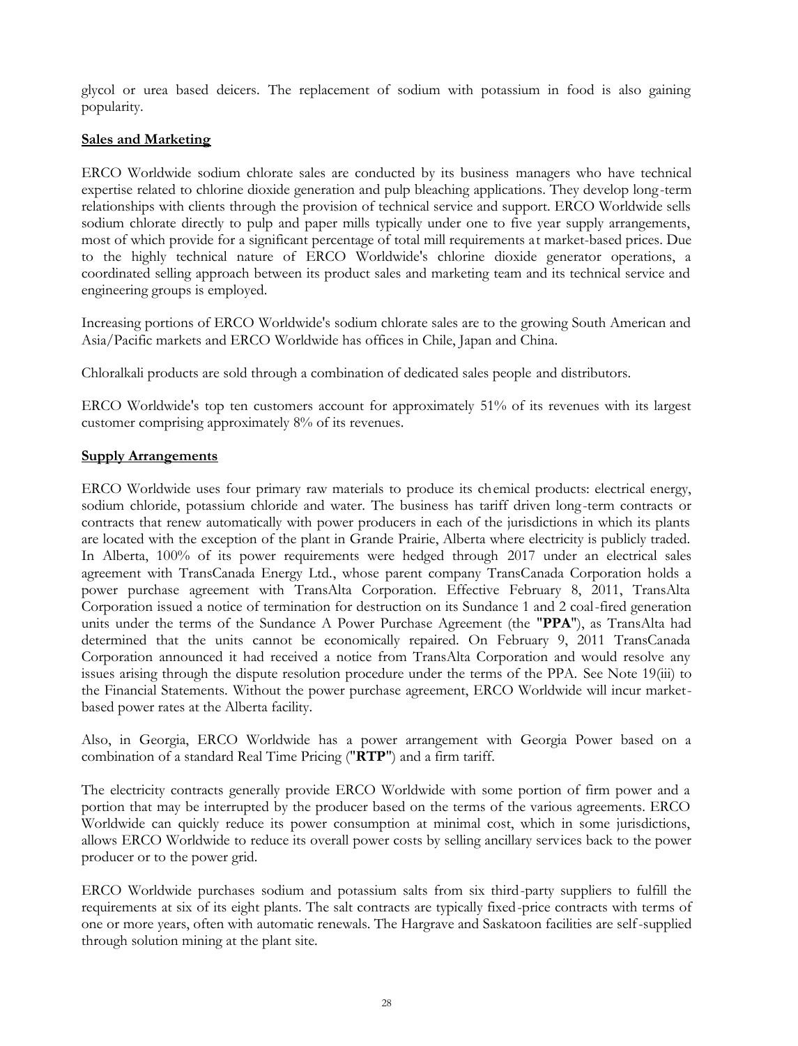glycol or urea based deicers. The replacement of sodium with potassium in food is also gaining popularity.

**Sales and Marketing**

ERCO Worldwide sodium chlorate sales are conducted by its business managers who have technical expertise related to chlorine dioxide generation and pulp bleaching applications. They develop long-term relationships with clients through the provision of technical service and support. ERCO Worldwide sells sodium chlorate directly to pulp and paper mills typically under one to five year supply arrangements, most of which provide for a significant percentage of total mill requirements at market-based prices. Due to the highly technical nature of ERCO Worldwide's chlorine dioxide generator operations, a coordinated selling approach between its product sales and marketing team and its technical service and engineering groups is employed.

Increasing portions of ERCO Worldwide's sodium chlorate sales are to the growing South American and Asia/Pacific markets and ERCO Worldwide has offices in Chile, Japan and China.

Chloralkali products are sold through a combination of dedicated sales people and distributors.

ERCO Worldwide's top ten customers account for approximately 51% of its revenues with its largest customer comprising approximately 8% of its revenues.

**Supply Arrangements**

ERCO Worldwide uses four primary raw materials to produce its chemical products: electrical energy, sodium chloride, potassium chloride and water. The business has tariff driven long-term contracts or contracts that renew automatically with power producers in each of the jurisdictions in which its plants are located with the exception of the plant in Grande Prairie, Alberta where electricity is publicly traded. In Alberta, 100% of its power requirements were hedged through 2017 under an electrical sales agreement with TransCanada Energy Ltd., whose parent company TransCanada Corporation holds a power purchase agreement with TransAlta Corporation. Effective February 8, 2011, TransAlta Corporation issued a notice of termination for destruction on its Sundance 1 and 2 coal-fired generation units under the terms of the Sundance A Power Purchase Agreement (the "**PPA**"), as TransAlta had determined that the units cannot be economically repaired. On February 9, 2011 TransCanada Corporation announced it had received a notice from TransAlta Corporation and would resolve any issues arising through the dispute resolution procedure under the terms of the PPA. See Note 19(iii) to the Financial Statements. Without the power purchase agreement, ERCO Worldwide will incur market-based power rates at the Alberta facility.

Also, in Georgia, ERCO Worldwide has a power arrangement with Georgia Power based on a combination of a standard Real Time Pricing ("**RTP**") and a firm tariff.

The electricity contracts generally provide ERCO Worldwide with some portion of firm power and a portion that may be interrupted by the producer based on the terms of the various agreements. ERCO Worldwide can quickly reduce its power consumption at minimal cost, which in some jurisdictions, allows ERCO Worldwide to reduce its overall power costs by selling ancillary services back to the power producer or to the power grid.

ERCO Worldwide purchases sodium and potassium salts from six third-party suppliers to fulfill the requirements at six of its eight plants. The salt contracts are typically fixed-price contracts with terms of one or more years, often with automatic renewals. The Hargrave and Saskatoon facilities are self-supplied through solution mining at the plant site.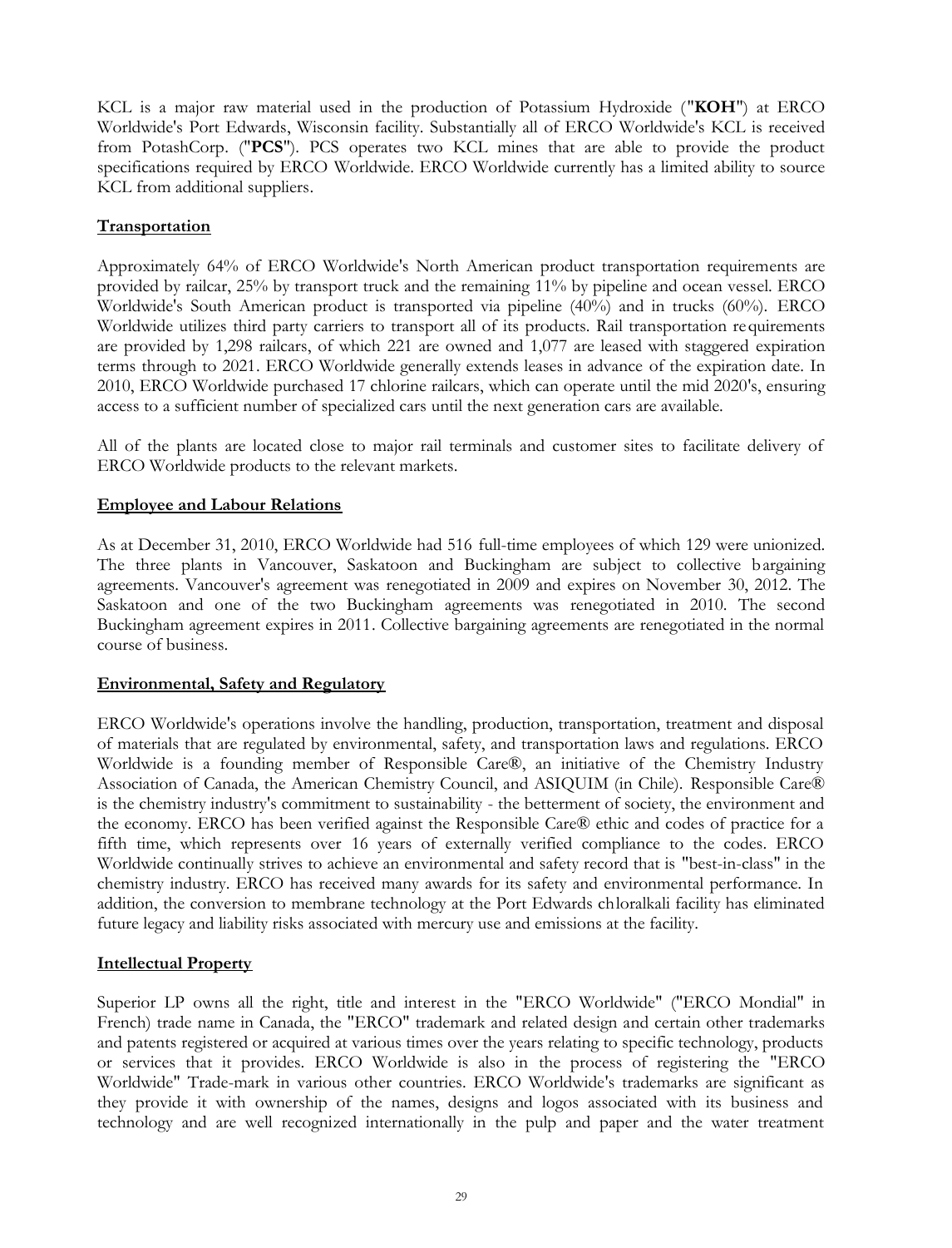KCL is a major raw material used in the production of Potassium Hydroxide ("**KOH**") at ERCO Worldwide's Port Edwards, Wisconsin facility. Substantially all of ERCO Worldwide's KCL is received from PotashCorp. ("**PCS**"). PCS operates two KCL mines that are able to provide the product specifications required by ERCO Worldwide. ERCO Worldwide currently has a limited ability to source KCL from additional suppliers.

## Transportation

Approximately 64% of ERCO Worldwide's North American product transportation requirements are provided by railcar, 25% by transport truck and the remaining 11% by pipeline and ocean vessel. ERCO Worldwide's South American product is transported via pipeline (40%) and in trucks (60%). ERCO Worldwide utilizes third party carriers to transport all of its products. Rail transportation requirements are provided by 1,298 railcars, of which 221 are owned and 1,077 are leased with staggered expiration terms through to 2021. ERCO Worldwide generally extends leases in advance of the expiration date. In 2010, ERCO Worldwide purchased 17 chlorine railcars, which can operate until the mid 2020's, ensuring access to a sufficient number of specialized cars until the next generation cars are available.

All of the plants are located close to major rail terminals and customer sites to facilitate delivery of ERCO Worldwide products to the relevant markets.

## Employee and Labour Relations

As at December 31, 2010, ERCO Worldwide had 516 full-time employees of which 129 were unionized. The three plants in Vancouver, Saskatoon and Buckingham are subject to collective bargaining agreements. Vancouver's agreement was renegotiated in 2009 and expires on November 30, 2012. The Saskatoon and one of the two Buckingham agreements was renegotiated in 2010. The second Buckingham agreement expires in 2011. Collective bargaining agreements are renegotiated in the normal course of business.

## Environmental, Safety and Regulatory

ERCO Worldwide's operations involve the handling, production, transportation, treatment and disposal of materials that are regulated by environmental, safety, and transportation laws and regulations. ERCO Worldwide is a founding member of Responsible Care®, an initiative of the Chemistry Industry Association of Canada, the American Chemistry Council, and ASIQUIM (in Chile). Responsible Care® is the chemistry industry's commitment to sustainability - the betterment of society, the environment and the economy. ERCO has been verified against the Responsible Care® ethic and codes of practice for a fifth time, which represents over 16 years of externally verified compliance to the codes. ERCO Worldwide continually strives to achieve an environmental and safety record that is "best-in-class" in the chemistry industry. ERCO has received many awards for its safety and environmental performance. In addition, the conversion to membrane technology at the Port Edwards chloralkali facility has eliminated future legacy and liability risks associated with mercury use and emissions at the facility.

## Intellectual Property

Superior LP owns all the right, title and interest in the "ERCO Worldwide" ("ERCO Mondial" in French) trade name in Canada, the "ERCO" trademark and related design and certain other trademarks and patents registered or acquired at various times over the years relating to specific technology, products or services that it provides. ERCO Worldwide is also in the process of registering the "ERCO Worldwide" Trade-mark in various other countries. ERCO Worldwide's trademarks are significant as they provide it with ownership of the names, designs and logos associated with its business and technology and are well recognized internationally in the pulp and paper and the water treatment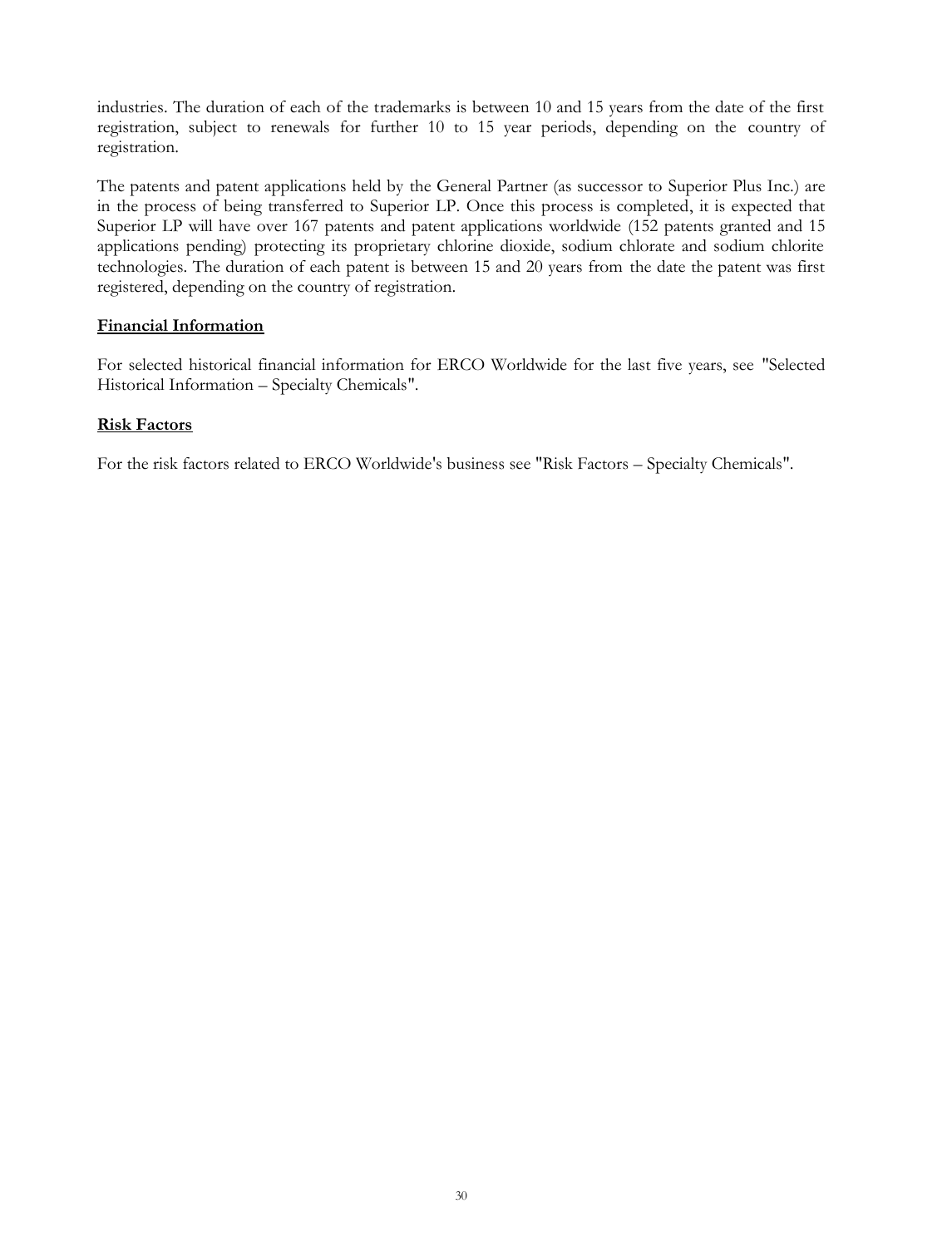industries. The duration of each of the trademarks is between 10 and 15 years from the date of the first registration, subject to renewals for further 10 to 15 year periods, depending on the country of registration.

The patents and patent applications held by the General Partner (as successor to Superior Plus Inc.) are in the process of being transferred to Superior LP. Once this process is completed, it is expected that Superior LP will have over 167 patents and patent applications worldwide (152 patents granted and 15 applications pending) protecting its proprietary chlorine dioxide, sodium chlorate and sodium chlorite technologies. The duration of each patent is between 15 and 20 years from the date the patent was first registered, depending on the country of registration.

**Financial Information**

For selected historical financial information for ERCO Worldwide for the last five years, see "Selected Historical Information – Specialty Chemicals".

**Risk Factors**

For the risk factors related to ERCO Worldwide's business see "Risk Factors – Specialty Chemicals".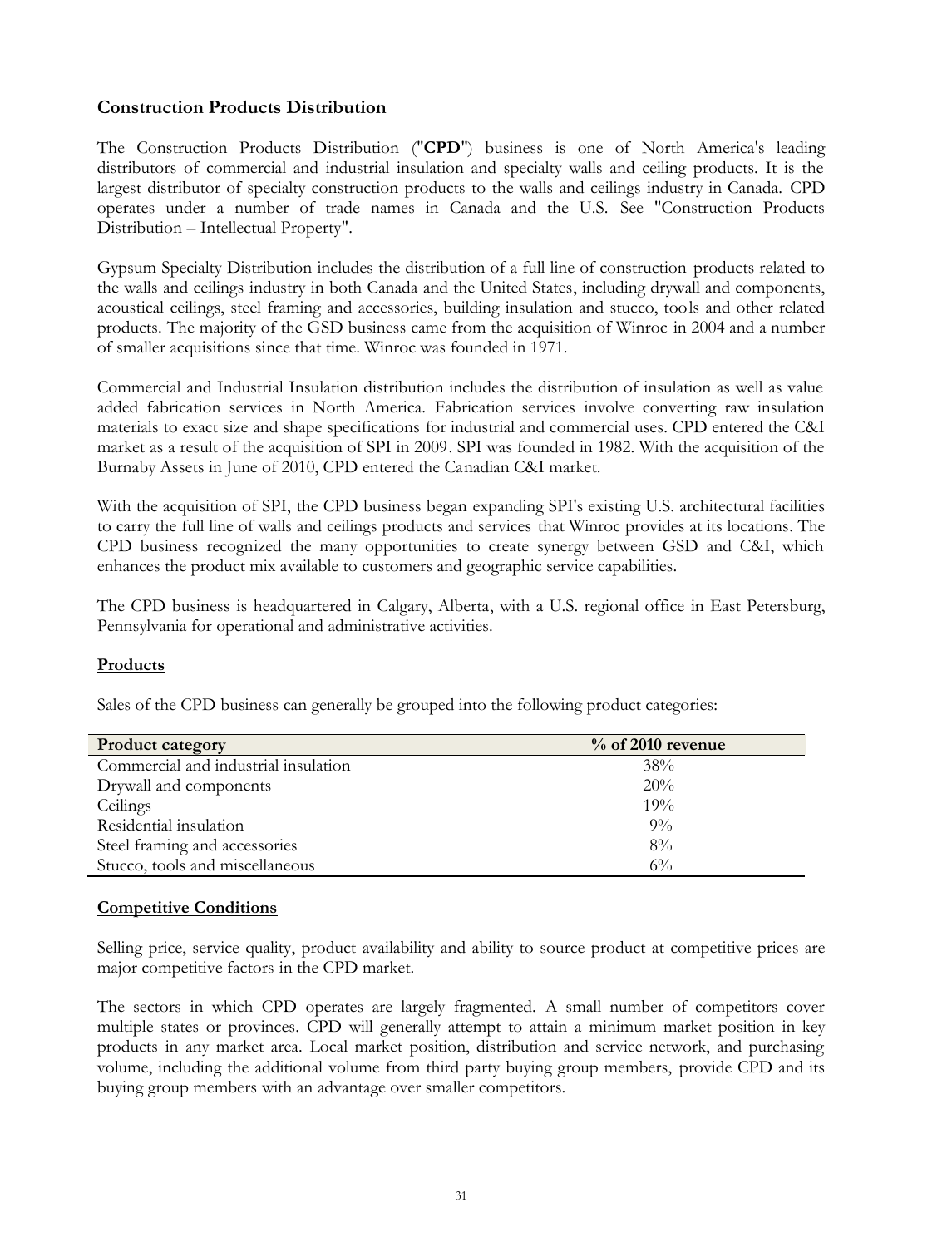## Construction Products Distribution

The Construction Products Distribution ("**CPD**") business is one of North America's leading distributors of commercial and industrial insulation and specialty walls and ceiling products. It is the largest distributor of specialty construction products to the walls and ceilings industry in Canada. CPD operates under a number of trade names in Canada and the U.S. See "Construction Products Distribution – Intellectual Property".

Gypsum Specialty Distribution includes the distribution of a full line of construction products related to the walls and ceilings industry in both Canada and the United States, including drywall and components, acoustical ceilings, steel framing and accessories, building insulation and stucco, tools and other related products. The majority of the GSD business came from the acquisition of Winroc in 2004 and a number of smaller acquisitions since that time. Winroc was founded in 1971.

Commercial and Industrial Insulation distribution includes the distribution of insulation as well as value added fabrication services in North America. Fabrication services involve converting raw insulation materials to exact size and shape specifications for industrial and commercial uses. CPD entered the C&I market as a result of the acquisition of SPI in 2009. SPI was founded in 1982. With the acquisition of the Burnaby Assets in June of 2010, CPD entered the Canadian C&I market.

With the acquisition of SPI, the CPD business began expanding SPI's existing U.S. architectural facilities to carry the full line of walls and ceilings products and services that Winroc provides at its locations. The CPD business recognized the many opportunities to create synergy between GSD and C&I, which enhances the product mix available to customers and geographic service capabilities.

The CPD business is headquartered in Calgary, Alberta, with a U.S. regional office in East Petersburg, Pennsylvania for operational and administrative activities.

### Products

Sales of the CPD business can generally be grouped into the following product categories:

| Product category | % of 2010 revenue |
|---|---|
| Commercial and industrial insulation | 38% |
| Drywall and components | 20% |
| Ceilings | 19% |
| Residential insulation | 9% |
| Steel framing and accessories | 8% |
| Stucco, tools and miscellaneous | 6% |

### Competitive Conditions

Selling price, service quality, product availability and ability to source product at competitive prices are major competitive factors in the CPD market.

The sectors in which CPD operates are largely fragmented. A small number of competitors cover multiple states or provinces. CPD will generally attempt to attain a minimum market position in key products in any market area. Local market position, distribution and service network, and purchasing volume, including the additional volume from third party buying group members, provide CPD and its buying group members with an advantage over smaller competitors.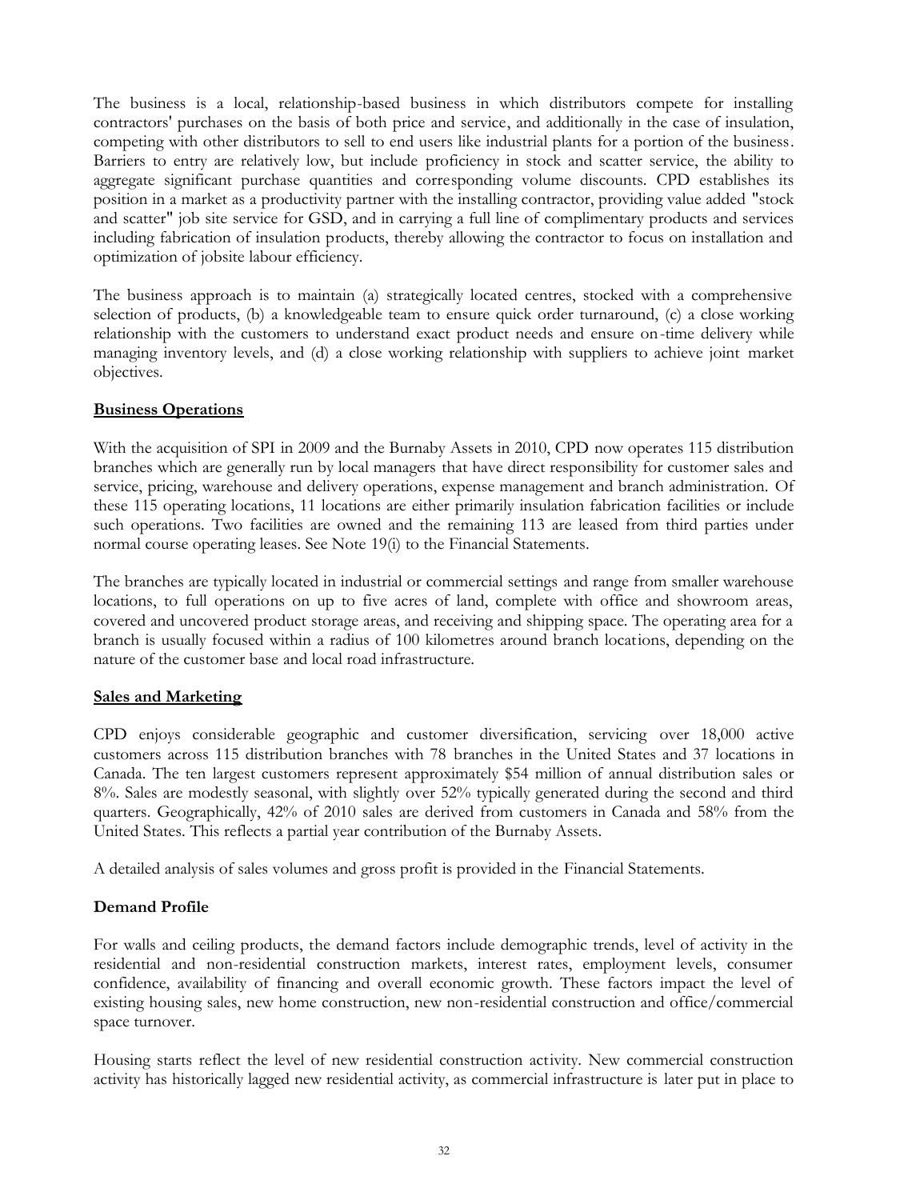The business is a local, relationship-based business in which distributors compete for installing contractors' purchases on the basis of both price and service, and additionally in the case of insulation, competing with other distributors to sell to end users like industrial plants for a portion of the business. Barriers to entry are relatively low, but include proficiency in stock and scatter service, the ability to aggregate significant purchase quantities and corresponding volume discounts. CPD establishes its position in a market as a productivity partner with the installing contractor, providing value added "stock and scatter" job site service for GSD, and in carrying a full line of complimentary products and services including fabrication of insulation products, thereby allowing the contractor to focus on installation and optimization of jobsite labour efficiency.

The business approach is to maintain (a) strategically located centres, stocked with a comprehensive selection of products, (b) a knowledgeable team to ensure quick order turnaround, (c) a close working relationship with the customers to understand exact product needs and ensure on-time delivery while managing inventory levels, and (d) a close working relationship with suppliers to achieve joint market objectives.

**Business Operations**

With the acquisition of SPI in 2009 and the Burnaby Assets in 2010, CPD now operates 115 distribution branches which are generally run by local managers that have direct responsibility for customer sales and service, pricing, warehouse and delivery operations, expense management and branch administration. Of these 115 operating locations, 11 locations are either primarily insulation fabrication facilities or include such operations. Two facilities are owned and the remaining 113 are leased from third parties under normal course operating leases. See Note 19(i) to the Financial Statements.

The branches are typically located in industrial or commercial settings and range from smaller warehouse locations, to full operations on up to five acres of land, complete with office and showroom areas, covered and uncovered product storage areas, and receiving and shipping space. The operating area for a branch is usually focused within a radius of 100 kilometres around branch locations, depending on the nature of the customer base and local road infrastructure.

**Sales and Marketing**

CPD enjoys considerable geographic and customer diversification, servicing over 18,000 active customers across 115 distribution branches with 78 branches in the United States and 37 locations in Canada. The ten largest customers represent approximately $54 million of annual distribution sales or 8%. Sales are modestly seasonal, with slightly over 52% typically generated during the second and third quarters. Geographically, 42% of 2010 sales are derived from customers in Canada and 58% from the United States. This reflects a partial year contribution of the Burnaby Assets.

A detailed analysis of sales volumes and gross profit is provided in the Financial Statements.

**Demand Profile**

For walls and ceiling products, the demand factors include demographic trends, level of activity in the residential and non-residential construction markets, interest rates, employment levels, consumer confidence, availability of financing and overall economic growth. These factors impact the level of existing housing sales, new home construction, new non-residential construction and office/commercial space turnover.

Housing starts reflect the level of new residential construction activity. New commercial construction activity has historically lagged new residential activity, as commercial infrastructure is later put in place to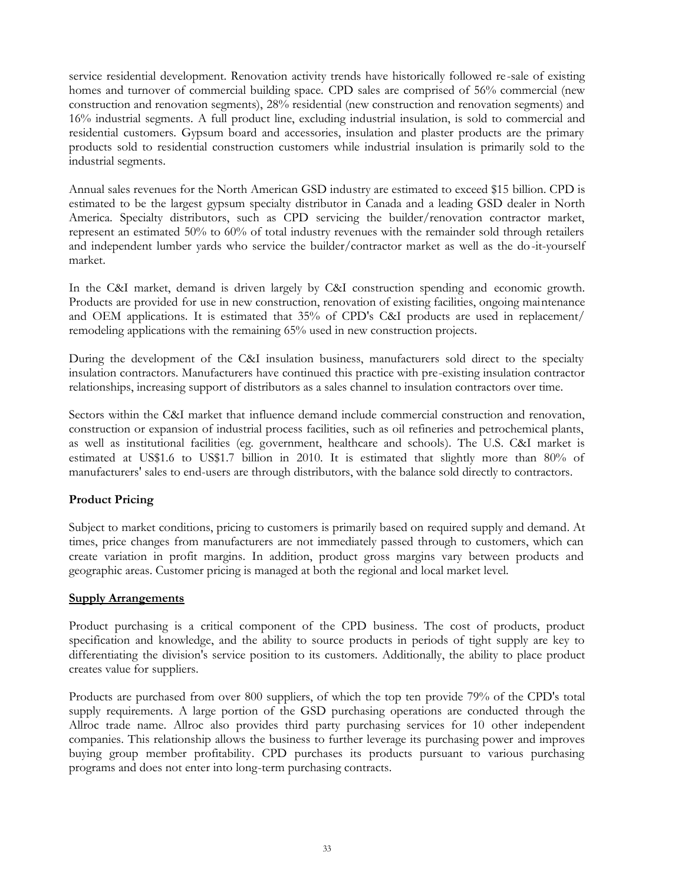service residential development. Renovation activity trends have historically followed re-sale of existing homes and turnover of commercial building space. CPD sales are comprised of 56% commercial (new construction and renovation segments), 28% residential (new construction and renovation segments) and 16% industrial segments. A full product line, excluding industrial insulation, is sold to commercial and residential customers. Gypsum board and accessories, insulation and plaster products are the primary products sold to residential construction customers while industrial insulation is primarily sold to the industrial segments.

Annual sales revenues for the North American GSD industry are estimated to exceed $15 billion. CPD is estimated to be the largest gypsum specialty distributor in Canada and a leading GSD dealer in North America. Specialty distributors, such as CPD servicing the builder/renovation contractor market, represent an estimated 50% to 60% of total industry revenues with the remainder sold through retailers and independent lumber yards who service the builder/contractor market as well as the do-it-yourself market.

In the C&I market, demand is driven largely by C&I construction spending and economic growth. Products are provided for use in new construction, renovation of existing facilities, ongoing maintenance and OEM applications. It is estimated that 35% of CPD's C&I products are used in replacement/ remodeling applications with the remaining 65% used in new construction projects.

During the development of the C&I insulation business, manufacturers sold direct to the specialty insulation contractors. Manufacturers have continued this practice with pre-existing insulation contractor relationships, increasing support of distributors as a sales channel to insulation contractors over time.

Sectors within the C&I market that influence demand include commercial construction and renovation, construction or expansion of industrial process facilities, such as oil refineries and petrochemical plants, as well as institutional facilities (eg. government, healthcare and schools). The U.S. C&I market is estimated at US$1.6 to US$1.7 billion in 2010. It is estimated that slightly more than 80% of manufacturers' sales to end-users are through distributors, with the balance sold directly to contractors.

**Product Pricing**

Subject to market conditions, pricing to customers is primarily based on required supply and demand. At times, price changes from manufacturers are not immediately passed through to customers, which can create variation in profit margins. In addition, product gross margins vary between products and geographic areas. Customer pricing is managed at both the regional and local market level.

**Supply Arrangements**

Product purchasing is a critical component of the CPD business. The cost of products, product specification and knowledge, and the ability to source products in periods of tight supply are key to differentiating the division's service position to its customers. Additionally, the ability to place product creates value for suppliers.

Products are purchased from over 800 suppliers, of which the top ten provide 79% of the CPD's total supply requirements. A large portion of the GSD purchasing operations are conducted through the Allroc trade name. Allroc also provides third party purchasing services for 10 other independent companies. This relationship allows the business to further leverage its purchasing power and improves buying group member profitability. CPD purchases its products pursuant to various purchasing programs and does not enter into long-term purchasing contracts.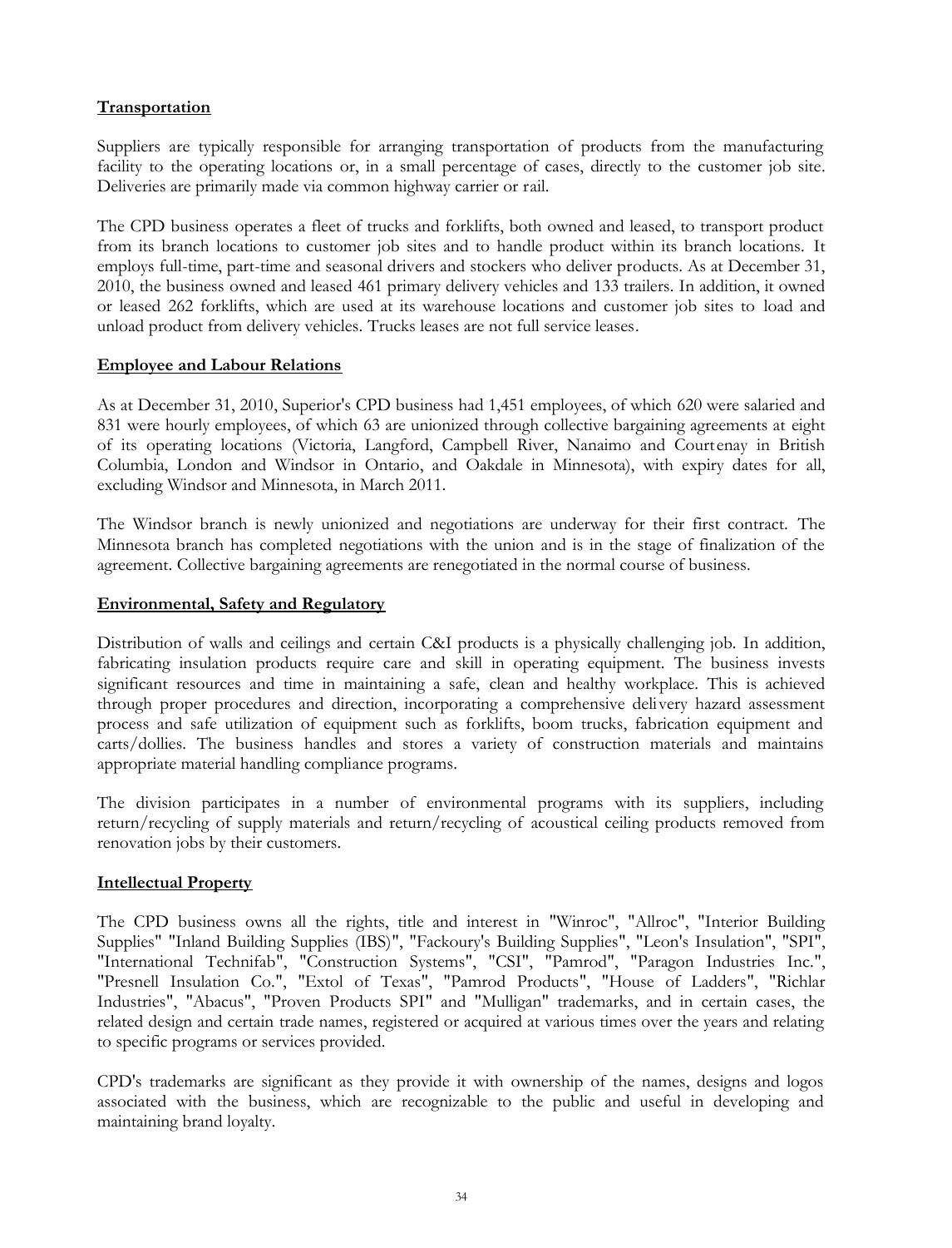**Transportation**

Suppliers are typically responsible for arranging transportation of products from the manufacturing facility to the operating locations or, in a small percentage of cases, directly to the customer job site. Deliveries are primarily made via common highway carrier or rail.

The CPD business operates a fleet of trucks and forklifts, both owned and leased, to transport product from its branch locations to customer job sites and to handle product within its branch locations. It employs full-time, part-time and seasonal drivers and stockers who deliver products. As at December 31, 2010, the business owned and leased 461 primary delivery vehicles and 133 trailers. In addition, it owned or leased 262 forklifts, which are used at its warehouse locations and customer job sites to load and unload product from delivery vehicles. Trucks leases are not full service leases.

**Employee and Labour Relations**

As at December 31, 2010, Superior's CPD business had 1,451 employees, of which 620 were salaried and 831 were hourly employees, of which 63 are unionized through collective bargaining agreements at eight of its operating locations (Victoria, Langford, Campbell River, Nanaimo and Courtenay in British Columbia, London and Windsor in Ontario, and Oakdale in Minnesota), with expiry dates for all, excluding Windsor and Minnesota, in March 2011.

The Windsor branch is newly unionized and negotiations are underway for their first contract. The Minnesota branch has completed negotiations with the union and is in the stage of finalization of the agreement. Collective bargaining agreements are renegotiated in the normal course of business.

**Environmental, Safety and Regulatory**

Distribution of walls and ceilings and certain C&I products is a physically challenging job. In addition, fabricating insulation products require care and skill in operating equipment. The business invests significant resources and time in maintaining a safe, clean and healthy workplace. This is achieved through proper procedures and direction, incorporating a comprehensive delivery hazard assessment process and safe utilization of equipment such as forklifts, boom trucks, fabrication equipment and carts/dollies. The business handles and stores a variety of construction materials and maintains appropriate material handling compliance programs.

The division participates in a number of environmental programs with its suppliers, including return/recycling of supply materials and return/recycling of acoustical ceiling products removed from renovation jobs by their customers.

**Intellectual Property**

The CPD business owns all the rights, title and interest in "Winroc", "Allroc", "Interior Building Supplies" "Inland Building Supplies (IBS)", "Fackoury's Building Supplies", "Leon's Insulation", "SPI", "International Technifab", "Construction Systems", "CSI", "Pamrod", "Paragon Industries Inc.", "Presnell Insulation Co.", "Extol of Texas", "Pamrod Products", "House of Ladders", "Richlar Industries", "Abacus", "Proven Products SPI" and "Mulligan" trademarks, and in certain cases, the related design and certain trade names, registered or acquired at various times over the years and relating to specific programs or services provided.

CPD's trademarks are significant as they provide it with ownership of the names, designs and logos associated with the business, which are recognizable to the public and useful in developing and maintaining brand loyalty.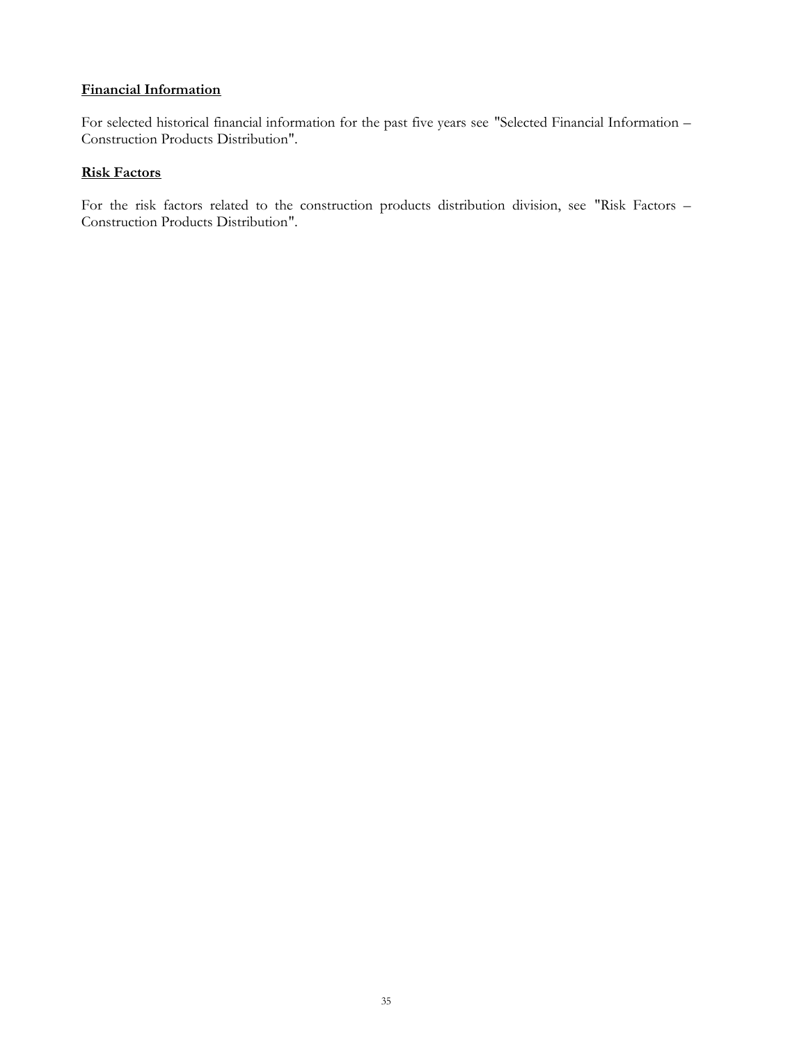**Financial Information**

For selected historical financial information for the past five years see "Selected Financial Information – Construction Products Distribution".

**Risk Factors**

For the risk factors related to the construction products distribution division, see "Risk Factors – Construction Products Distribution".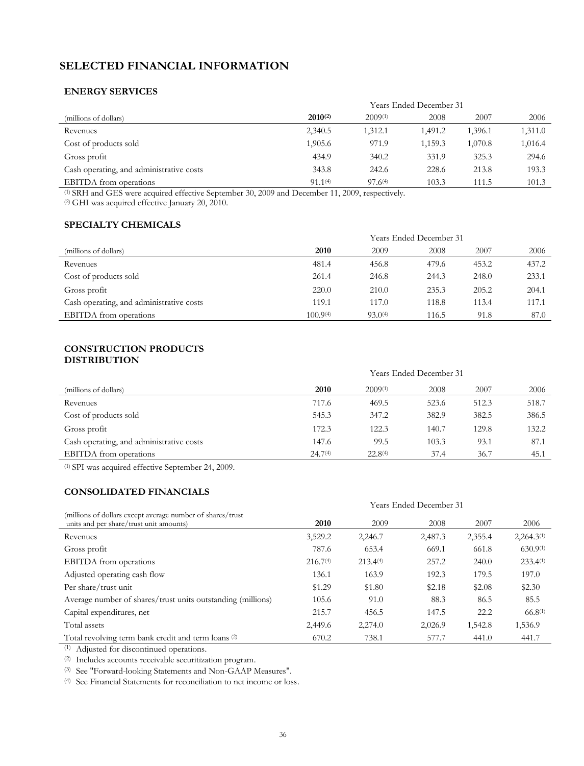# SELECTED FINANCIAL INFORMATION

## ENERGY SERVICES

| (millions of dollars) | Years Ended December 31 | | | | |
|---|---|---|---|---|---|
| | **2010[2]** | 2009[1] | 2008 | 2007 | 2006 |
| Revenues | 2,340.5 | 1,312.1 | 1,491.2 | 1,396.1 | 1,311.0 |
| Cost of products sold | 1,905.6 | 971.9 | 1,159.3 | 1,070.8 | 1,016.4 |
| Gross profit | 434.9 | 340.2 | 331.9 | 325.3 | 294.6 |
| Cash operating, and administrative costs | 343.8 | 242.6 | 228.6 | 213.8 | 193.3 |
| EBITDA from operations | 91.1[4] | 97.6[4] | 103.3 | 111.5 | 101.3 |

[1] SRH and GES were acquired effective September 30, 2009 and December 11, 2009, respectively.
[2] GHI was acquired effective January 20, 2010.

## SPECIALTY CHEMICALS

| (millions of dollars) | Years Ended December 31 | | | | |
|---|---|---|---|---|---|
| | **2010** | 2009 | 2008 | 2007 | 2006 |
| Revenues | 481.4 | 456.8 | 479.6 | 453.2 | 437.2 |
| Cost of products sold | 261.4 | 246.8 | 244.3 | 248.0 | 233.1 |
| Gross profit | 220.0 | 210.0 | 235.3 | 205.2 | 204.1 |
| Cash operating, and administrative costs | 119.1 | 117.0 | 118.8 | 113.4 | 117.1 |
| EBITDA from operations | 100.9[4] | 93.0[4] | 116.5 | 91.8 | 87.0 |

## CONSTRUCTION PRODUCTS DISTRIBUTION

| (millions of dollars) | Years Ended December 31 | | | | |
|---|---|---|---|---|---|
| | **2010** | 2009[1] | 2008 | 2007 | 2006 |
| Revenues | 717.6 | 469.5 | 523.6 | 512.3 | 518.7 |
| Cost of products sold | 545.3 | 347.2 | 382.9 | 382.5 | 386.5 |
| Gross profit | 172.3 | 122.3 | 140.7 | 129.8 | 132.2 |
| Cash operating, and administrative costs | 147.6 | 99.5 | 103.3 | 93.1 | 87.1 |
| EBITDA from operations | 24.7[4] | 22.8[4] | 37.4 | 36.7 | 45.1 |

[1] SPI was acquired effective September 24, 2009.

## CONSOLIDATED FINANCIALS

| (millions of dollars except average number of shares/trust units and per share/trust unit amounts) | Years Ended December 31 | | | | |
|---|---|---|---|---|---|
| | **2010** | 2009 | 2008 | 2007 | 2006 |
| Revenues | 3,529.2 | 2,246.7 | 2,487.3 | 2,355.4 | 2,264.3[1] |
| Gross profit | 787.6 | 653.4 | 669.1 | 661.8 | 630.9[1] |
| EBITDA from operations | 216.7[4] | 213.4[4] | 257.2 | 240.0 | 233.4[1] |
| Adjusted operating cash flow | 136.1 | 163.9 | 192.3 | 179.5 | 197.0 |
| Per share/trust unit | $1.29 | $1.80 | $2.18 | $2.08 | $2.30 |
| Average number of shares/trust units outstanding (millions) | 105.6 | 91.0 | 88.3 | 86.5 | 85.5 |
| Capital expenditures, net | 215.7 | 456.5 | 147.5 | 22.2 | 66.8[1] |
| Total assets | 2,449.6 | 2,274.0 | 2,026.9 | 1,542.8 | 1,536.9 |
| Total revolving term bank credit and term loans [2] | 670.2 | 738.1 | 577.7 | 441.0 | 441.7 |

[1] Adjusted for discontinued operations.
[2] Includes accounts receivable securitization program.
[3] See "Forward-looking Statements and Non-GAAP Measures".
[4] See Financial Statements for reconciliation to net income or loss.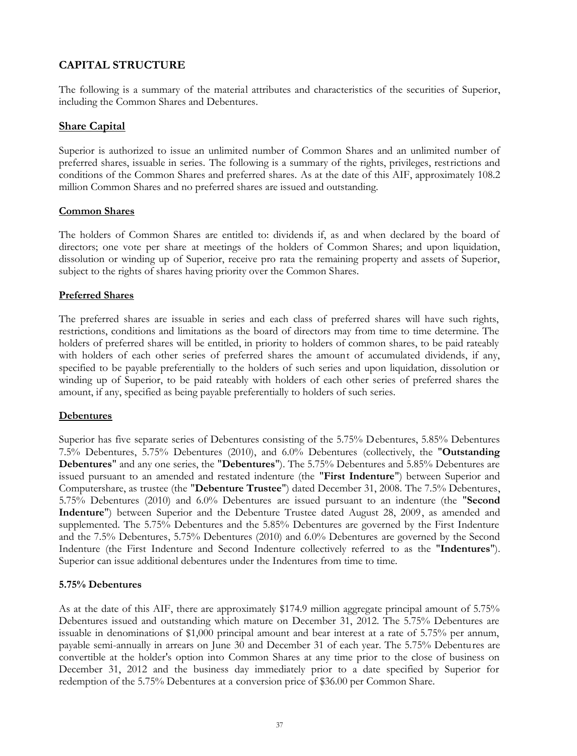## CAPITAL STRUCTURE

The following is a summary of the material attributes and characteristics of the securities of Superior, including the Common Shares and Debentures.

### Share Capital

Superior is authorized to issue an unlimited number of Common Shares and an unlimited number of preferred shares, issuable in series. The following is a summary of the rights, privileges, restrictions and conditions of the Common Shares and preferred shares. As at the date of this AIF, approximately 108.2 million Common Shares and no preferred shares are issued and outstanding.

### Common Shares

The holders of Common Shares are entitled to: dividends if, as and when declared by the board of directors; one vote per share at meetings of the holders of Common Shares; and upon liquidation, dissolution or winding up of Superior, receive pro rata the remaining property and assets of Superior, subject to the rights of shares having priority over the Common Shares.

### Preferred Shares

The preferred shares are issuable in series and each class of preferred shares will have such rights, restrictions, conditions and limitations as the board of directors may from time to time determine. The holders of preferred shares will be entitled, in priority to holders of common shares, to be paid rateably with holders of each other series of preferred shares the amount of accumulated dividends, if any, specified to be payable preferentially to the holders of such series and upon liquidation, dissolution or winding up of Superior, to be paid rateably with holders of each other series of preferred shares the amount, if any, specified as being payable preferentially to holders of such series.

### Debentures

Superior has five separate series of Debentures consisting of the 5.75% Debentures, 5.85% Debentures 7.5% Debentures, 5.75% Debentures (2010), and 6.0% Debentures (collectively, the "**Outstanding Debentures**" and any one series, the "**Debentures**"). The 5.75% Debentures and 5.85% Debentures are issued pursuant to an amended and restated indenture (the "**First Indenture**") between Superior and Computershare, as trustee (the "**Debenture Trustee**") dated December 31, 2008. The 7.5% Debentures, 5.75% Debentures (2010) and 6.0% Debentures are issued pursuant to an indenture (the "**Second Indenture**") between Superior and the Debenture Trustee dated August 28, 2009, as amended and supplemented. The 5.75% Debentures and the 5.85% Debentures are governed by the First Indenture and the 7.5% Debentures, 5.75% Debentures (2010) and 6.0% Debentures are governed by the Second Indenture (the First Indenture and Second Indenture collectively referred to as the "**Indentures**"). Superior can issue additional debentures under the Indentures from time to time.

### 5.75% Debentures

As at the date of this AIF, there are approximately $174.9 million aggregate principal amount of 5.75% Debentures issued and outstanding which mature on December 31, 2012. The 5.75% Debentures are issuable in denominations of $1,000 principal amount and bear interest at a rate of 5.75% per annum, payable semi-annually in arrears on June 30 and December 31 of each year. The 5.75% Debentures are convertible at the holder's option into Common Shares at any time prior to the close of business on December 31, 2012 and the business day immediately prior to a date specified by Superior for redemption of the 5.75% Debentures at a conversion price of $36.00 per Common Share.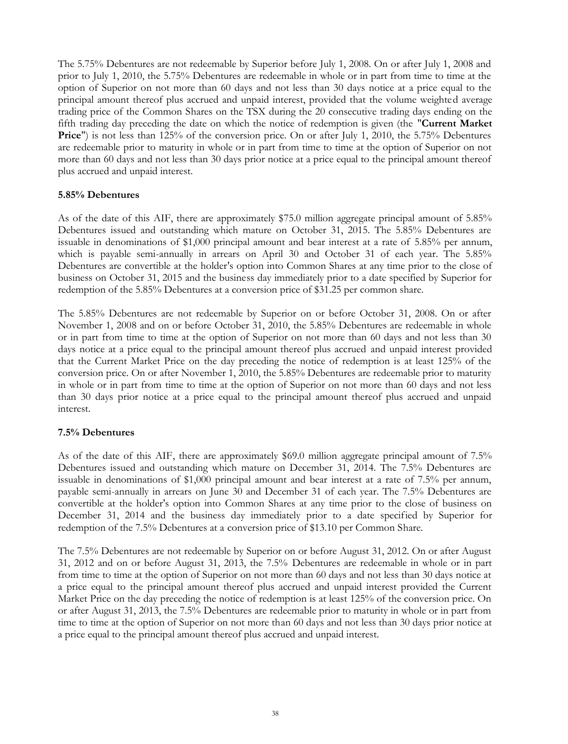The 5.75% Debentures are not redeemable by Superior before July 1, 2008. On or after July 1, 2008 and prior to July 1, 2010, the 5.75% Debentures are redeemable in whole or in part from time to time at the option of Superior on not more than 60 days and not less than 30 days notice at a price equal to the principal amount thereof plus accrued and unpaid interest, provided that the volume weighted average trading price of the Common Shares on the TSX during the 20 consecutive trading days ending on the fifth trading day preceding the date on which the notice of redemption is given (the "**Current Market Price**") is not less than 125% of the conversion price. On or after July 1, 2010, the 5.75% Debentures are redeemable prior to maturity in whole or in part from time to time at the option of Superior on not more than 60 days and not less than 30 days prior notice at a price equal to the principal amount thereof plus accrued and unpaid interest.

### 5.85% Debentures

As of the date of this AIF, there are approximately $75.0 million aggregate principal amount of 5.85% Debentures issued and outstanding which mature on October 31, 2015. The 5.85% Debentures are issuable in denominations of $1,000 principal amount and bear interest at a rate of 5.85% per annum, which is payable semi-annually in arrears on April 30 and October 31 of each year. The 5.85% Debentures are convertible at the holder's option into Common Shares at any time prior to the close of business on October 31, 2015 and the business day immediately prior to a date specified by Superior for redemption of the 5.85% Debentures at a conversion price of $31.25 per common share.

The 5.85% Debentures are not redeemable by Superior on or before October 31, 2008. On or after November 1, 2008 and on or before October 31, 2010, the 5.85% Debentures are redeemable in whole or in part from time to time at the option of Superior on not more than 60 days and not less than 30 days notice at a price equal to the principal amount thereof plus accrued and unpaid interest provided that the Current Market Price on the day preceding the notice of redemption is at least 125% of the conversion price. On or after November 1, 2010, the 5.85% Debentures are redeemable prior to maturity in whole or in part from time to time at the option of Superior on not more than 60 days and not less than 30 days prior notice at a price equal to the principal amount thereof plus accrued and unpaid interest.

### 7.5% Debentures

As of the date of this AIF, there are approximately $69.0 million aggregate principal amount of 7.5% Debentures issued and outstanding which mature on December 31, 2014. The 7.5% Debentures are issuable in denominations of $1,000 principal amount and bear interest at a rate of 7.5% per annum, payable semi-annually in arrears on June 30 and December 31 of each year. The 7.5% Debentures are convertible at the holder's option into Common Shares at any time prior to the close of business on December 31, 2014 and the business day immediately prior to a date specified by Superior for redemption of the 7.5% Debentures at a conversion price of $13.10 per Common Share.

The 7.5% Debentures are not redeemable by Superior on or before August 31, 2012. On or after August 31, 2012 and on or before August 31, 2013, the 7.5% Debentures are redeemable in whole or in part from time to time at the option of Superior on not more than 60 days and not less than 30 days notice at a price equal to the principal amount thereof plus accrued and unpaid interest provided the Current Market Price on the day preceding the notice of redemption is at least 125% of the conversion price. On or after August 31, 2013, the 7.5% Debentures are redeemable prior to maturity in whole or in part from time to time at the option of Superior on not more than 60 days and not less than 30 days prior notice at a price equal to the principal amount thereof plus accrued and unpaid interest.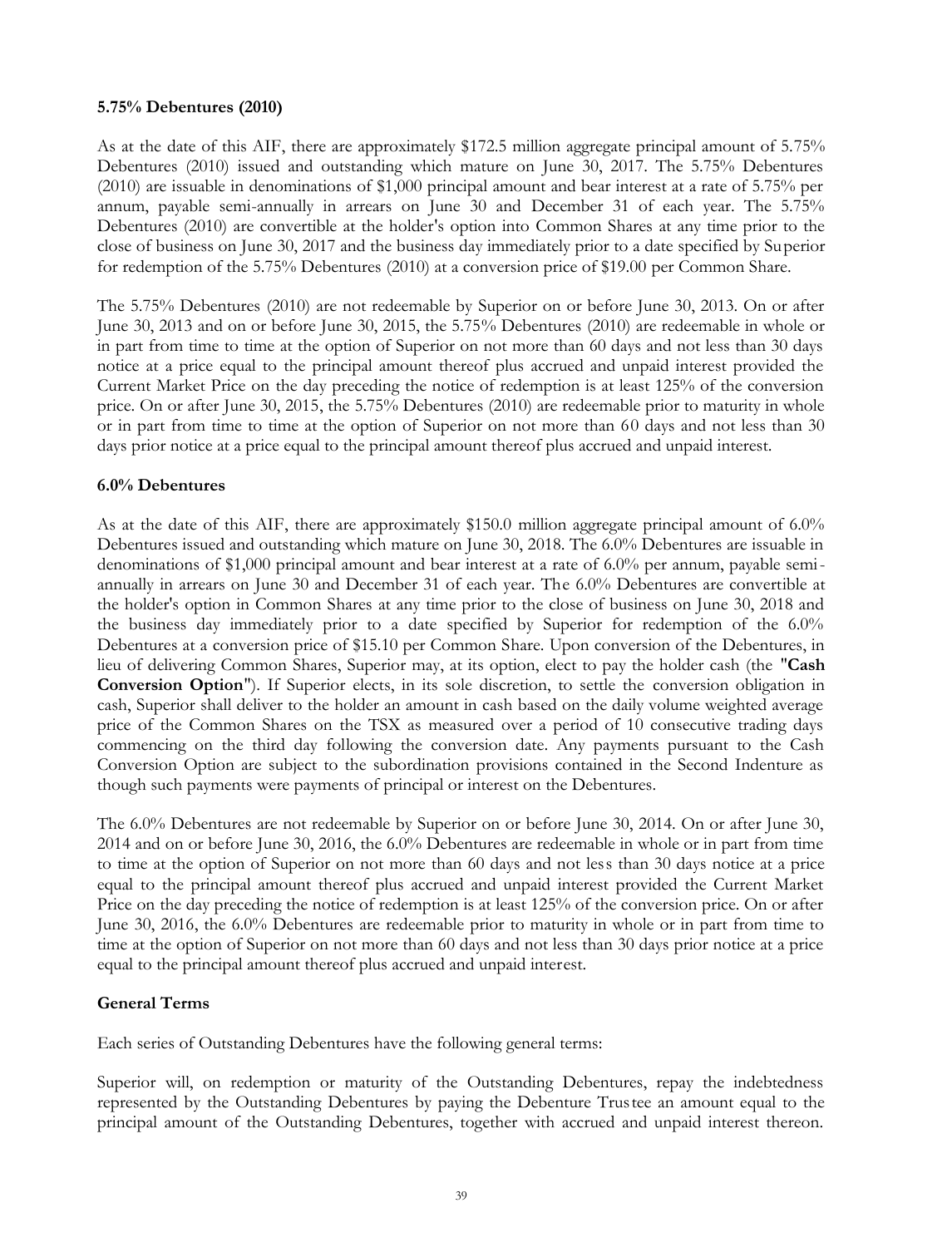**5.75% Debentures (2010)**

As at the date of this AIF, there are approximately $172.5 million aggregate principal amount of 5.75% Debentures (2010) issued and outstanding which mature on June 30, 2017. The 5.75% Debentures (2010) are issuable in denominations of $1,000 principal amount and bear interest at a rate of 5.75% per annum, payable semi-annually in arrears on June 30 and December 31 of each year. The 5.75% Debentures (2010) are convertible at the holder's option into Common Shares at any time prior to the close of business on June 30, 2017 and the business day immediately prior to a date specified by Superior for redemption of the 5.75% Debentures (2010) at a conversion price of $19.00 per Common Share.

The 5.75% Debentures (2010) are not redeemable by Superior on or before June 30, 2013. On or after June 30, 2013 and on or before June 30, 2015, the 5.75% Debentures (2010) are redeemable in whole or in part from time to time at the option of Superior on not more than 60 days and not less than 30 days notice at a price equal to the principal amount thereof plus accrued and unpaid interest provided the Current Market Price on the day preceding the notice of redemption is at least 125% of the conversion price. On or after June 30, 2015, the 5.75% Debentures (2010) are redeemable prior to maturity in whole or in part from time to time at the option of Superior on not more than 60 days and not less than 30 days prior notice at a price equal to the principal amount thereof plus accrued and unpaid interest.

**6.0% Debentures**

As at the date of this AIF, there are approximately $150.0 million aggregate principal amount of 6.0% Debentures issued and outstanding which mature on June 30, 2018. The 6.0% Debentures are issuable in denominations of $1,000 principal amount and bear interest at a rate of 6.0% per annum, payable semi-annually in arrears on June 30 and December 31 of each year. The 6.0% Debentures are convertible at the holder's option in Common Shares at any time prior to the close of business on June 30, 2018 and the business day immediately prior to a date specified by Superior for redemption of the 6.0% Debentures at a conversion price of $15.10 per Common Share. Upon conversion of the Debentures, in lieu of delivering Common Shares, Superior may, at its option, elect to pay the holder cash (the "**Cash Conversion Option**"). If Superior elects, in its sole discretion, to settle the conversion obligation in cash, Superior shall deliver to the holder an amount in cash based on the daily volume weighted average price of the Common Shares on the TSX as measured over a period of 10 consecutive trading days commencing on the third day following the conversion date. Any payments pursuant to the Cash Conversion Option are subject to the subordination provisions contained in the Second Indenture as though such payments were payments of principal or interest on the Debentures.

The 6.0% Debentures are not redeemable by Superior on or before June 30, 2014. On or after June 30, 2014 and on or before June 30, 2016, the 6.0% Debentures are redeemable in whole or in part from time to time at the option of Superior on not more than 60 days and not less than 30 days notice at a price equal to the principal amount thereof plus accrued and unpaid interest provided the Current Market Price on the day preceding the notice of redemption is at least 125% of the conversion price. On or after June 30, 2016, the 6.0% Debentures are redeemable prior to maturity in whole or in part from time to time at the option of Superior on not more than 60 days and not less than 30 days prior notice at a price equal to the principal amount thereof plus accrued and unpaid interest.

**General Terms**

Each series of Outstanding Debentures have the following general terms:

Superior will, on redemption or maturity of the Outstanding Debentures, repay the indebtedness represented by the Outstanding Debentures by paying the Debenture Trustee an amount equal to the principal amount of the Outstanding Debentures, together with accrued and unpaid interest thereon.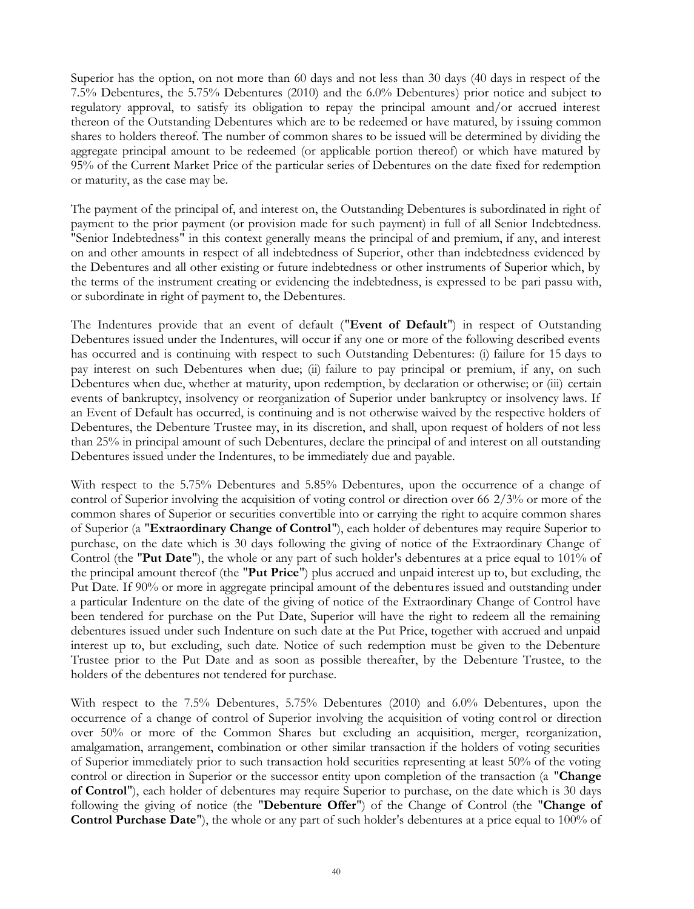Superior has the option, on not more than 60 days and not less than 30 days (40 days in respect of the 7.5% Debentures, the 5.75% Debentures (2010) and the 6.0% Debentures) prior notice and subject to regulatory approval, to satisfy its obligation to repay the principal amount and/or accrued interest thereon of the Outstanding Debentures which are to be redeemed or have matured, by issuing common shares to holders thereof. The number of common shares to be issued will be determined by dividing the aggregate principal amount to be redeemed (or applicable portion thereof) or which have matured by 95% of the Current Market Price of the particular series of Debentures on the date fixed for redemption or maturity, as the case may be.

The payment of the principal of, and interest on, the Outstanding Debentures is subordinated in right of payment to the prior payment (or provision made for such payment) in full of all Senior Indebtedness. "Senior Indebtedness" in this context generally means the principal of and premium, if any, and interest on and other amounts in respect of all indebtedness of Superior, other than indebtedness evidenced by the Debentures and all other existing or future indebtedness or other instruments of Superior which, by the terms of the instrument creating or evidencing the indebtedness, is expressed to be pari passu with, or subordinate in right of payment to, the Debentures.

The Indentures provide that an event of default ("**Event of Default**") in respect of Outstanding Debentures issued under the Indentures, will occur if any one or more of the following described events has occurred and is continuing with respect to such Outstanding Debentures: (i) failure for 15 days to pay interest on such Debentures when due; (ii) failure to pay principal or premium, if any, on such Debentures when due, whether at maturity, upon redemption, by declaration or otherwise; or (iii) certain events of bankruptcy, insolvency or reorganization of Superior under bankruptcy or insolvency laws. If an Event of Default has occurred, is continuing and is not otherwise waived by the respective holders of Debentures, the Debenture Trustee may, in its discretion, and shall, upon request of holders of not less than 25% in principal amount of such Debentures, declare the principal of and interest on all outstanding Debentures issued under the Indentures, to be immediately due and payable.

With respect to the 5.75% Debentures and 5.85% Debentures, upon the occurrence of a change of control of Superior involving the acquisition of voting control or direction over 66 2/3% or more of the common shares of Superior or securities convertible into or carrying the right to acquire common shares of Superior (a "**Extraordinary Change of Control**"), each holder of debentures may require Superior to purchase, on the date which is 30 days following the giving of notice of the Extraordinary Change of Control (the "**Put Date**"), the whole or any part of such holder's debentures at a price equal to 101% of the principal amount thereof (the "**Put Price**") plus accrued and unpaid interest up to, but excluding, the Put Date. If 90% or more in aggregate principal amount of the debentures issued and outstanding under a particular Indenture on the date of the giving of notice of the Extraordinary Change of Control have been tendered for purchase on the Put Date, Superior will have the right to redeem all the remaining debentures issued under such Indenture on such date at the Put Price, together with accrued and unpaid interest up to, but excluding, such date. Notice of such redemption must be given to the Debenture Trustee prior to the Put Date and as soon as possible thereafter, by the Debenture Trustee, to the holders of the debentures not tendered for purchase.

With respect to the 7.5% Debentures, 5.75% Debentures (2010) and 6.0% Debentures, upon the occurrence of a change of control of Superior involving the acquisition of voting control or direction over 50% or more of the Common Shares but excluding an acquisition, merger, reorganization, amalgamation, arrangement, combination or other similar transaction if the holders of voting securities of Superior immediately prior to such transaction hold securities representing at least 50% of the voting control or direction in Superior or the successor entity upon completion of the transaction (a "**Change of Control**"), each holder of debentures may require Superior to purchase, on the date which is 30 days following the giving of notice (the "**Debenture Offer**") of the Change of Control (the "**Change of Control Purchase Date**"), the whole or any part of such holder's debentures at a price equal to 100% of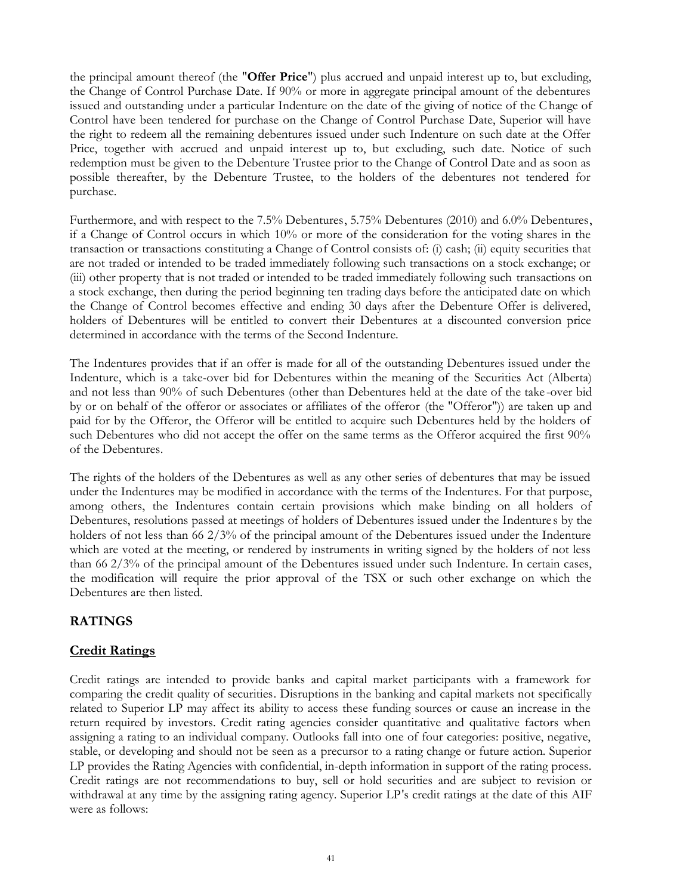the principal amount thereof (the "**Offer Price**") plus accrued and unpaid interest up to, but excluding, the Change of Control Purchase Date. If 90% or more in aggregate principal amount of the debentures issued and outstanding under a particular Indenture on the date of the giving of notice of the Change of Control have been tendered for purchase on the Change of Control Purchase Date, Superior will have the right to redeem all the remaining debentures issued under such Indenture on such date at the Offer Price, together with accrued and unpaid interest up to, but excluding, such date. Notice of such redemption must be given to the Debenture Trustee prior to the Change of Control Date and as soon as possible thereafter, by the Debenture Trustee, to the holders of the debentures not tendered for purchase.

Furthermore, and with respect to the 7.5% Debentures, 5.75% Debentures (2010) and 6.0% Debentures, if a Change of Control occurs in which 10% or more of the consideration for the voting shares in the transaction or transactions constituting a Change of Control consists of: (i) cash; (ii) equity securities that are not traded or intended to be traded immediately following such transactions on a stock exchange; or (iii) other property that is not traded or intended to be traded immediately following such transactions on a stock exchange, then during the period beginning ten trading days before the anticipated date on which the Change of Control becomes effective and ending 30 days after the Debenture Offer is delivered, holders of Debentures will be entitled to convert their Debentures at a discounted conversion price determined in accordance with the terms of the Second Indenture.

The Indentures provides that if an offer is made for all of the outstanding Debentures issued under the Indenture, which is a take-over bid for Debentures within the meaning of the Securities Act (Alberta) and not less than 90% of such Debentures (other than Debentures held at the date of the take-over bid by or on behalf of the offeror or associates or affiliates of the offeror (the "Offeror")) are taken up and paid for by the Offeror, the Offeror will be entitled to acquire such Debentures held by the holders of such Debentures who did not accept the offer on the same terms as the Offeror acquired the first 90% of the Debentures.

The rights of the holders of the Debentures as well as any other series of debentures that may be issued under the Indentures may be modified in accordance with the terms of the Indentures. For that purpose, among others, the Indentures contain certain provisions which make binding on all holders of Debentures, resolutions passed at meetings of holders of Debentures issued under the Indentures by the holders of not less than 66 2/3% of the principal amount of the Debentures issued under the Indenture which are voted at the meeting, or rendered by instruments in writing signed by the holders of not less than 66 2/3% of the principal amount of the Debentures issued under such Indenture. In certain cases, the modification will require the prior approval of the TSX or such other exchange on which the Debentures are then listed.

## RATINGS

### Credit Ratings

Credit ratings are intended to provide banks and capital market participants with a framework for comparing the credit quality of securities. Disruptions in the banking and capital markets not specifically related to Superior LP may affect its ability to access these funding sources or cause an increase in the return required by investors. Credit rating agencies consider quantitative and qualitative factors when assigning a rating to an individual company. Outlooks fall into one of four categories: positive, negative, stable, or developing and should not be seen as a precursor to a rating change or future action. Superior LP provides the Rating Agencies with confidential, in-depth information in support of the rating process. Credit ratings are not recommendations to buy, sell or hold securities and are subject to revision or withdrawal at any time by the assigning rating agency. Superior LP's credit ratings at the date of this AIF were as follows: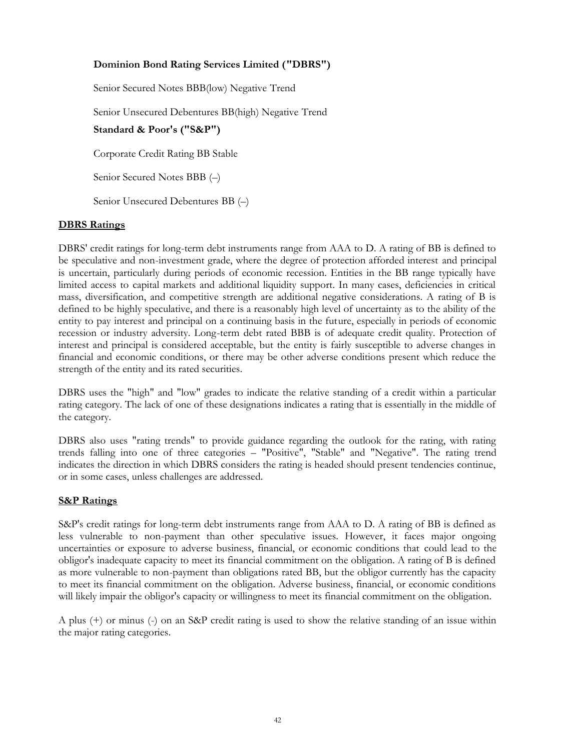**Dominion Bond Rating Services Limited ("DBRS")**

Senior Secured Notes BBB(low) Negative Trend

Senior Unsecured Debentures BB(high) Negative Trend

**Standard & Poor's ("S&P")**

Corporate Credit Rating BB Stable

Senior Secured Notes BBB (–)

Senior Unsecured Debentures BB (–)

**DBRS Ratings**

DBRS' credit ratings for long-term debt instruments range from AAA to D. A rating of BB is defined to be speculative and non-investment grade, where the degree of protection afforded interest and principal is uncertain, particularly during periods of economic recession. Entities in the BB range typically have limited access to capital markets and additional liquidity support. In many cases, deficiencies in critical mass, diversification, and competitive strength are additional negative considerations. A rating of B is defined to be highly speculative, and there is a reasonably high level of uncertainty as to the ability of the entity to pay interest and principal on a continuing basis in the future, especially in periods of economic recession or industry adversity. Long-term debt rated BBB is of adequate credit quality. Protection of interest and principal is considered acceptable, but the entity is fairly susceptible to adverse changes in financial and economic conditions, or there may be other adverse conditions present which reduce the strength of the entity and its rated securities.

DBRS uses the "high" and "low" grades to indicate the relative standing of a credit within a particular rating category. The lack of one of these designations indicates a rating that is essentially in the middle of the category.

DBRS also uses "rating trends" to provide guidance regarding the outlook for the rating, with rating trends falling into one of three categories – "Positive", "Stable" and "Negative". The rating trend indicates the direction in which DBRS considers the rating is headed should present tendencies continue, or in some cases, unless challenges are addressed.

**S&P Ratings**

S&P's credit ratings for long-term debt instruments range from AAA to D. A rating of BB is defined as less vulnerable to non-payment than other speculative issues. However, it faces major ongoing uncertainties or exposure to adverse business, financial, or economic conditions that could lead to the obligor's inadequate capacity to meet its financial commitment on the obligation. A rating of B is defined as more vulnerable to non-payment than obligations rated BB, but the obligor currently has the capacity to meet its financial commitment on the obligation. Adverse business, financial, or economic conditions will likely impair the obligor's capacity or willingness to meet its financial commitment on the obligation.

A plus (+) or minus (-) on an S&P credit rating is used to show the relative standing of an issue within the major rating categories.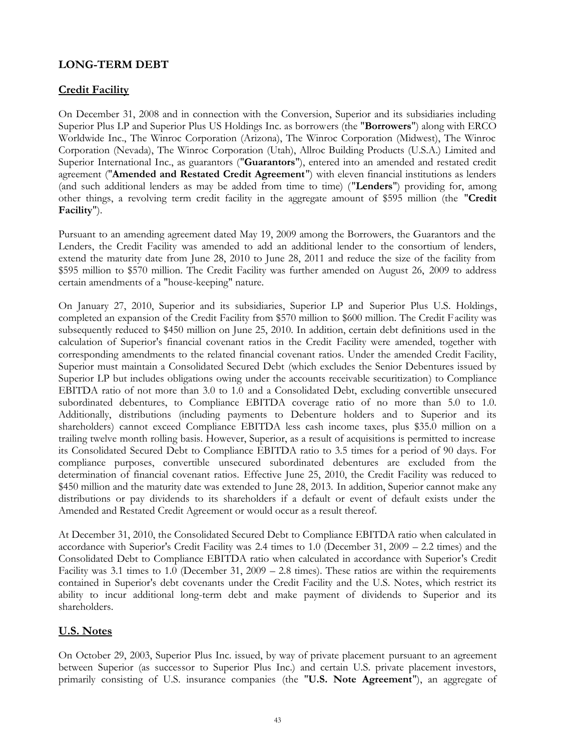## LONG-TERM DEBT

### Credit Facility

On December 31, 2008 and in connection with the Conversion, Superior and its subsidiaries including Superior Plus LP and Superior Plus US Holdings Inc. as borrowers (the "**Borrowers**") along with ERCO Worldwide Inc., The Winroc Corporation (Arizona), The Winroc Corporation (Midwest), The Winroc Corporation (Nevada), The Winroc Corporation (Utah), Allroc Building Products (U.S.A.) Limited and Superior International Inc., as guarantors ("**Guarantors**"), entered into an amended and restated credit agreement ("**Amended and Restated Credit Agreement**") with eleven financial institutions as lenders (and such additional lenders as may be added from time to time) ("**Lenders**") providing for, among other things, a revolving term credit facility in the aggregate amount of $595 million (the "**Credit Facility**").

Pursuant to an amending agreement dated May 19, 2009 among the Borrowers, the Guarantors and the Lenders, the Credit Facility was amended to add an additional lender to the consortium of lenders, extend the maturity date from June 28, 2010 to June 28, 2011 and reduce the size of the facility from $595 million to $570 million. The Credit Facility was further amended on August 26, 2009 to address certain amendments of a "house-keeping" nature.

On January 27, 2010, Superior and its subsidiaries, Superior LP and Superior Plus U.S. Holdings, completed an expansion of the Credit Facility from $570 million to $600 million. The Credit Facility was subsequently reduced to $450 million on June 25, 2010. In addition, certain debt definitions used in the calculation of Superior's financial covenant ratios in the Credit Facility were amended, together with corresponding amendments to the related financial covenant ratios. Under the amended Credit Facility, Superior must maintain a Consolidated Secured Debt (which excludes the Senior Debentures issued by Superior LP but includes obligations owing under the accounts receivable securitization) to Compliance EBITDA ratio of not more than 3.0 to 1.0 and a Consolidated Debt, excluding convertible unsecured subordinated debentures, to Compliance EBITDA coverage ratio of no more than 5.0 to 1.0. Additionally, distributions (including payments to Debenture holders and to Superior and its shareholders) cannot exceed Compliance EBITDA less cash income taxes, plus $35.0 million on a trailing twelve month rolling basis. However, Superior, as a result of acquisitions is permitted to increase its Consolidated Secured Debt to Compliance EBITDA ratio to 3.5 times for a period of 90 days. For compliance purposes, convertible unsecured subordinated debentures are excluded from the determination of financial covenant ratios. Effective June 25, 2010, the Credit Facility was reduced to $450 million and the maturity date was extended to June 28, 2013. In addition, Superior cannot make any distributions or pay dividends to its shareholders if a default or event of default exists under the Amended and Restated Credit Agreement or would occur as a result thereof.

At December 31, 2010, the Consolidated Secured Debt to Compliance EBITDA ratio when calculated in accordance with Superior's Credit Facility was 2.4 times to 1.0 (December 31, 2009 – 2.2 times) and the Consolidated Debt to Compliance EBITDA ratio when calculated in accordance with Superior's Credit Facility was 3.1 times to 1.0 (December 31, 2009 – 2.8 times). These ratios are within the requirements contained in Superior's debt covenants under the Credit Facility and the U.S. Notes, which restrict its ability to incur additional long-term debt and make payment of dividends to Superior and its shareholders.

### U.S. Notes

On October 29, 2003, Superior Plus Inc. issued, by way of private placement pursuant to an agreement between Superior (as successor to Superior Plus Inc.) and certain U.S. private placement investors, primarily consisting of U.S. insurance companies (the "**U.S. Note Agreement**"), an aggregate of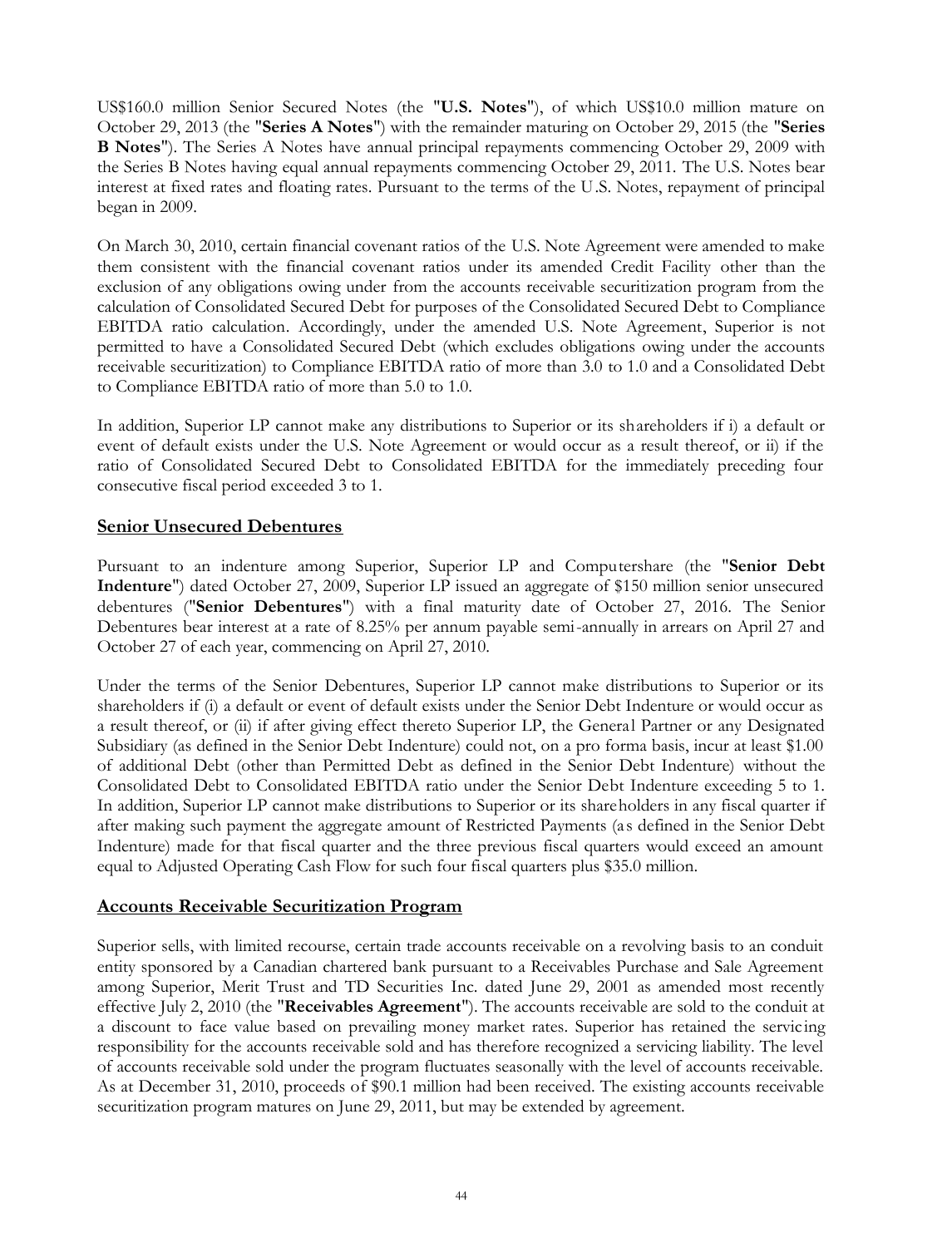US$160.0 million Senior Secured Notes (the "**U.S. Notes**"), of which US$10.0 million mature on October 29, 2013 (the "**Series A Notes**") with the remainder maturing on October 29, 2015 (the "**Series B Notes**"). The Series A Notes have annual principal repayments commencing October 29, 2009 with the Series B Notes having equal annual repayments commencing October 29, 2011. The U.S. Notes bear interest at fixed rates and floating rates. Pursuant to the terms of the U.S. Notes, repayment of principal began in 2009.

On March 30, 2010, certain financial covenant ratios of the U.S. Note Agreement were amended to make them consistent with the financial covenant ratios under its amended Credit Facility other than the exclusion of any obligations owing under from the accounts receivable securitization program from the calculation of Consolidated Secured Debt for purposes of the Consolidated Secured Debt to Compliance EBITDA ratio calculation. Accordingly, under the amended U.S. Note Agreement, Superior is not permitted to have a Consolidated Secured Debt (which excludes obligations owing under the accounts receivable securitization) to Compliance EBITDA ratio of more than 3.0 to 1.0 and a Consolidated Debt to Compliance EBITDA ratio of more than 5.0 to 1.0.

In addition, Superior LP cannot make any distributions to Superior or its shareholders if i) a default or event of default exists under the U.S. Note Agreement or would occur as a result thereof, or ii) if the ratio of Consolidated Secured Debt to Consolidated EBITDA for the immediately preceding four consecutive fiscal period exceeded 3 to 1.

## Senior Unsecured Debentures

Pursuant to an indenture among Superior, Superior LP and Computershare (the "**Senior Debt Indenture**") dated October 27, 2009, Superior LP issued an aggregate of $150 million senior unsecured debentures ("**Senior Debentures**") with a final maturity date of October 27, 2016. The Senior Debentures bear interest at a rate of 8.25% per annum payable semi-annually in arrears on April 27 and October 27 of each year, commencing on April 27, 2010.

Under the terms of the Senior Debentures, Superior LP cannot make distributions to Superior or its shareholders if (i) a default or event of default exists under the Senior Debt Indenture or would occur as a result thereof, or (ii) if after giving effect thereto Superior LP, the General Partner or any Designated Subsidiary (as defined in the Senior Debt Indenture) could not, on a pro forma basis, incur at least $1.00 of additional Debt (other than Permitted Debt as defined in the Senior Debt Indenture) without the Consolidated Debt to Consolidated EBITDA ratio under the Senior Debt Indenture exceeding 5 to 1. In addition, Superior LP cannot make distributions to Superior or its shareholders in any fiscal quarter if after making such payment the aggregate amount of Restricted Payments (as defined in the Senior Debt Indenture) made for that fiscal quarter and the three previous fiscal quarters would exceed an amount equal to Adjusted Operating Cash Flow for such four fiscal quarters plus $35.0 million.

## Accounts Receivable Securitization Program

Superior sells, with limited recourse, certain trade accounts receivable on a revolving basis to an conduit entity sponsored by a Canadian chartered bank pursuant to a Receivables Purchase and Sale Agreement among Superior, Merit Trust and TD Securities Inc. dated June 29, 2001 as amended most recently effective July 2, 2010 (the "**Receivables Agreement**"). The accounts receivable are sold to the conduit at a discount to face value based on prevailing money market rates. Superior has retained the servicing responsibility for the accounts receivable sold and has therefore recognized a servicing liability. The level of accounts receivable sold under the program fluctuates seasonally with the level of accounts receivable. As at December 31, 2010, proceeds of $90.1 million had been received. The existing accounts receivable securitization program matures on June 29, 2011, but may be extended by agreement.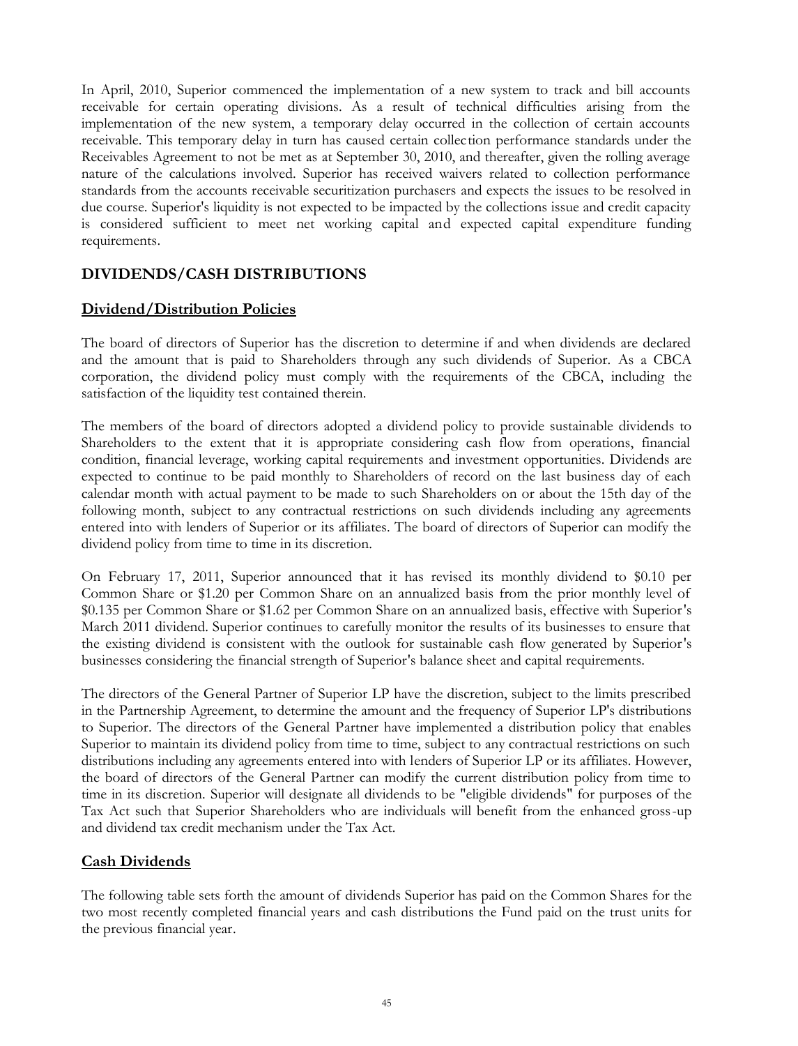In April, 2010, Superior commenced the implementation of a new system to track and bill accounts receivable for certain operating divisions. As a result of technical difficulties arising from the implementation of the new system, a temporary delay occurred in the collection of certain accounts receivable. This temporary delay in turn has caused certain collection performance standards under the Receivables Agreement to not be met as at September 30, 2010, and thereafter, given the rolling average nature of the calculations involved. Superior has received waivers related to collection performance standards from the accounts receivable securitization purchasers and expects the issues to be resolved in due course. Superior's liquidity is not expected to be impacted by the collections issue and credit capacity is considered sufficient to meet net working capital and expected capital expenditure funding requirements.

## DIVIDENDS/CASH DISTRIBUTIONS

### Dividend/Distribution Policies

The board of directors of Superior has the discretion to determine if and when dividends are declared and the amount that is paid to Shareholders through any such dividends of Superior. As a CBCA corporation, the dividend policy must comply with the requirements of the CBCA, including the satisfaction of the liquidity test contained therein.

The members of the board of directors adopted a dividend policy to provide sustainable dividends to Shareholders to the extent that it is appropriate considering cash flow from operations, financial condition, financial leverage, working capital requirements and investment opportunities. Dividends are expected to continue to be paid monthly to Shareholders of record on the last business day of each calendar month with actual payment to be made to such Shareholders on or about the 15th day of the following month, subject to any contractual restrictions on such dividends including any agreements entered into with lenders of Superior or its affiliates. The board of directors of Superior can modify the dividend policy from time to time in its discretion.

On February 17, 2011, Superior announced that it has revised its monthly dividend to $0.10 per Common Share or $1.20 per Common Share on an annualized basis from the prior monthly level of $0.135 per Common Share or $1.62 per Common Share on an annualized basis, effective with Superior's March 2011 dividend. Superior continues to carefully monitor the results of its businesses to ensure that the existing dividend is consistent with the outlook for sustainable cash flow generated by Superior's businesses considering the financial strength of Superior's balance sheet and capital requirements.

The directors of the General Partner of Superior LP have the discretion, subject to the limits prescribed in the Partnership Agreement, to determine the amount and the frequency of Superior LP's distributions to Superior. The directors of the General Partner have implemented a distribution policy that enables Superior to maintain its dividend policy from time to time, subject to any contractual restrictions on such distributions including any agreements entered into with lenders of Superior LP or its affiliates. However, the board of directors of the General Partner can modify the current distribution policy from time to time in its discretion. Superior will designate all dividends to be "eligible dividends" for purposes of the Tax Act such that Superior Shareholders who are individuals will benefit from the enhanced gross-up and dividend tax credit mechanism under the Tax Act.

### Cash Dividends

The following table sets forth the amount of dividends Superior has paid on the Common Shares for the two most recently completed financial years and cash distributions the Fund paid on the trust units for the previous financial year.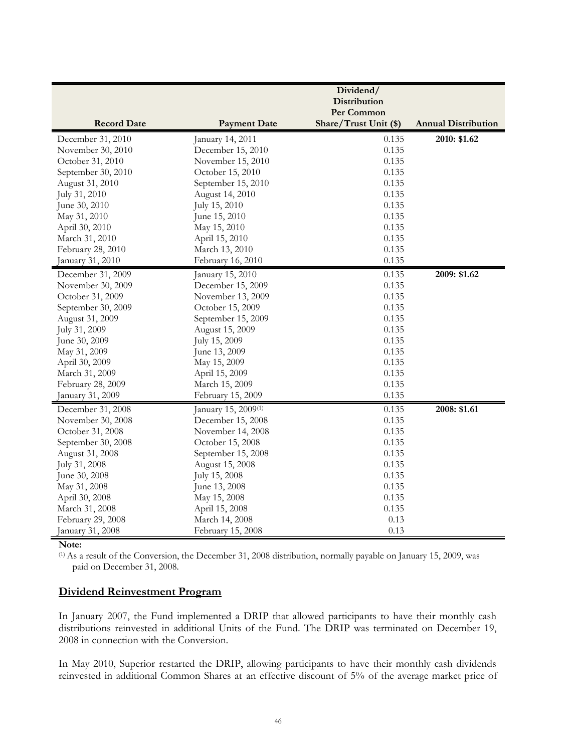| Record Date | Payment Date | Dividend/ Distribution Per Common Share/Trust Unit ($) | Annual Distribution |
|---|---|---|---|
| December 31, 2010 | January 14, 2011 | 0.135 | **2010: $1.62** |
| November 30, 2010 | December 15, 2010 | 0.135 | |
| October 31, 2010 | November 15, 2010 | 0.135 | |
| September 30, 2010 | October 15, 2010 | 0.135 | |
| August 31, 2010 | September 15, 2010 | 0.135 | |
| July 31, 2010 | August 14, 2010 | 0.135 | |
| June 30, 2010 | July 15, 2010 | 0.135 | |
| May 31, 2010 | June 15, 2010 | 0.135 | |
| April 30, 2010 | May 15, 2010 | 0.135 | |
| March 31, 2010 | April 15, 2010 | 0.135 | |
| February 28, 2010 | March 13, 2010 | 0.135 | |
| January 31, 2010 | February 16, 2010 | 0.135 | |
| December 31, 2009 | January 15, 2010 | 0.135 | **2009: $1.62** |
| November 30, 2009 | December 15, 2009 | 0.135 | |
| October 31, 2009 | November 13, 2009 | 0.135 | |
| September 30, 2009 | October 15, 2009 | 0.135 | |
| August 31, 2009 | September 15, 2009 | 0.135 | |
| July 31, 2009 | August 15, 2009 | 0.135 | |
| June 30, 2009 | July 15, 2009 | 0.135 | |
| May 31, 2009 | June 13, 2009 | 0.135 | |
| April 30, 2009 | May 15, 2009 | 0.135 | |
| March 31, 2009 | April 15, 2009 | 0.135 | |
| February 28, 2009 | March 15, 2009 | 0.135 | |
| January 31, 2009 | February 15, 2009 | 0.135 | |
| December 31, 2008 | January 15, 2009[(1)] | 0.135 | **2008: $1.61** |
| November 30, 2008 | December 15, 2008 | 0.135 | |
| October 31, 2008 | November 14, 2008 | 0.135 | |
| September 30, 2008 | October 15, 2008 | 0.135 | |
| August 31, 2008 | September 15, 2008 | 0.135 | |
| July 31, 2008 | August 15, 2008 | 0.135 | |
| June 30, 2008 | July 15, 2008 | 0.135 | |
| May 31, 2008 | June 13, 2008 | 0.135 | |
| April 30, 2008 | May 15, 2008 | 0.135 | |
| March 31, 2008 | April 15, 2008 | 0.135 | |
| February 29, 2008 | March 14, 2008 | 0.13 | |
| January 31, 2008 | February 15, 2008 | 0.13 | |

**Note:**

(1) As a result of the Conversion, the December 31, 2008 distribution, normally payable on January 15, 2009, was paid on December 31, 2008.

## Dividend Reinvestment Program

In January 2007, the Fund implemented a DRIP that allowed participants to have their monthly cash distributions reinvested in additional Units of the Fund. The DRIP was terminated on December 19, 2008 in connection with the Conversion.

In May 2010, Superior restarted the DRIP, allowing participants to have their monthly cash dividends reinvested in additional Common Shares at an effective discount of 5% of the average market price of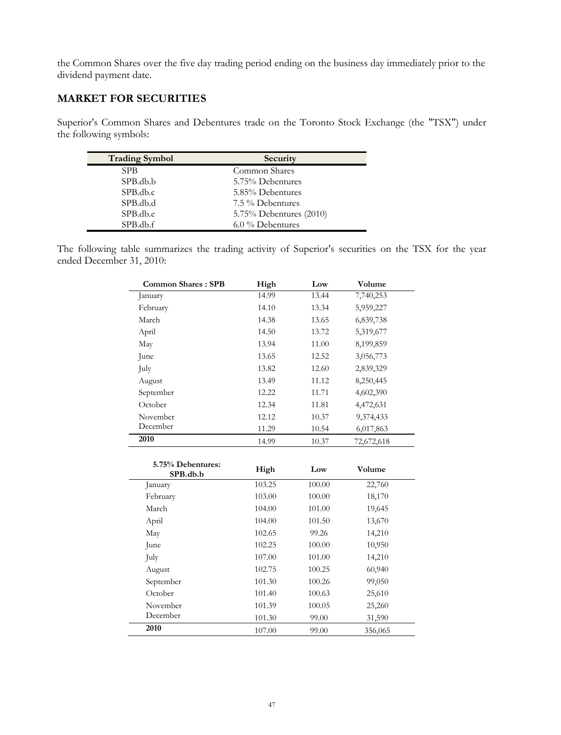the Common Shares over the five day trading period ending on the business day immediately prior to the dividend payment date.

## MARKET FOR SECURITIES

Superior's Common Shares and Debentures trade on the Toronto Stock Exchange (the "TSX") under the following symbols:

| Trading Symbol | Security |
|---|---|
| SPB | Common Shares |
| SPB.db.b | 5.75% Debentures |
| SPB.db.c | 5.85% Debentures |
| SPB.db.d | 7.5 % Debentures |
| SPB.db.e | 5.75% Debentures (2010) |
| SPB.db.f | 6.0 % Debentures |

The following table summarizes the trading activity of Superior's securities on the TSX for the year ended December 31, 2010:

| Common Shares : SPB | High | Low | Volume |
|---|---|---|---|
| January | 14.99 | 13.44 | 7,740,253 |
| February | 14.10 | 13.34 | 5,959,227 |
| March | 14.38 | 13.65 | 6,839,738 |
| April | 14.50 | 13.72 | 5,319,677 |
| May | 13.94 | 11.00 | 8,199,859 |
| June | 13.65 | 12.52 | 3,056,773 |
| July | 13.82 | 12.60 | 2,839,329 |
| August | 13.49 | 11.12 | 8,250,445 |
| September | 12.22 | 11.71 | 4,602,390 |
| October | 12.34 | 11.81 | 4,472,631 |
| November | 12.12 | 10.37 | 9,374,433 |
| December | 11.29 | 10.54 | 6,017,863 |
| **2010** | 14.99 | 10.37 | 72,672,618 |

| 5.75% Debentures: SPB.db.b | High | Low | Volume |
|---|---|---|---|
| January | 103.25 | 100.00 | 22,760 |
| February | 103.00 | 100.00 | 18,170 |
| March | 104.00 | 101.00 | 19,645 |
| April | 104.00 | 101.50 | 13,670 |
| May | 102.65 | 99.26 | 14,210 |
| June | 102.25 | 100.00 | 10,950 |
| July | 107.00 | 101.00 | 14,210 |
| August | 102.75 | 100.25 | 60,940 |
| September | 101.30 | 100.26 | 99,050 |
| October | 101.40 | 100.63 | 25,610 |
| November | 101.39 | 100.05 | 25,260 |
| December | 101.30 | 99.00 | 31,590 |
| **2010** | 107.00 | 99.00 | 356,065 |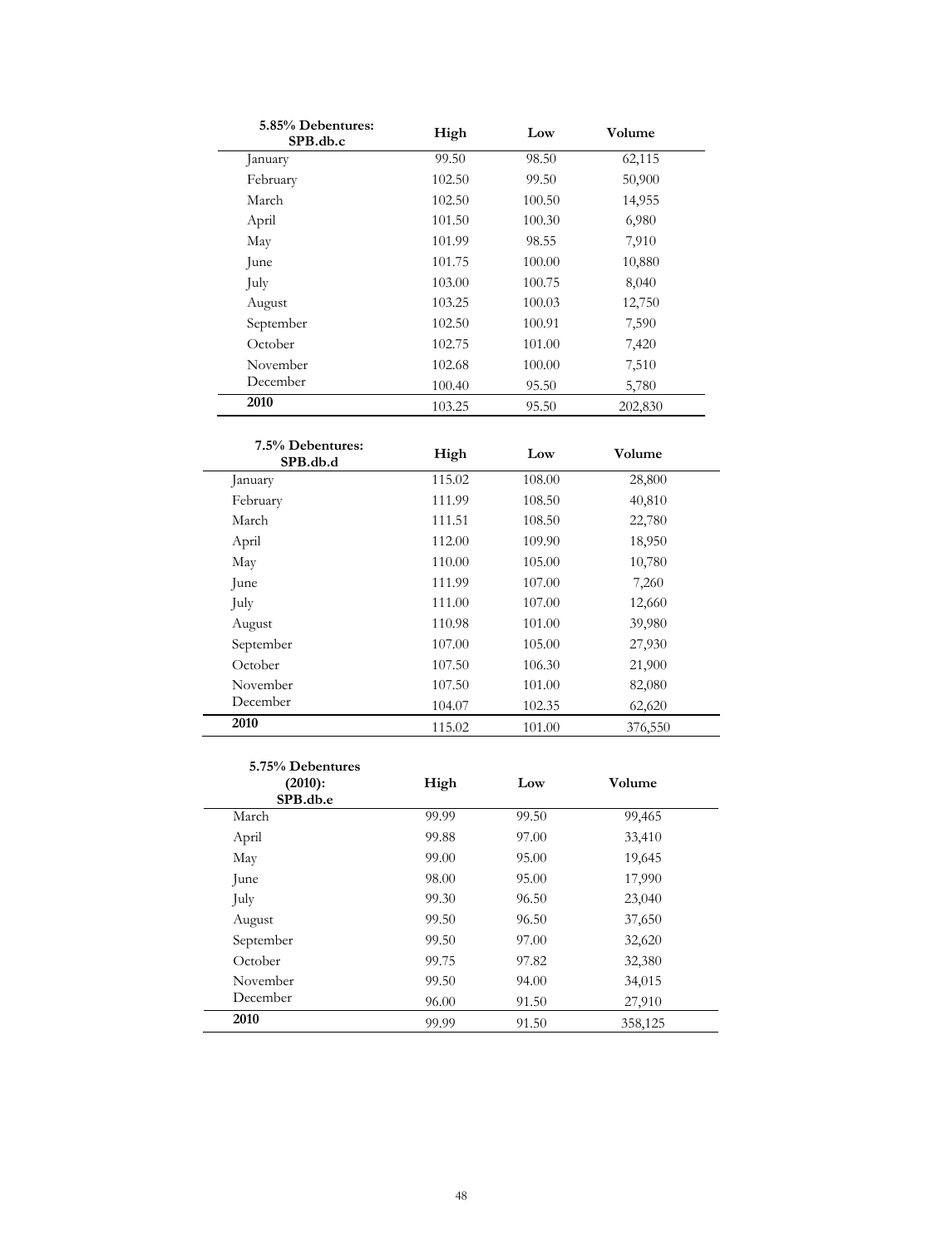| 5.85% Debentures: SPB.db.c | High | Low | Volume |
|---|---|---|---|
| January | 99.50 | 98.50 | 62,115 |
| February | 102.50 | 99.50 | 50,900 |
| March | 102.50 | 100.50 | 14,955 |
| April | 101.50 | 100.30 | 6,980 |
| May | 101.99 | 98.55 | 7,910 |
| June | 101.75 | 100.00 | 10,880 |
| July | 103.00 | 100.75 | 8,040 |
| August | 103.25 | 100.03 | 12,750 |
| September | 102.50 | 100.91 | 7,590 |
| October | 102.75 | 101.00 | 7,420 |
| November | 102.68 | 100.00 | 7,510 |
| December | 100.40 | 95.50 | 5,780 |
| **2010** | 103.25 | 95.50 | 202,830 |

| 7.5% Debentures: SPB.db.d | High | Low | Volume |
|---|---|---|---|
| January | 115.02 | 108.00 | 28,800 |
| February | 111.99 | 108.50 | 40,810 |
| March | 111.51 | 108.50 | 22,780 |
| April | 112.00 | 109.90 | 18,950 |
| May | 110.00 | 105.00 | 10,780 |
| June | 111.99 | 107.00 | 7,260 |
| July | 111.00 | 107.00 | 12,660 |
| August | 110.98 | 101.00 | 39,980 |
| September | 107.00 | 105.00 | 27,930 |
| October | 107.50 | 106.30 | 21,900 |
| November | 107.50 | 101.00 | 82,080 |
| December | 104.07 | 102.35 | 62,620 |
| **2010** | 115.02 | 101.00 | 376,550 |

| 5.75% Debentures (2010): SPB.db.e | High | Low | Volume |
|---|---|---|---|
| March | 99.99 | 99.50 | 99,465 |
| April | 99.88 | 97.00 | 33,410 |
| May | 99.00 | 95.00 | 19,645 |
| June | 98.00 | 95.00 | 17,990 |
| July | 99.30 | 96.50 | 23,040 |
| August | 99.50 | 96.50 | 37,650 |
| September | 99.50 | 97.00 | 32,620 |
| October | 99.75 | 97.82 | 32,380 |
| November | 99.50 | 94.00 | 34,015 |
| December | 96.00 | 91.50 | 27,910 |
| **2010** | 99.99 | 91.50 | 358,125 |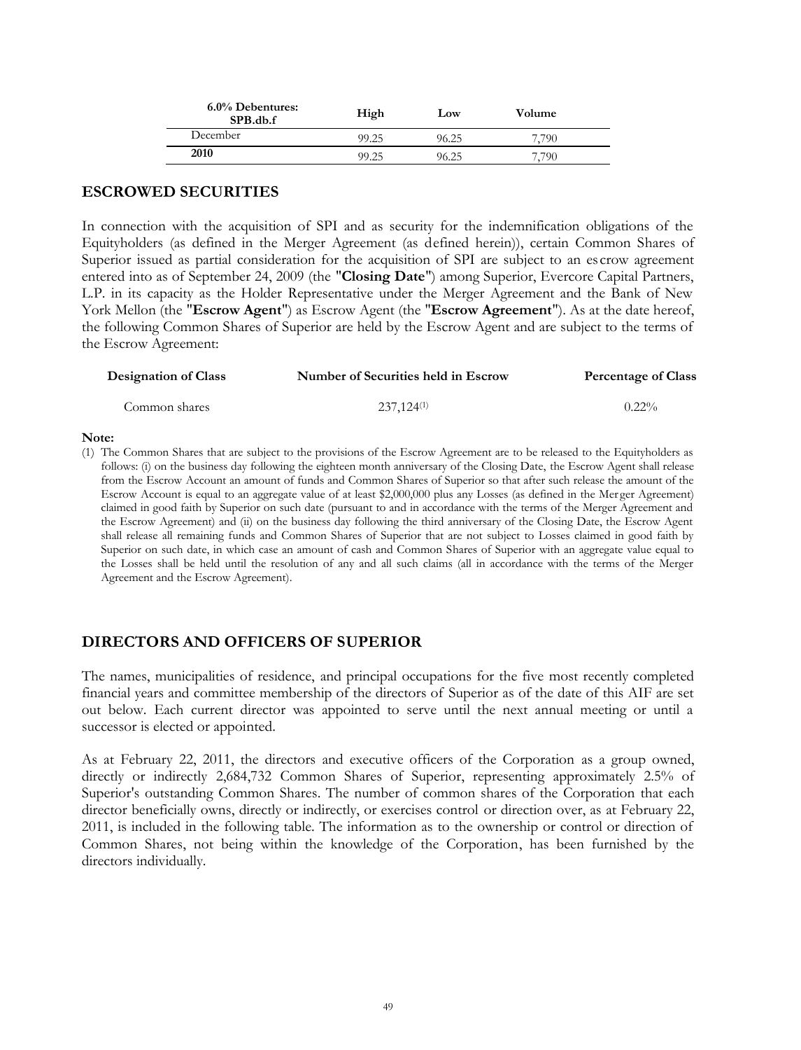| 6.0% Debentures: SPB.db.f | High | Low | Volume |
| --- | --- | --- | --- |
| December | 99.25 | 96.25 | 7,790 |
| **2010** | 99.25 | 96.25 | 7,790 |

## ESCROWED SECURITIES

In connection with the acquisition of SPI and as security for the indemnification obligations of the Equityholders (as defined in the Merger Agreement (as defined herein)), certain Common Shares of Superior issued as partial consideration for the acquisition of SPI are subject to an escrow agreement entered into as of September 24, 2009 (the "**Closing Date**") among Superior, Evercore Capital Partners, L.P. in its capacity as the Holder Representative under the Merger Agreement and the Bank of New York Mellon (the "**Escrow Agent**") as Escrow Agent (the "**Escrow Agreement**"). As at the date hereof, the following Common Shares of Superior are held by the Escrow Agent and are subject to the terms of the Escrow Agreement:

| Designation of Class | Number of Securities held in Escrow | Percentage of Class |
| --- | --- | --- |
| Common shares | 237,124[(1)] | 0.22% |

**Note:**

(1) The Common Shares that are subject to the provisions of the Escrow Agreement are to be released to the Equityholders as follows: (i) on the business day following the eighteen month anniversary of the Closing Date, the Escrow Agent shall release from the Escrow Account an amount of funds and Common Shares of Superior so that after such release the amount of the Escrow Account is equal to an aggregate value of at least $2,000,000 plus any Losses (as defined in the Merger Agreement) claimed in good faith by Superior on such date (pursuant to and in accordance with the terms of the Merger Agreement and the Escrow Agreement) and (ii) on the business day following the third anniversary of the Closing Date, the Escrow Agent shall release all remaining funds and Common Shares of Superior that are not subject to Losses claimed in good faith by Superior on such date, in which case an amount of cash and Common Shares of Superior with an aggregate value equal to the Losses shall be held until the resolution of any and all such claims (all in accordance with the terms of the Merger Agreement and the Escrow Agreement).

## DIRECTORS AND OFFICERS OF SUPERIOR

The names, municipalities of residence, and principal occupations for the five most recently completed financial years and committee membership of the directors of Superior as of the date of this AIF are set out below. Each current director was appointed to serve until the next annual meeting or until a successor is elected or appointed.

As at February 22, 2011, the directors and executive officers of the Corporation as a group owned, directly or indirectly 2,684,732 Common Shares of Superior, representing approximately 2.5% of Superior's outstanding Common Shares. The number of common shares of the Corporation that each director beneficially owns, directly or indirectly, or exercises control or direction over, as at February 22, 2011, is included in the following table. The information as to the ownership or control or direction of Common Shares, not being within the knowledge of the Corporation, has been furnished by the directors individually.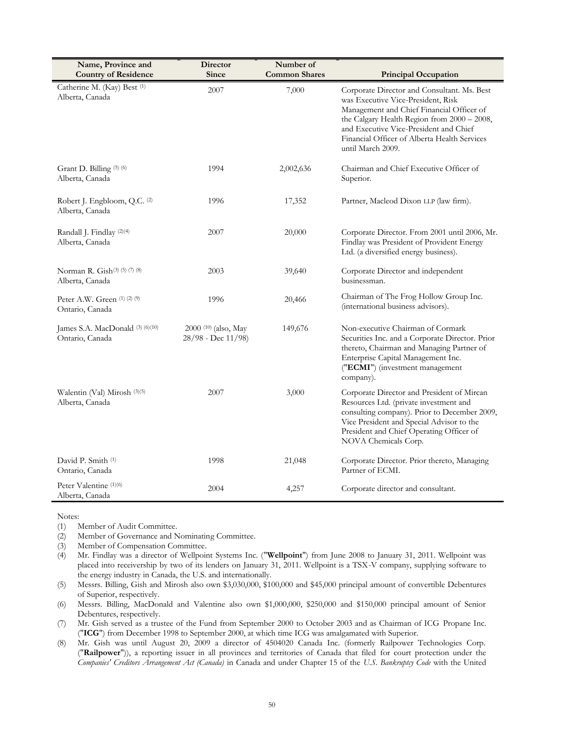| Name, Province and Country of Residence | Director Since | Number of Common Shares | Principal Occupation |
|---|---|---|---|
| Catherine M. (Kay) Best [(1)]<br>Alberta, Canada | 2007 | 7,000 | Corporate Director and Consultant. Ms. Best was Executive Vice-President, Risk Management and Chief Financial Officer of the Calgary Health Region from 2000 – 2008, and Executive Vice-President and Chief Financial Officer of Alberta Health Services until March 2009. |
| Grant D. Billing [(5) (6)]<br>Alberta, Canada | 1994 | 2,002,636 | Chairman and Chief Executive Officer of Superior. |
| Robert J. Engbloom, Q.C. [(2)]<br>Alberta, Canada | 1996 | 17,352 | Partner, Macleod Dixon LLP (law firm). |
| Randall J. Findlay [(2)(4)]<br>Alberta, Canada | 2007 | 20,000 | Corporate Director. From 2001 until 2006, Mr. Findlay was President of Provident Energy Ltd. (a diversified energy business). |
| Norman R. Gish[(3) (5) (7) (8)]<br>Alberta, Canada | 2003 | 39,640 | Corporate Director and independent businessman. |
| Peter A.W. Green [(1) (2) (9)]<br>Ontario, Canada | 1996 | 20,466 | Chairman of The Frog Hollow Group Inc. (international business advisors). |
| James S.A. MacDonald [(3) (6)(10)]<br>Ontario, Canada | 2000 [(10)] (also, May 28/98 - Dec 11/98) | 149,676 | Non-executive Chairman of Cormark Securities Inc. and a Corporate Director. Prior thereto, Chairman and Managing Partner of Enterprise Capital Management Inc. ("**ECMI**") (investment management company). |
| Walentin (Val) Mirosh [(3)(5)]<br>Alberta, Canada | 2007 | 3,000 | Corporate Director and President of Mircan Resources Ltd. (private investment and consulting company). Prior to December 2009, Vice President and Special Advisor to the President and Chief Operating Officer of NOVA Chemicals Corp. |
| David P. Smith [(1)]<br>Ontario, Canada | 1998 | 21,048 | Corporate Director. Prior thereto, Managing Partner of ECMI. |
| Peter Valentine [(1)(6)]<br>Alberta, Canada | 2004 | 4,257 | Corporate director and consultant. |

Notes:

(1) Member of Audit Committee.

(2) Member of Governance and Nominating Committee.

(3) Member of Compensation Committee.

(4) Mr. Findlay was a director of Wellpoint Systems Inc. ("**Wellpoint**") from June 2008 to January 31, 2011. Wellpoint was placed into receivership by two of its lenders on January 31, 2011. Wellpoint is a TSX-V company, supplying software to the energy industry in Canada, the U.S. and internationally.

(5) Messrs. Billing, Gish and Mirosh also own $3,030,000, $100,000 and $45,000 principal amount of convertible Debentures of Superior, respectively.

(6) Messrs. Billing, MacDonald and Valentine also own $1,000,000, $250,000 and $150,000 principal amount of Senior Debentures, respectively.

(7) Mr. Gish served as a trustee of the Fund from September 2000 to October 2003 and as Chairman of ICG Propane Inc. ("**ICG**") from December 1998 to September 2000, at which time ICG was amalgamated with Superior.

(8) Mr. Gish was until August 20, 2009 a director of 4504020 Canada Inc. (formerly Railpower Technologies Corp. ("**Railpower**")), a reporting issuer in all provinces and territories of Canada that filed for court protection under the *Companies' Creditors Arrangement Act (Canada)* in Canada and under Chapter 15 of the *U.S. Bankruptcy Code* with the United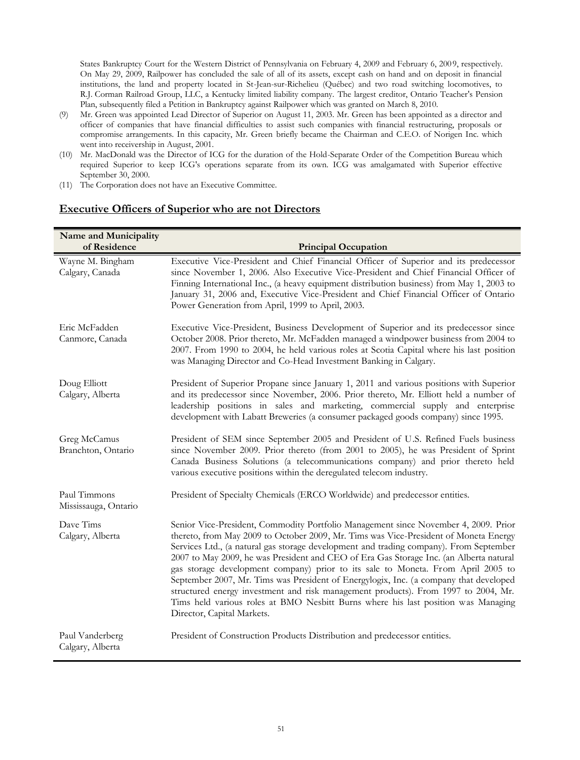States Bankruptcy Court for the Western District of Pennsylvania on February 4, 2009 and February 6, 2009, respectively. On May 29, 2009, Railpower has concluded the sale of all of its assets, except cash on hand and on deposit in financial institutions, the land and property located in St-Jean-sur-Richelieu (Québec) and two road switching locomotives, to R.J. Corman Railroad Group, LLC, a Kentucky limited liability company. The largest creditor, Ontario Teacher's Pension Plan, subsequently filed a Petition in Bankruptcy against Railpower which was granted on March 8, 2010.

(9) Mr. Green was appointed Lead Director of Superior on August 11, 2003. Mr. Green has been appointed as a director and officer of companies that have financial difficulties to assist such companies with financial restructuring, proposals or compromise arrangements. In this capacity, Mr. Green briefly became the Chairman and C.E.O. of Norigen Inc. which went into receivership in August, 2001.

(10) Mr. MacDonald was the Director of ICG for the duration of the Hold-Separate Order of the Competition Bureau which required Superior to keep ICG's operations separate from its own. ICG was amalgamated with Superior effective September 30, 2000.

(11) The Corporation does not have an Executive Committee.

## Executive Officers of Superior who are not Directors

| Name and Municipality of Residence | Principal Occupation |
|---|---|
| Wayne M. Bingham<br>Calgary, Canada | Executive Vice-President and Chief Financial Officer of Superior and its predecessor since November 1, 2006. Also Executive Vice-President and Chief Financial Officer of Finning International Inc., (a heavy equipment distribution business) from May 1, 2003 to January 31, 2006 and, Executive Vice-President and Chief Financial Officer of Ontario Power Generation from April, 1999 to April, 2003. |
| Eric McFadden<br>Canmore, Canada | Executive Vice-President, Business Development of Superior and its predecessor since October 2008. Prior thereto, Mr. McFadden managed a windpower business from 2004 to 2007. From 1990 to 2004, he held various roles at Scotia Capital where his last position was Managing Director and Co-Head Investment Banking in Calgary. |
| Doug Elliott<br>Calgary, Alberta | President of Superior Propane since January 1, 2011 and various positions with Superior and its predecessor since November, 2006. Prior thereto, Mr. Elliott held a number of leadership positions in sales and marketing, commercial supply and enterprise development with Labatt Breweries (a consumer packaged goods company) since 1995. |
| Greg McCamus<br>Branchton, Ontario | President of SEM since September 2005 and President of U.S. Refined Fuels business since November 2009. Prior thereto (from 2001 to 2005), he was President of Sprint Canada Business Solutions (a telecommunications company) and prior thereto held various executive positions within the deregulated telecom industry. |
| Paul Timmons<br>Mississauga, Ontario | President of Specialty Chemicals (ERCO Worldwide) and predecessor entities. |
| Dave Tims<br>Calgary, Alberta | Senior Vice-President, Commodity Portfolio Management since November 4, 2009. Prior thereto, from May 2009 to October 2009, Mr. Tims was Vice-President of Moneta Energy Services Ltd., (a natural gas storage development and trading company). From September 2007 to May 2009, he was President and CEO of Era Gas Storage Inc. (an Alberta natural gas storage development company) prior to its sale to Moneta. From April 2005 to September 2007, Mr. Tims was President of Energylogix, Inc. (a company that developed structured energy investment and risk management products). From 1997 to 2004, Mr. Tims held various roles at BMO Nesbitt Burns where his last position was Managing Director, Capital Markets. |
| Paul Vanderberg<br>Calgary, Alberta | President of Construction Products Distribution and predecessor entities. |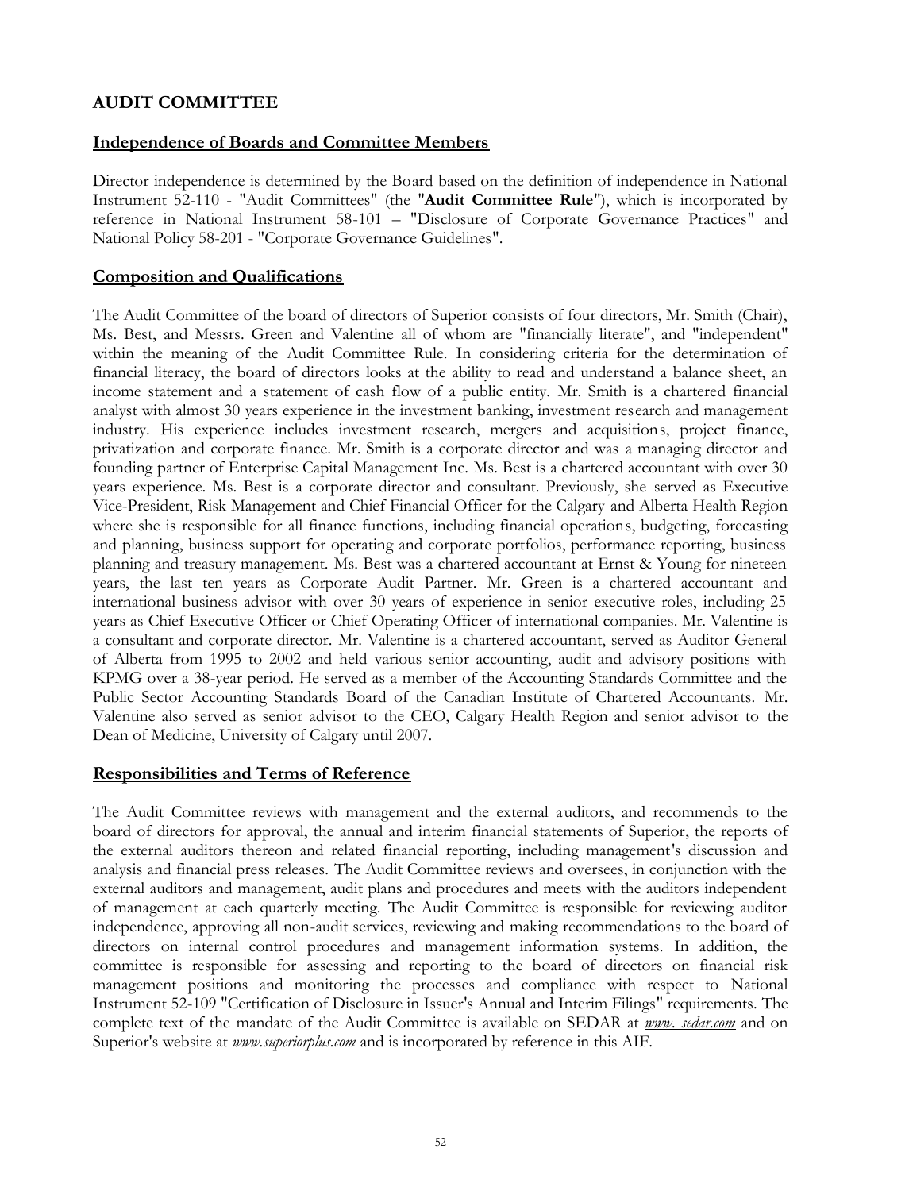# AUDIT COMMITTEE

## Independence of Boards and Committee Members

Director independence is determined by the Board based on the definition of independence in National Instrument 52-110 - "Audit Committees" (the "**Audit Committee Rule**"), which is incorporated by reference in National Instrument 58-101 – "Disclosure of Corporate Governance Practices" and National Policy 58-201 - "Corporate Governance Guidelines".

## Composition and Qualifications

The Audit Committee of the board of directors of Superior consists of four directors, Mr. Smith (Chair), Ms. Best, and Messrs. Green and Valentine all of whom are "financially literate", and "independent" within the meaning of the Audit Committee Rule. In considering criteria for the determination of financial literacy, the board of directors looks at the ability to read and understand a balance sheet, an income statement and a statement of cash flow of a public entity. Mr. Smith is a chartered financial analyst with almost 30 years experience in the investment banking, investment research and management industry. His experience includes investment research, mergers and acquisitions, project finance, privatization and corporate finance. Mr. Smith is a corporate director and was a managing director and founding partner of Enterprise Capital Management Inc. Ms. Best is a chartered accountant with over 30 years experience. Ms. Best is a corporate director and consultant. Previously, she served as Executive Vice-President, Risk Management and Chief Financial Officer for the Calgary and Alberta Health Region where she is responsible for all finance functions, including financial operations, budgeting, forecasting and planning, business support for operating and corporate portfolios, performance reporting, business planning and treasury management. Ms. Best was a chartered accountant at Ernst & Young for nineteen years, the last ten years as Corporate Audit Partner. Mr. Green is a chartered accountant and international business advisor with over 30 years of experience in senior executive roles, including 25 years as Chief Executive Officer or Chief Operating Officer of international companies. Mr. Valentine is a consultant and corporate director. Mr. Valentine is a chartered accountant, served as Auditor General of Alberta from 1995 to 2002 and held various senior accounting, audit and advisory positions with KPMG over a 38-year period. He served as a member of the Accounting Standards Committee and the Public Sector Accounting Standards Board of the Canadian Institute of Chartered Accountants. Mr. Valentine also served as senior advisor to the CEO, Calgary Health Region and senior advisor to the Dean of Medicine, University of Calgary until 2007.

## Responsibilities and Terms of Reference

The Audit Committee reviews with management and the external auditors, and recommends to the board of directors for approval, the annual and interim financial statements of Superior, the reports of the external auditors thereon and related financial reporting, including management's discussion and analysis and financial press releases. The Audit Committee reviews and oversees, in conjunction with the external auditors and management, audit plans and procedures and meets with the auditors independent of management at each quarterly meeting. The Audit Committee is responsible for reviewing auditor independence, approving all non-audit services, reviewing and making recommendations to the board of directors on internal control procedures and management information systems. In addition, the committee is responsible for assessing and reporting to the board of directors on financial risk management positions and monitoring the processes and compliance with respect to National Instrument 52-109 "Certification of Disclosure in Issuer's Annual and Interim Filings" requirements. The complete text of the mandate of the Audit Committee is available on SEDAR at *www. sedar.com* and on Superior's website at *www.superiorplus.com* and is incorporated by reference in this AIF.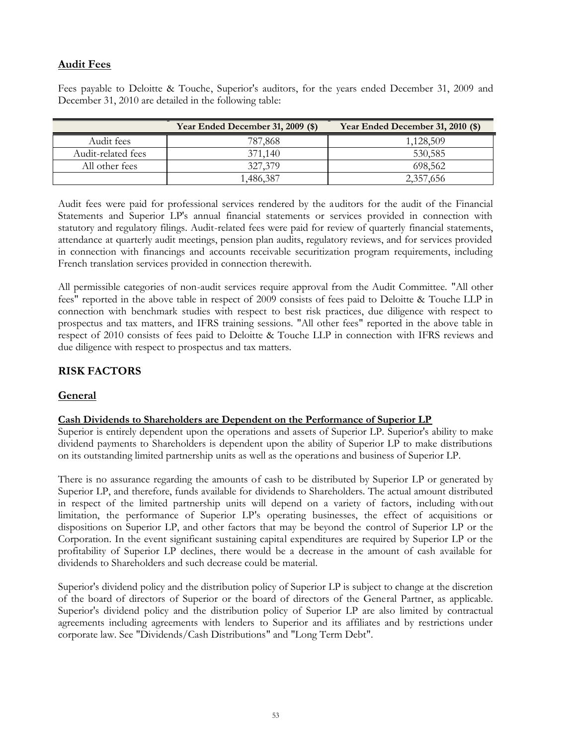## Audit Fees

Fees payable to Deloitte & Touche, Superior's auditors, for the years ended December 31, 2009 and December 31, 2010 are detailed in the following table:

| | Year Ended December 31, 2009 ($) | Year Ended December 31, 2010 ($) |
|---|---|---|
| Audit fees | 787,868 | 1,128,509 |
| Audit-related fees | 371,140 | 530,585 |
| All other fees | 327,379 | 698,562 |
| | 1,486,387 | 2,357,656 |

Audit fees were paid for professional services rendered by the auditors for the audit of the Financial Statements and Superior LP's annual financial statements or services provided in connection with statutory and regulatory filings. Audit-related fees were paid for review of quarterly financial statements, attendance at quarterly audit meetings, pension plan audits, regulatory reviews, and for services provided in connection with financings and accounts receivable securitization program requirements, including French translation services provided in connection therewith.

All permissible categories of non-audit services require approval from the Audit Committee. "All other fees" reported in the above table in respect of 2009 consists of fees paid to Deloitte & Touche LLP in connection with benchmark studies with respect to best risk practices, due diligence with respect to prospectus and tax matters, and IFRS training sessions. "All other fees" reported in the above table in respect of 2010 consists of fees paid to Deloitte & Touche LLP in connection with IFRS reviews and due diligence with respect to prospectus and tax matters.

# RISK FACTORS

## General

### Cash Dividends to Shareholders are Dependent on the Performance of Superior LP

Superior is entirely dependent upon the operations and assets of Superior LP. Superior's ability to make dividend payments to Shareholders is dependent upon the ability of Superior LP to make distributions on its outstanding limited partnership units as well as the operations and business of Superior LP.

There is no assurance regarding the amounts of cash to be distributed by Superior LP or generated by Superior LP, and therefore, funds available for dividends to Shareholders. The actual amount distributed in respect of the limited partnership units will depend on a variety of factors, including without limitation, the performance of Superior LP's operating businesses, the effect of acquisitions or dispositions on Superior LP, and other factors that may be beyond the control of Superior LP or the Corporation. In the event significant sustaining capital expenditures are required by Superior LP or the profitability of Superior LP declines, there would be a decrease in the amount of cash available for dividends to Shareholders and such decrease could be material.

Superior's dividend policy and the distribution policy of Superior LP is subject to change at the discretion of the board of directors of Superior or the board of directors of the General Partner, as applicable. Superior's dividend policy and the distribution policy of Superior LP are also limited by contractual agreements including agreements with lenders to Superior and its affiliates and by restrictions under corporate law. See "Dividends/Cash Distributions" and "Long Term Debt".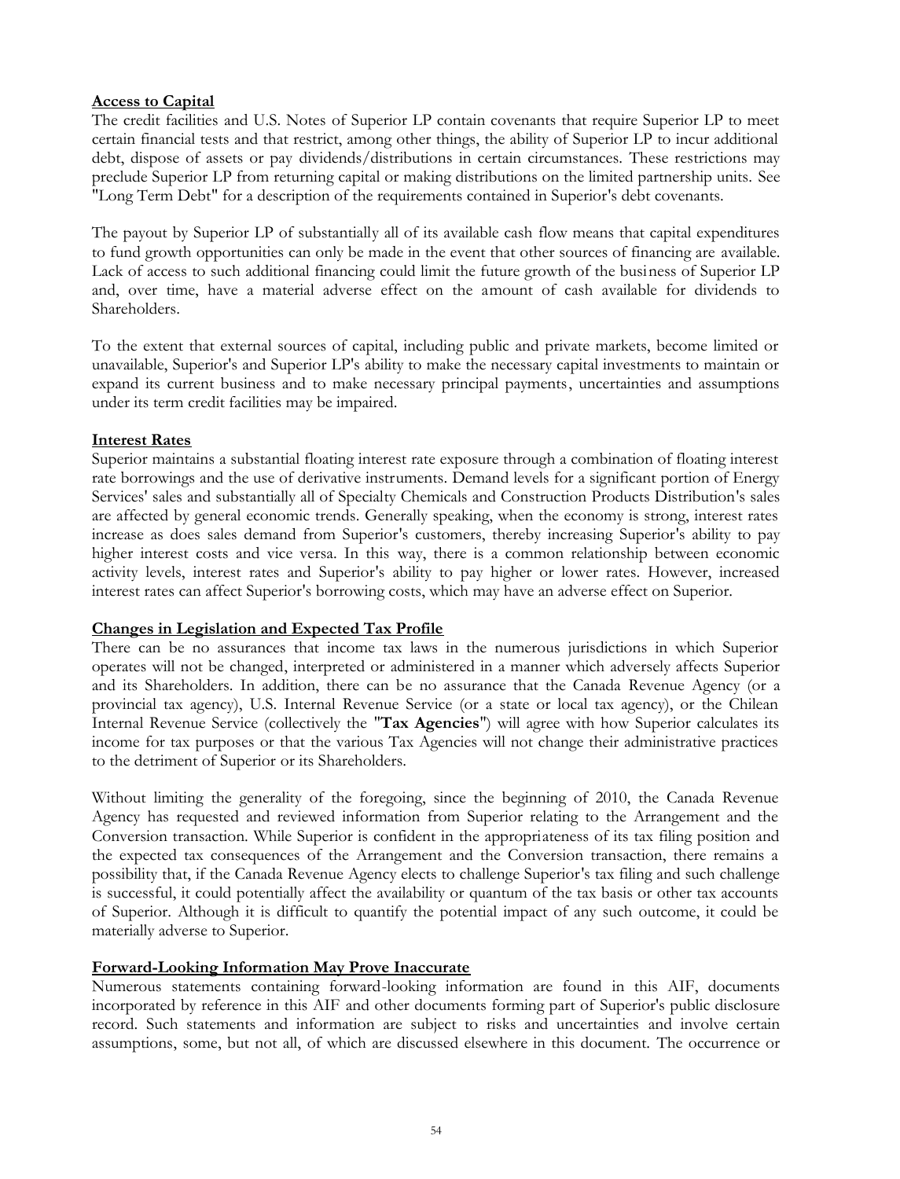**Access to Capital**

The credit facilities and U.S. Notes of Superior LP contain covenants that require Superior LP to meet certain financial tests and that restrict, among other things, the ability of Superior LP to incur additional debt, dispose of assets or pay dividends/distributions in certain circumstances. These restrictions may preclude Superior LP from returning capital or making distributions on the limited partnership units. See "Long Term Debt" for a description of the requirements contained in Superior's debt covenants.

The payout by Superior LP of substantially all of its available cash flow means that capital expenditures to fund growth opportunities can only be made in the event that other sources of financing are available. Lack of access to such additional financing could limit the future growth of the business of Superior LP and, over time, have a material adverse effect on the amount of cash available for dividends to Shareholders.

To the extent that external sources of capital, including public and private markets, become limited or unavailable, Superior's and Superior LP's ability to make the necessary capital investments to maintain or expand its current business and to make necessary principal payments, uncertainties and assumptions under its term credit facilities may be impaired.

**Interest Rates**

Superior maintains a substantial floating interest rate exposure through a combination of floating interest rate borrowings and the use of derivative instruments. Demand levels for a significant portion of Energy Services' sales and substantially all of Specialty Chemicals and Construction Products Distribution's sales are affected by general economic trends. Generally speaking, when the economy is strong, interest rates increase as does sales demand from Superior's customers, thereby increasing Superior's ability to pay higher interest costs and vice versa. In this way, there is a common relationship between economic activity levels, interest rates and Superior's ability to pay higher or lower rates. However, increased interest rates can affect Superior's borrowing costs, which may have an adverse effect on Superior.

**Changes in Legislation and Expected Tax Profile**

There can be no assurances that income tax laws in the numerous jurisdictions in which Superior operates will not be changed, interpreted or administered in a manner which adversely affects Superior and its Shareholders. In addition, there can be no assurance that the Canada Revenue Agency (or a provincial tax agency), U.S. Internal Revenue Service (or a state or local tax agency), or the Chilean Internal Revenue Service (collectively the "**Tax Agencies**") will agree with how Superior calculates its income for tax purposes or that the various Tax Agencies will not change their administrative practices to the detriment of Superior or its Shareholders.

Without limiting the generality of the foregoing, since the beginning of 2010, the Canada Revenue Agency has requested and reviewed information from Superior relating to the Arrangement and the Conversion transaction. While Superior is confident in the appropriateness of its tax filing position and the expected tax consequences of the Arrangement and the Conversion transaction, there remains a possibility that, if the Canada Revenue Agency elects to challenge Superior's tax filing and such challenge is successful, it could potentially affect the availability or quantum of the tax basis or other tax accounts of Superior. Although it is difficult to quantify the potential impact of any such outcome, it could be materially adverse to Superior.

**Forward-Looking Information May Prove Inaccurate**

Numerous statements containing forward-looking information are found in this AIF, documents incorporated by reference in this AIF and other documents forming part of Superior's public disclosure record. Such statements and information are subject to risks and uncertainties and involve certain assumptions, some, but not all, of which are discussed elsewhere in this document. The occurrence or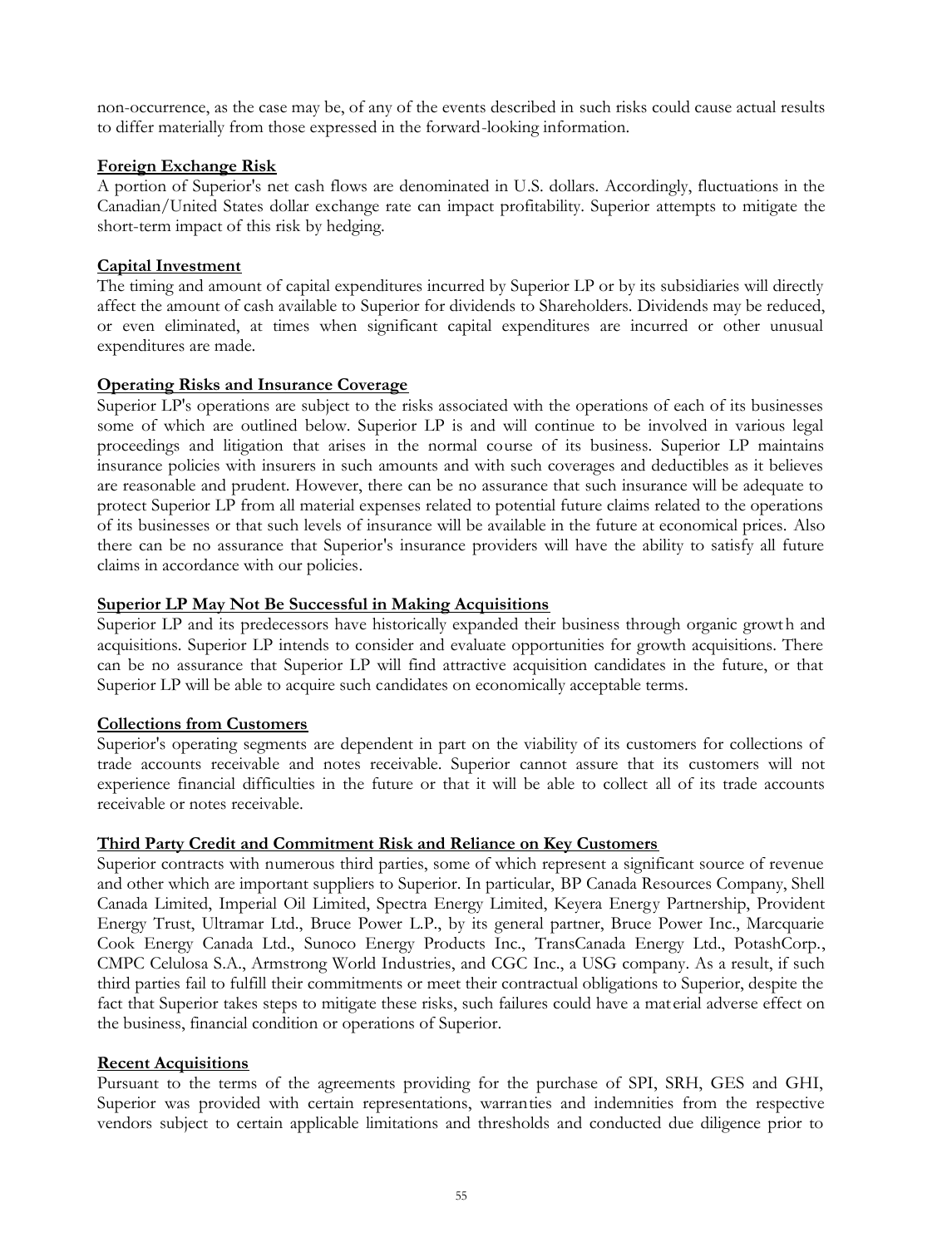non-occurrence, as the case may be, of any of the events described in such risks could cause actual results to differ materially from those expressed in the forward-looking information.

**Foreign Exchange Risk**

A portion of Superior's net cash flows are denominated in U.S. dollars. Accordingly, fluctuations in the Canadian/United States dollar exchange rate can impact profitability. Superior attempts to mitigate the short-term impact of this risk by hedging.

**Capital Investment**

The timing and amount of capital expenditures incurred by Superior LP or by its subsidiaries will directly affect the amount of cash available to Superior for dividends to Shareholders. Dividends may be reduced, or even eliminated, at times when significant capital expenditures are incurred or other unusual expenditures are made.

**Operating Risks and Insurance Coverage**

Superior LP's operations are subject to the risks associated with the operations of each of its businesses some of which are outlined below. Superior LP is and will continue to be involved in various legal proceedings and litigation that arises in the normal course of its business. Superior LP maintains insurance policies with insurers in such amounts and with such coverages and deductibles as it believes are reasonable and prudent. However, there can be no assurance that such insurance will be adequate to protect Superior LP from all material expenses related to potential future claims related to the operations of its businesses or that such levels of insurance will be available in the future at economical prices. Also there can be no assurance that Superior's insurance providers will have the ability to satisfy all future claims in accordance with our policies.

**Superior LP May Not Be Successful in Making Acquisitions**

Superior LP and its predecessors have historically expanded their business through organic growth and acquisitions. Superior LP intends to consider and evaluate opportunities for growth acquisitions. There can be no assurance that Superior LP will find attractive acquisition candidates in the future, or that Superior LP will be able to acquire such candidates on economically acceptable terms.

**Collections from Customers**

Superior's operating segments are dependent in part on the viability of its customers for collections of trade accounts receivable and notes receivable. Superior cannot assure that its customers will not experience financial difficulties in the future or that it will be able to collect all of its trade accounts receivable or notes receivable.

**Third Party Credit and Commitment Risk and Reliance on Key Customers**

Superior contracts with numerous third parties, some of which represent a significant source of revenue and other which are important suppliers to Superior. In particular, BP Canada Resources Company, Shell Canada Limited, Imperial Oil Limited, Spectra Energy Limited, Keyera Energy Partnership, Provident Energy Trust, Ultramar Ltd., Bruce Power L.P., by its general partner, Bruce Power Inc., Marcquarie Cook Energy Canada Ltd., Sunoco Energy Products Inc., TransCanada Energy Ltd., PotashCorp., CMPC Celulosa S.A., Armstrong World Industries, and CGC Inc., a USG company. As a result, if such third parties fail to fulfill their commitments or meet their contractual obligations to Superior, despite the fact that Superior takes steps to mitigate these risks, such failures could have a material adverse effect on the business, financial condition or operations of Superior.

**Recent Acquisitions**

Pursuant to the terms of the agreements providing for the purchase of SPI, SRH, GES and GHI, Superior was provided with certain representations, warranties and indemnities from the respective vendors subject to certain applicable limitations and thresholds and conducted due diligence prior to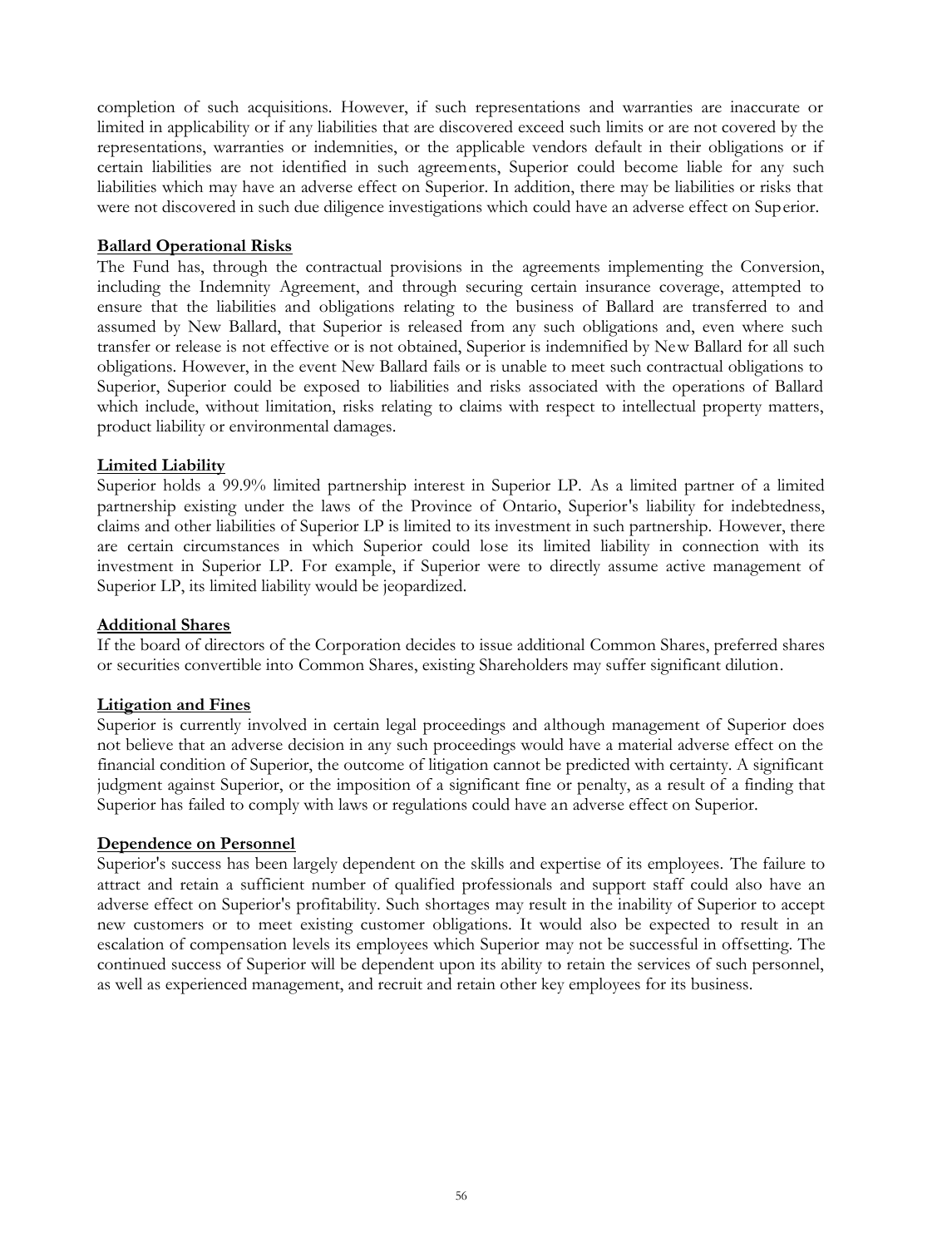completion of such acquisitions. However, if such representations and warranties are inaccurate or limited in applicability or if any liabilities that are discovered exceed such limits or are not covered by the representations, warranties or indemnities, or the applicable vendors default in their obligations or if certain liabilities are not identified in such agreements, Superior could become liable for any such liabilities which may have an adverse effect on Superior. In addition, there may be liabilities or risks that were not discovered in such due diligence investigations which could have an adverse effect on Superior.

**Ballard Operational Risks**

The Fund has, through the contractual provisions in the agreements implementing the Conversion, including the Indemnity Agreement, and through securing certain insurance coverage, attempted to ensure that the liabilities and obligations relating to the business of Ballard are transferred to and assumed by New Ballard, that Superior is released from any such obligations and, even where such transfer or release is not effective or is not obtained, Superior is indemnified by New Ballard for all such obligations. However, in the event New Ballard fails or is unable to meet such contractual obligations to Superior, Superior could be exposed to liabilities and risks associated with the operations of Ballard which include, without limitation, risks relating to claims with respect to intellectual property matters, product liability or environmental damages.

**Limited Liability**

Superior holds a 99.9% limited partnership interest in Superior LP. As a limited partner of a limited partnership existing under the laws of the Province of Ontario, Superior's liability for indebtedness, claims and other liabilities of Superior LP is limited to its investment in such partnership. However, there are certain circumstances in which Superior could lose its limited liability in connection with its investment in Superior LP. For example, if Superior were to directly assume active management of Superior LP, its limited liability would be jeopardized.

**Additional Shares**

If the board of directors of the Corporation decides to issue additional Common Shares, preferred shares or securities convertible into Common Shares, existing Shareholders may suffer significant dilution.

**Litigation and Fines**

Superior is currently involved in certain legal proceedings and although management of Superior does not believe that an adverse decision in any such proceedings would have a material adverse effect on the financial condition of Superior, the outcome of litigation cannot be predicted with certainty. A significant judgment against Superior, or the imposition of a significant fine or penalty, as a result of a finding that Superior has failed to comply with laws or regulations could have an adverse effect on Superior.

**Dependence on Personnel**

Superior's success has been largely dependent on the skills and expertise of its employees. The failure to attract and retain a sufficient number of qualified professionals and support staff could also have an adverse effect on Superior's profitability. Such shortages may result in the inability of Superior to accept new customers or to meet existing customer obligations. It would also be expected to result in an escalation of compensation levels its employees which Superior may not be successful in offsetting. The continued success of Superior will be dependent upon its ability to retain the services of such personnel, as well as experienced management, and recruit and retain other key employees for its business.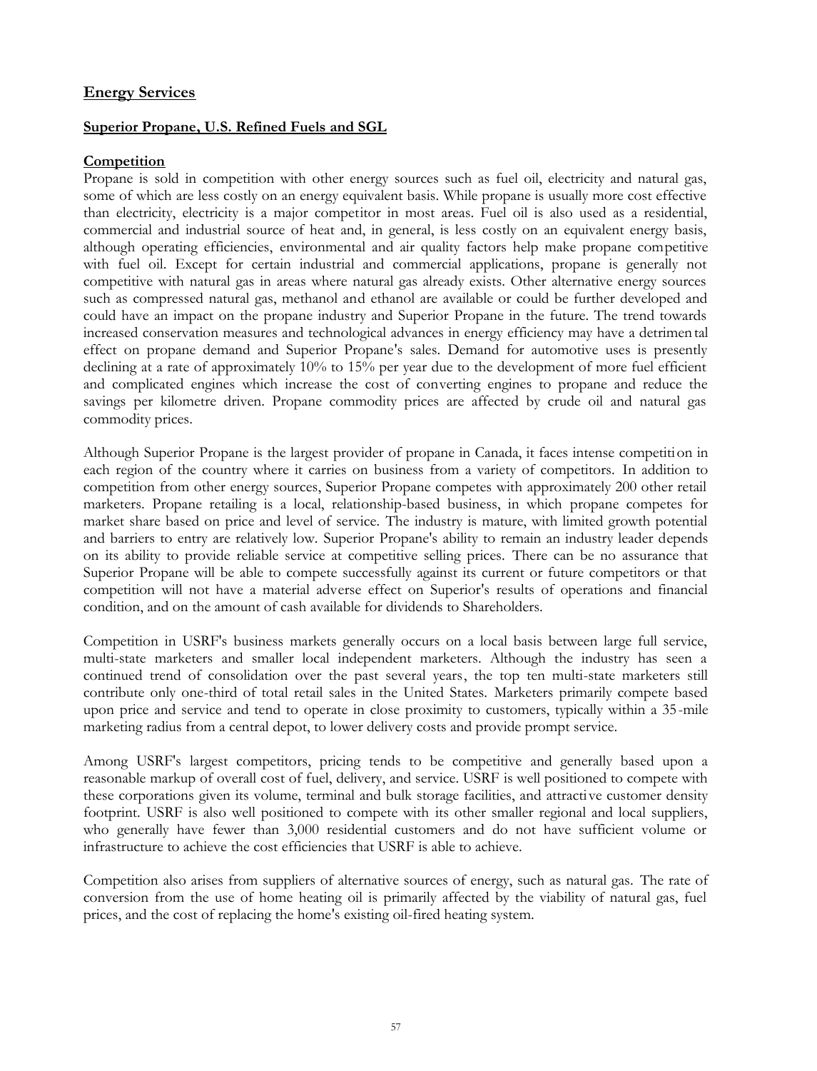## Energy Services

### Superior Propane, U.S. Refined Fuels and SGL

#### Competition

Propane is sold in competition with other energy sources such as fuel oil, electricity and natural gas, some of which are less costly on an energy equivalent basis. While propane is usually more cost effective than electricity, electricity is a major competitor in most areas. Fuel oil is also used as a residential, commercial and industrial source of heat and, in general, is less costly on an equivalent energy basis, although operating efficiencies, environmental and air quality factors help make propane competitive with fuel oil. Except for certain industrial and commercial applications, propane is generally not competitive with natural gas in areas where natural gas already exists. Other alternative energy sources such as compressed natural gas, methanol and ethanol are available or could be further developed and could have an impact on the propane industry and Superior Propane in the future. The trend towards increased conservation measures and technological advances in energy efficiency may have a detrimental effect on propane demand and Superior Propane's sales. Demand for automotive uses is presently declining at a rate of approximately 10% to 15% per year due to the development of more fuel efficient and complicated engines which increase the cost of converting engines to propane and reduce the savings per kilometre driven. Propane commodity prices are affected by crude oil and natural gas commodity prices.

Although Superior Propane is the largest provider of propane in Canada, it faces intense competition in each region of the country where it carries on business from a variety of competitors. In addition to competition from other energy sources, Superior Propane competes with approximately 200 other retail marketers. Propane retailing is a local, relationship-based business, in which propane competes for market share based on price and level of service. The industry is mature, with limited growth potential and barriers to entry are relatively low. Superior Propane's ability to remain an industry leader depends on its ability to provide reliable service at competitive selling prices. There can be no assurance that Superior Propane will be able to compete successfully against its current or future competitors or that competition will not have a material adverse effect on Superior's results of operations and financial condition, and on the amount of cash available for dividends to Shareholders.

Competition in USRF's business markets generally occurs on a local basis between large full service, multi-state marketers and smaller local independent marketers. Although the industry has seen a continued trend of consolidation over the past several years, the top ten multi-state marketers still contribute only one-third of total retail sales in the United States. Marketers primarily compete based upon price and service and tend to operate in close proximity to customers, typically within a 35-mile marketing radius from a central depot, to lower delivery costs and provide prompt service.

Among USRF's largest competitors, pricing tends to be competitive and generally based upon a reasonable markup of overall cost of fuel, delivery, and service. USRF is well positioned to compete with these corporations given its volume, terminal and bulk storage facilities, and attractive customer density footprint. USRF is also well positioned to compete with its other smaller regional and local suppliers, who generally have fewer than 3,000 residential customers and do not have sufficient volume or infrastructure to achieve the cost efficiencies that USRF is able to achieve.

Competition also arises from suppliers of alternative sources of energy, such as natural gas. The rate of conversion from the use of home heating oil is primarily affected by the viability of natural gas, fuel prices, and the cost of replacing the home's existing oil-fired heating system.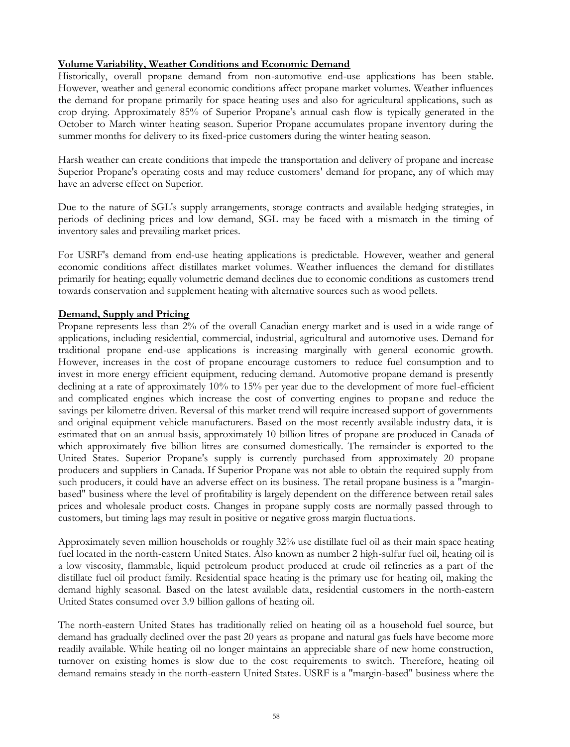**Volume Variability, Weather Conditions and Economic Demand**

Historically, overall propane demand from non-automotive end-use applications has been stable. However, weather and general economic conditions affect propane market volumes. Weather influences the demand for propane primarily for space heating uses and also for agricultural applications, such as crop drying. Approximately 85% of Superior Propane's annual cash flow is typically generated in the October to March winter heating season. Superior Propane accumulates propane inventory during the summer months for delivery to its fixed-price customers during the winter heating season.

Harsh weather can create conditions that impede the transportation and delivery of propane and increase Superior Propane's operating costs and may reduce customers' demand for propane, any of which may have an adverse effect on Superior.

Due to the nature of SGL's supply arrangements, storage contracts and available hedging strategies, in periods of declining prices and low demand, SGL may be faced with a mismatch in the timing of inventory sales and prevailing market prices.

For USRF's demand from end-use heating applications is predictable. However, weather and general economic conditions affect distillates market volumes. Weather influences the demand for distillates primarily for heating; equally volumetric demand declines due to economic conditions as customers trend towards conservation and supplement heating with alternative sources such as wood pellets.

**Demand, Supply and Pricing**

Propane represents less than 2% of the overall Canadian energy market and is used in a wide range of applications, including residential, commercial, industrial, agricultural and automotive uses. Demand for traditional propane end-use applications is increasing marginally with general economic growth. However, increases in the cost of propane encourage customers to reduce fuel consumption and to invest in more energy efficient equipment, reducing demand. Automotive propane demand is presently declining at a rate of approximately 10% to 15% per year due to the development of more fuel-efficient and complicated engines which increase the cost of converting engines to propane and reduce the savings per kilometre driven. Reversal of this market trend will require increased support of governments and original equipment vehicle manufacturers. Based on the most recently available industry data, it is estimated that on an annual basis, approximately 10 billion litres of propane are produced in Canada of which approximately five billion litres are consumed domestically. The remainder is exported to the United States. Superior Propane's supply is currently purchased from approximately 20 propane producers and suppliers in Canada. If Superior Propane was not able to obtain the required supply from such producers, it could have an adverse effect on its business. The retail propane business is a "margin-based" business where the level of profitability is largely dependent on the difference between retail sales prices and wholesale product costs. Changes in propane supply costs are normally passed through to customers, but timing lags may result in positive or negative gross margin fluctuations.

Approximately seven million households or roughly 32% use distillate fuel oil as their main space heating fuel located in the north-eastern United States. Also known as number 2 high-sulfur fuel oil, heating oil is a low viscosity, flammable, liquid petroleum product produced at crude oil refineries as a part of the distillate fuel oil product family. Residential space heating is the primary use for heating oil, making the demand highly seasonal. Based on the latest available data, residential customers in the north-eastern United States consumed over 3.9 billion gallons of heating oil.

The north-eastern United States has traditionally relied on heating oil as a household fuel source, but demand has gradually declined over the past 20 years as propane and natural gas fuels have become more readily available. While heating oil no longer maintains an appreciable share of new home construction, turnover on existing homes is slow due to the cost requirements to switch. Therefore, heating oil demand remains steady in the north-eastern United States. USRF is a "margin-based" business where the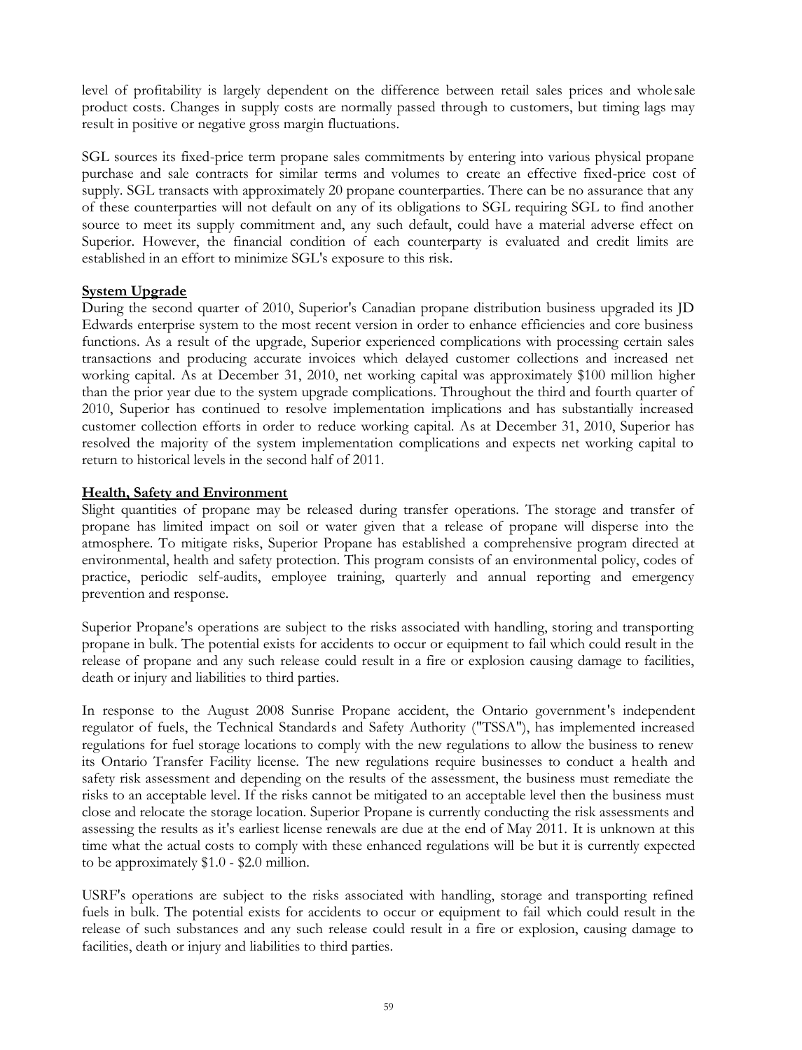level of profitability is largely dependent on the difference between retail sales prices and wholesale product costs. Changes in supply costs are normally passed through to customers, but timing lags may result in positive or negative gross margin fluctuations.

SGL sources its fixed-price term propane sales commitments by entering into various physical propane purchase and sale contracts for similar terms and volumes to create an effective fixed-price cost of supply. SGL transacts with approximately 20 propane counterparties. There can be no assurance that any of these counterparties will not default on any of its obligations to SGL requiring SGL to find another source to meet its supply commitment and, any such default, could have a material adverse effect on Superior. However, the financial condition of each counterparty is evaluated and credit limits are established in an effort to minimize SGL's exposure to this risk.

**System Upgrade**

During the second quarter of 2010, Superior's Canadian propane distribution business upgraded its JD Edwards enterprise system to the most recent version in order to enhance efficiencies and core business functions. As a result of the upgrade, Superior experienced complications with processing certain sales transactions and producing accurate invoices which delayed customer collections and increased net working capital. As at December 31, 2010, net working capital was approximately $100 million higher than the prior year due to the system upgrade complications. Throughout the third and fourth quarter of 2010, Superior has continued to resolve implementation implications and has substantially increased customer collection efforts in order to reduce working capital. As at December 31, 2010, Superior has resolved the majority of the system implementation complications and expects net working capital to return to historical levels in the second half of 2011.

**Health, Safety and Environment**

Slight quantities of propane may be released during transfer operations. The storage and transfer of propane has limited impact on soil or water given that a release of propane will disperse into the atmosphere. To mitigate risks, Superior Propane has established a comprehensive program directed at environmental, health and safety protection. This program consists of an environmental policy, codes of practice, periodic self-audits, employee training, quarterly and annual reporting and emergency prevention and response.

Superior Propane's operations are subject to the risks associated with handling, storing and transporting propane in bulk. The potential exists for accidents to occur or equipment to fail which could result in the release of propane and any such release could result in a fire or explosion causing damage to facilities, death or injury and liabilities to third parties.

In response to the August 2008 Sunrise Propane accident, the Ontario government's independent regulator of fuels, the Technical Standards and Safety Authority ("TSSA"), has implemented increased regulations for fuel storage locations to comply with the new regulations to allow the business to renew its Ontario Transfer Facility license. The new regulations require businesses to conduct a health and safety risk assessment and depending on the results of the assessment, the business must remediate the risks to an acceptable level. If the risks cannot be mitigated to an acceptable level then the business must close and relocate the storage location. Superior Propane is currently conducting the risk assessments and assessing the results as it's earliest license renewals are due at the end of May 2011. It is unknown at this time what the actual costs to comply with these enhanced regulations will be but it is currently expected to be approximately $1.0 - $2.0 million.

USRF's operations are subject to the risks associated with handling, storage and transporting refined fuels in bulk. The potential exists for accidents to occur or equipment to fail which could result in the release of such substances and any such release could result in a fire or explosion, causing damage to facilities, death or injury and liabilities to third parties.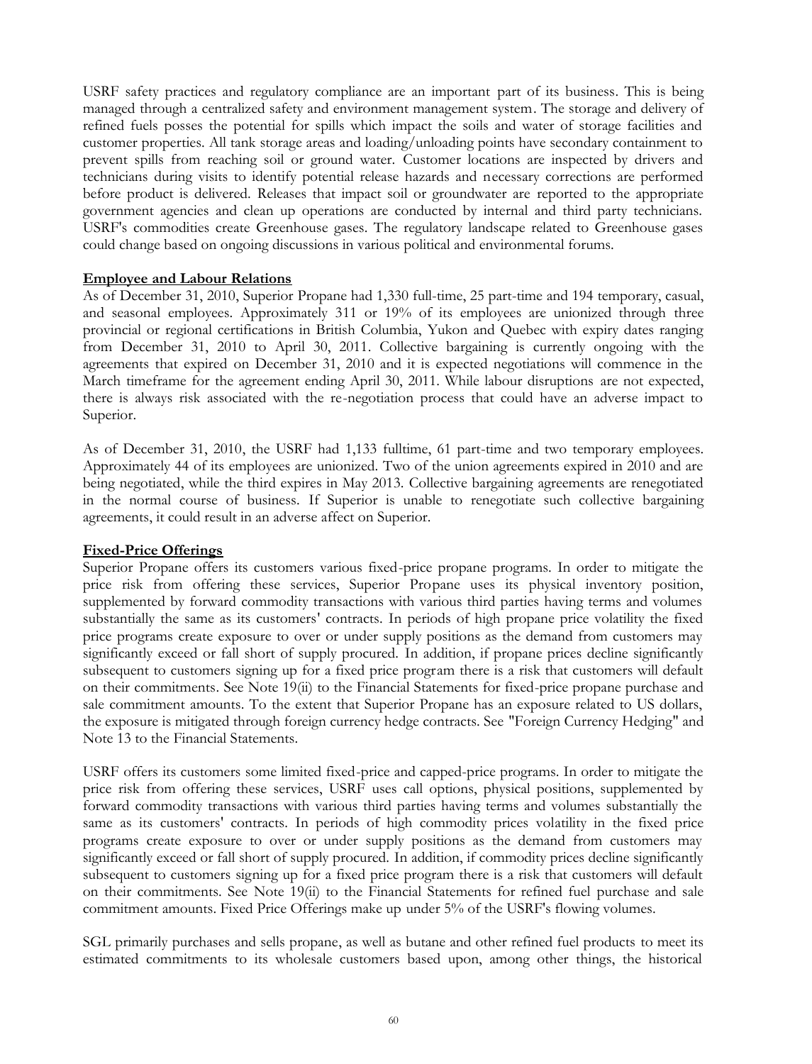USRF safety practices and regulatory compliance are an important part of its business. This is being managed through a centralized safety and environment management system. The storage and delivery of refined fuels posses the potential for spills which impact the soils and water of storage facilities and customer properties. All tank storage areas and loading/unloading points have secondary containment to prevent spills from reaching soil or ground water. Customer locations are inspected by drivers and technicians during visits to identify potential release hazards and necessary corrections are performed before product is delivered. Releases that impact soil or groundwater are reported to the appropriate government agencies and clean up operations are conducted by internal and third party technicians. USRF's commodities create Greenhouse gases. The regulatory landscape related to Greenhouse gases could change based on ongoing discussions in various political and environmental forums.

**Employee and Labour Relations**

As of December 31, 2010, Superior Propane had 1,330 full-time, 25 part-time and 194 temporary, casual, and seasonal employees. Approximately 311 or 19% of its employees are unionized through three provincial or regional certifications in British Columbia, Yukon and Quebec with expiry dates ranging from December 31, 2010 to April 30, 2011. Collective bargaining is currently ongoing with the agreements that expired on December 31, 2010 and it is expected negotiations will commence in the March timeframe for the agreement ending April 30, 2011. While labour disruptions are not expected, there is always risk associated with the re-negotiation process that could have an adverse impact to Superior.

As of December 31, 2010, the USRF had 1,133 fulltime, 61 part-time and two temporary employees. Approximately 44 of its employees are unionized. Two of the union agreements expired in 2010 and are being negotiated, while the third expires in May 2013. Collective bargaining agreements are renegotiated in the normal course of business. If Superior is unable to renegotiate such collective bargaining agreements, it could result in an adverse affect on Superior.

**Fixed-Price Offerings**

Superior Propane offers its customers various fixed-price propane programs. In order to mitigate the price risk from offering these services, Superior Propane uses its physical inventory position, supplemented by forward commodity transactions with various third parties having terms and volumes substantially the same as its customers' contracts. In periods of high propane price volatility the fixed price programs create exposure to over or under supply positions as the demand from customers may significantly exceed or fall short of supply procured. In addition, if propane prices decline significantly subsequent to customers signing up for a fixed price program there is a risk that customers will default on their commitments. See Note 19(ii) to the Financial Statements for fixed-price propane purchase and sale commitment amounts. To the extent that Superior Propane has an exposure related to US dollars, the exposure is mitigated through foreign currency hedge contracts. See "Foreign Currency Hedging" and Note 13 to the Financial Statements.

USRF offers its customers some limited fixed-price and capped-price programs. In order to mitigate the price risk from offering these services, USRF uses call options, physical positions, supplemented by forward commodity transactions with various third parties having terms and volumes substantially the same as its customers' contracts. In periods of high commodity prices volatility in the fixed price programs create exposure to over or under supply positions as the demand from customers may significantly exceed or fall short of supply procured. In addition, if commodity prices decline significantly subsequent to customers signing up for a fixed price program there is a risk that customers will default on their commitments. See Note 19(ii) to the Financial Statements for refined fuel purchase and sale commitment amounts. Fixed Price Offerings make up under 5% of the USRF's flowing volumes.

SGL primarily purchases and sells propane, as well as butane and other refined fuel products to meet its estimated commitments to its wholesale customers based upon, among other things, the historical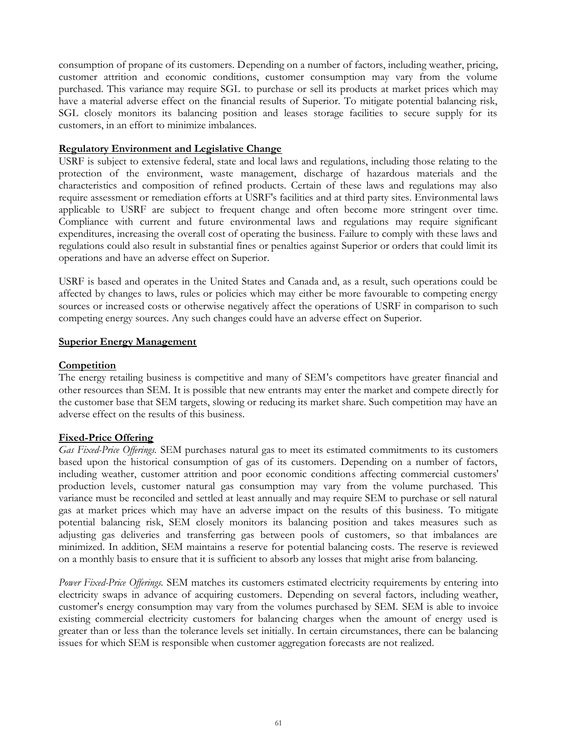consumption of propane of its customers. Depending on a number of factors, including weather, pricing, customer attrition and economic conditions, customer consumption may vary from the volume purchased. This variance may require SGL to purchase or sell its products at market prices which may have a material adverse effect on the financial results of Superior. To mitigate potential balancing risk, SGL closely monitors its balancing position and leases storage facilities to secure supply for its customers, in an effort to minimize imbalances.

**Regulatory Environment and Legislative Change**

USRF is subject to extensive federal, state and local laws and regulations, including those relating to the protection of the environment, waste management, discharge of hazardous materials and the characteristics and composition of refined products. Certain of these laws and regulations may also require assessment or remediation efforts at USRF's facilities and at third party sites. Environmental laws applicable to USRF are subject to frequent change and often become more stringent over time. Compliance with current and future environmental laws and regulations may require significant expenditures, increasing the overall cost of operating the business. Failure to comply with these laws and regulations could also result in substantial fines or penalties against Superior or orders that could limit its operations and have an adverse effect on Superior.

USRF is based and operates in the United States and Canada and, as a result, such operations could be affected by changes to laws, rules or policies which may either be more favourable to competing energy sources or increased costs or otherwise negatively affect the operations of USRF in comparison to such competing energy sources. Any such changes could have an adverse effect on Superior.

**Superior Energy Management**

**Competition**

The energy retailing business is competitive and many of SEM's competitors have greater financial and other resources than SEM. It is possible that new entrants may enter the market and compete directly for the customer base that SEM targets, slowing or reducing its market share. Such competition may have an adverse effect on the results of this business.

**Fixed-Price Offering**

*Gas Fixed-Price Offerings.* SEM purchases natural gas to meet its estimated commitments to its customers based upon the historical consumption of gas of its customers. Depending on a number of factors, including weather, customer attrition and poor economic conditions affecting commercial customers' production levels, customer natural gas consumption may vary from the volume purchased. This variance must be reconciled and settled at least annually and may require SEM to purchase or sell natural gas at market prices which may have an adverse impact on the results of this business. To mitigate potential balancing risk, SEM closely monitors its balancing position and takes measures such as adjusting gas deliveries and transferring gas between pools of customers, so that imbalances are minimized. In addition, SEM maintains a reserve for potential balancing costs. The reserve is reviewed on a monthly basis to ensure that it is sufficient to absorb any losses that might arise from balancing.

*Power Fixed-Price Offerings.* SEM matches its customers estimated electricity requirements by entering into electricity swaps in advance of acquiring customers. Depending on several factors, including weather, customer's energy consumption may vary from the volumes purchased by SEM. SEM is able to invoice existing commercial electricity customers for balancing charges when the amount of energy used is greater than or less than the tolerance levels set initially. In certain circumstances, there can be balancing issues for which SEM is responsible when customer aggregation forecasts are not realized.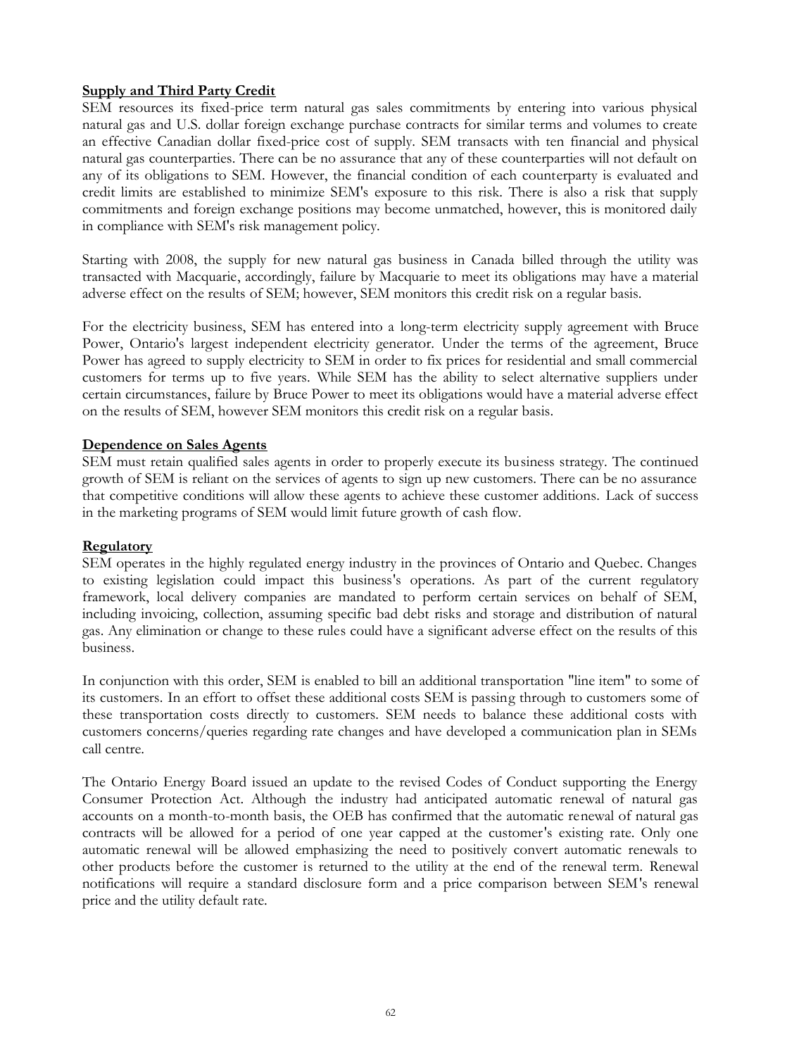**Supply and Third Party Credit**

SEM resources its fixed-price term natural gas sales commitments by entering into various physical natural gas and U.S. dollar foreign exchange purchase contracts for similar terms and volumes to create an effective Canadian dollar fixed-price cost of supply. SEM transacts with ten financial and physical natural gas counterparties. There can be no assurance that any of these counterparties will not default on any of its obligations to SEM. However, the financial condition of each counterparty is evaluated and credit limits are established to minimize SEM's exposure to this risk. There is also a risk that supply commitments and foreign exchange positions may become unmatched, however, this is monitored daily in compliance with SEM's risk management policy.

Starting with 2008, the supply for new natural gas business in Canada billed through the utility was transacted with Macquarie, accordingly, failure by Macquarie to meet its obligations may have a material adverse effect on the results of SEM; however, SEM monitors this credit risk on a regular basis.

For the electricity business, SEM has entered into a long-term electricity supply agreement with Bruce Power, Ontario's largest independent electricity generator. Under the terms of the agreement, Bruce Power has agreed to supply electricity to SEM in order to fix prices for residential and small commercial customers for terms up to five years. While SEM has the ability to select alternative suppliers under certain circumstances, failure by Bruce Power to meet its obligations would have a material adverse effect on the results of SEM, however SEM monitors this credit risk on a regular basis.

**Dependence on Sales Agents**

SEM must retain qualified sales agents in order to properly execute its business strategy. The continued growth of SEM is reliant on the services of agents to sign up new customers. There can be no assurance that competitive conditions will allow these agents to achieve these customer additions. Lack of success in the marketing programs of SEM would limit future growth of cash flow.

**Regulatory**

SEM operates in the highly regulated energy industry in the provinces of Ontario and Quebec. Changes to existing legislation could impact this business's operations. As part of the current regulatory framework, local delivery companies are mandated to perform certain services on behalf of SEM, including invoicing, collection, assuming specific bad debt risks and storage and distribution of natural gas. Any elimination or change to these rules could have a significant adverse effect on the results of this business.

In conjunction with this order, SEM is enabled to bill an additional transportation "line item" to some of its customers. In an effort to offset these additional costs SEM is passing through to customers some of these transportation costs directly to customers. SEM needs to balance these additional costs with customers concerns/queries regarding rate changes and have developed a communication plan in SEMs call centre.

The Ontario Energy Board issued an update to the revised Codes of Conduct supporting the Energy Consumer Protection Act. Although the industry had anticipated automatic renewal of natural gas accounts on a month-to-month basis, the OEB has confirmed that the automatic renewal of natural gas contracts will be allowed for a period of one year capped at the customer's existing rate. Only one automatic renewal will be allowed emphasizing the need to positively convert automatic renewals to other products before the customer is returned to the utility at the end of the renewal term. Renewal notifications will require a standard disclosure form and a price comparison between SEM's renewal price and the utility default rate.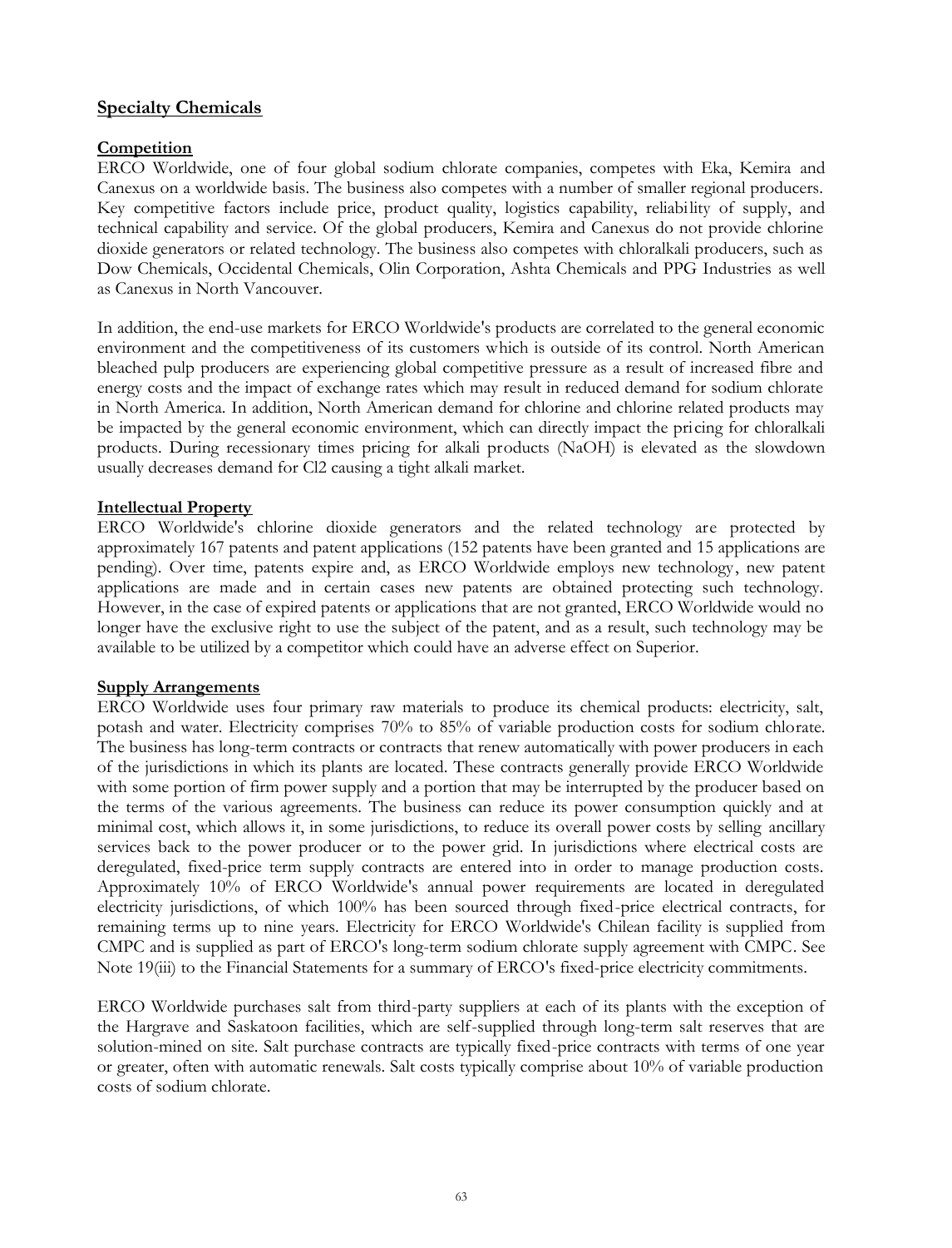## Specialty Chemicals

### Competition

ERCO Worldwide, one of four global sodium chlorate companies, competes with Eka, Kemira and Canexus on a worldwide basis. The business also competes with a number of smaller regional producers. Key competitive factors include price, product quality, logistics capability, reliability of supply, and technical capability and service. Of the global producers, Kemira and Canexus do not provide chlorine dioxide generators or related technology. The business also competes with chloralkali producers, such as Dow Chemicals, Occidental Chemicals, Olin Corporation, Ashta Chemicals and PPG Industries as well as Canexus in North Vancouver.

In addition, the end-use markets for ERCO Worldwide's products are correlated to the general economic environment and the competitiveness of its customers which is outside of its control. North American bleached pulp producers are experiencing global competitive pressure as a result of increased fibre and energy costs and the impact of exchange rates which may result in reduced demand for sodium chlorate in North America. In addition, North American demand for chlorine and chlorine related products may be impacted by the general economic environment, which can directly impact the pricing for chloralkali products. During recessionary times pricing for alkali products (NaOH) is elevated as the slowdown usually decreases demand for Cl2 causing a tight alkali market.

### Intellectual Property

ERCO Worldwide's chlorine dioxide generators and the related technology are protected by approximately 167 patents and patent applications (152 patents have been granted and 15 applications are pending). Over time, patents expire and, as ERCO Worldwide employs new technology, new patent applications are made and in certain cases new patents are obtained protecting such technology. However, in the case of expired patents or applications that are not granted, ERCO Worldwide would no longer have the exclusive right to use the subject of the patent, and as a result, such technology may be available to be utilized by a competitor which could have an adverse effect on Superior.

### Supply Arrangements

ERCO Worldwide uses four primary raw materials to produce its chemical products: electricity, salt, potash and water. Electricity comprises 70% to 85% of variable production costs for sodium chlorate. The business has long-term contracts or contracts that renew automatically with power producers in each of the jurisdictions in which its plants are located. These contracts generally provide ERCO Worldwide with some portion of firm power supply and a portion that may be interrupted by the producer based on the terms of the various agreements. The business can reduce its power consumption quickly and at minimal cost, which allows it, in some jurisdictions, to reduce its overall power costs by selling ancillary services back to the power producer or to the power grid. In jurisdictions where electrical costs are deregulated, fixed-price term supply contracts are entered into in order to manage production costs. Approximately 10% of ERCO Worldwide's annual power requirements are located in deregulated electricity jurisdictions, of which 100% has been sourced through fixed-price electrical contracts, for remaining terms up to nine years. Electricity for ERCO Worldwide's Chilean facility is supplied from CMPC and is supplied as part of ERCO's long-term sodium chlorate supply agreement with CMPC. See Note 19(iii) to the Financial Statements for a summary of ERCO's fixed-price electricity commitments.

ERCO Worldwide purchases salt from third-party suppliers at each of its plants with the exception of the Hargrave and Saskatoon facilities, which are self-supplied through long-term salt reserves that are solution-mined on site. Salt purchase contracts are typically fixed-price contracts with terms of one year or greater, often with automatic renewals. Salt costs typically comprise about 10% of variable production costs of sodium chlorate.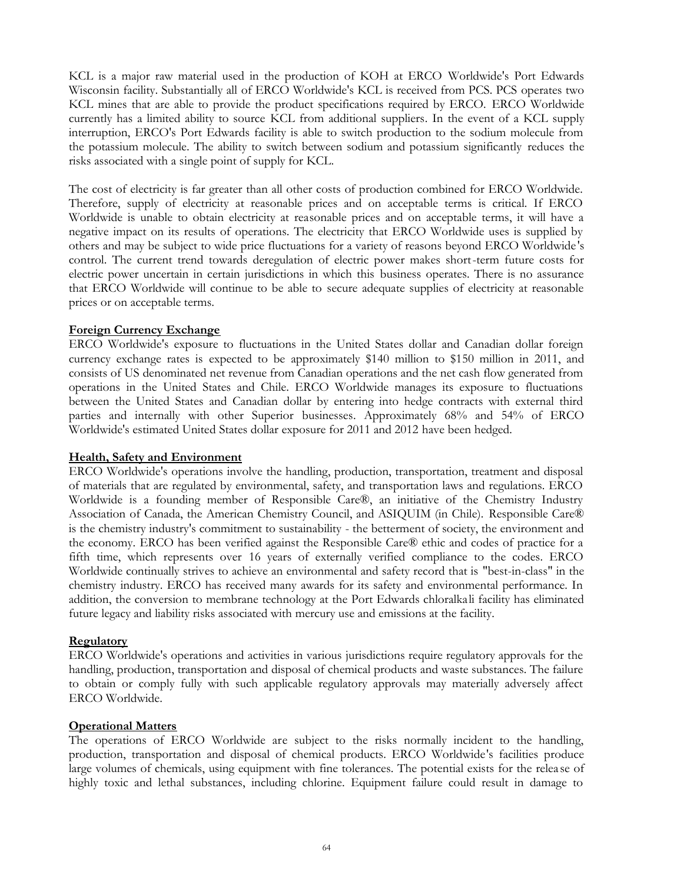KCL is a major raw material used in the production of KOH at ERCO Worldwide's Port Edwards Wisconsin facility. Substantially all of ERCO Worldwide's KCL is received from PCS. PCS operates two KCL mines that are able to provide the product specifications required by ERCO. ERCO Worldwide currently has a limited ability to source KCL from additional suppliers. In the event of a KCL supply interruption, ERCO's Port Edwards facility is able to switch production to the sodium molecule from the potassium molecule. The ability to switch between sodium and potassium significantly reduces the risks associated with a single point of supply for KCL.

The cost of electricity is far greater than all other costs of production combined for ERCO Worldwide. Therefore, supply of electricity at reasonable prices and on acceptable terms is critical. If ERCO Worldwide is unable to obtain electricity at reasonable prices and on acceptable terms, it will have a negative impact on its results of operations. The electricity that ERCO Worldwide uses is supplied by others and may be subject to wide price fluctuations for a variety of reasons beyond ERCO Worldwide's control. The current trend towards deregulation of electric power makes short-term future costs for electric power uncertain in certain jurisdictions in which this business operates. There is no assurance that ERCO Worldwide will continue to be able to secure adequate supplies of electricity at reasonable prices or on acceptable terms.

**Foreign Currency Exchange**

ERCO Worldwide's exposure to fluctuations in the United States dollar and Canadian dollar foreign currency exchange rates is expected to be approximately $140 million to $150 million in 2011, and consists of US denominated net revenue from Canadian operations and the net cash flow generated from operations in the United States and Chile. ERCO Worldwide manages its exposure to fluctuations between the United States and Canadian dollar by entering into hedge contracts with external third parties and internally with other Superior businesses. Approximately 68% and 54% of ERCO Worldwide's estimated United States dollar exposure for 2011 and 2012 have been hedged.

**Health, Safety and Environment**

ERCO Worldwide's operations involve the handling, production, transportation, treatment and disposal of materials that are regulated by environmental, safety, and transportation laws and regulations. ERCO Worldwide is a founding member of Responsible Care®, an initiative of the Chemistry Industry Association of Canada, the American Chemistry Council, and ASIQUIM (in Chile). Responsible Care® is the chemistry industry's commitment to sustainability - the betterment of society, the environment and the economy. ERCO has been verified against the Responsible Care® ethic and codes of practice for a fifth time, which represents over 16 years of externally verified compliance to the codes. ERCO Worldwide continually strives to achieve an environmental and safety record that is "best-in-class" in the chemistry industry. ERCO has received many awards for its safety and environmental performance. In addition, the conversion to membrane technology at the Port Edwards chloralkali facility has eliminated future legacy and liability risks associated with mercury use and emissions at the facility.

**Regulatory**

ERCO Worldwide's operations and activities in various jurisdictions require regulatory approvals for the handling, production, transportation and disposal of chemical products and waste substances. The failure to obtain or comply fully with such applicable regulatory approvals may materially adversely affect ERCO Worldwide.

**Operational Matters**

The operations of ERCO Worldwide are subject to the risks normally incident to the handling, production, transportation and disposal of chemical products. ERCO Worldwide's facilities produce large volumes of chemicals, using equipment with fine tolerances. The potential exists for the release of highly toxic and lethal substances, including chlorine. Equipment failure could result in damage to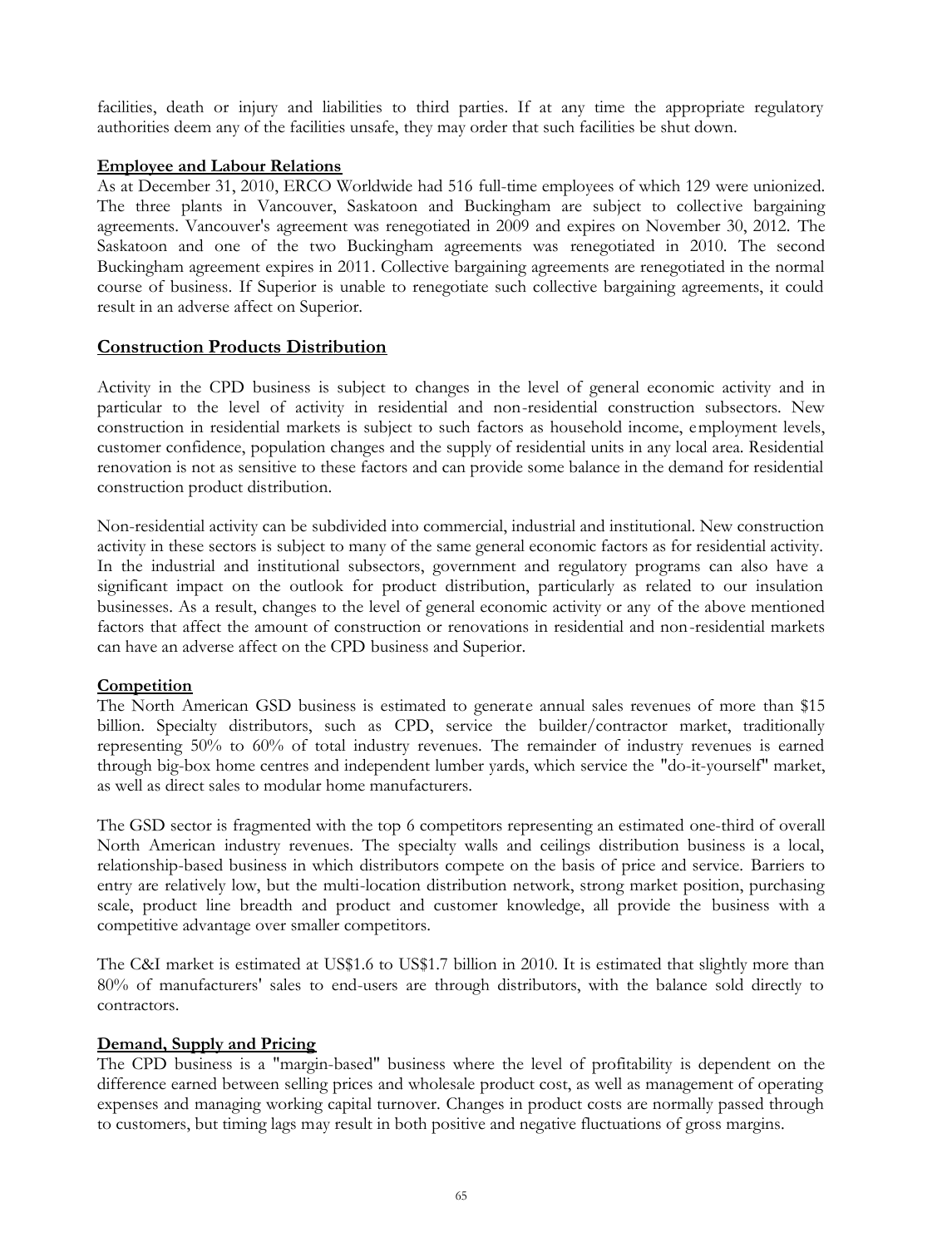facilities, death or injury and liabilities to third parties. If at any time the appropriate regulatory authorities deem any of the facilities unsafe, they may order that such facilities be shut down.

**Employee and Labour Relations**

As at December 31, 2010, ERCO Worldwide had 516 full-time employees of which 129 were unionized. The three plants in Vancouver, Saskatoon and Buckingham are subject to collective bargaining agreements. Vancouver's agreement was renegotiated in 2009 and expires on November 30, 2012. The Saskatoon and one of the two Buckingham agreements was renegotiated in 2010. The second Buckingham agreement expires in 2011. Collective bargaining agreements are renegotiated in the normal course of business. If Superior is unable to renegotiate such collective bargaining agreements, it could result in an adverse affect on Superior.

## Construction Products Distribution

Activity in the CPD business is subject to changes in the level of general economic activity and in particular to the level of activity in residential and non-residential construction subsectors. New construction in residential markets is subject to such factors as household income, employment levels, customer confidence, population changes and the supply of residential units in any local area. Residential renovation is not as sensitive to these factors and can provide some balance in the demand for residential construction product distribution.

Non-residential activity can be subdivided into commercial, industrial and institutional. New construction activity in these sectors is subject to many of the same general economic factors as for residential activity. In the industrial and institutional subsectors, government and regulatory programs can also have a significant impact on the outlook for product distribution, particularly as related to our insulation businesses. As a result, changes to the level of general economic activity or any of the above mentioned factors that affect the amount of construction or renovations in residential and non-residential markets can have an adverse affect on the CPD business and Superior.

**Competition**

The North American GSD business is estimated to generate annual sales revenues of more than $15 billion. Specialty distributors, such as CPD, service the builder/contractor market, traditionally representing 50% to 60% of total industry revenues. The remainder of industry revenues is earned through big-box home centres and independent lumber yards, which service the "do-it-yourself" market, as well as direct sales to modular home manufacturers.

The GSD sector is fragmented with the top 6 competitors representing an estimated one-third of overall North American industry revenues. The specialty walls and ceilings distribution business is a local, relationship-based business in which distributors compete on the basis of price and service. Barriers to entry are relatively low, but the multi-location distribution network, strong market position, purchasing scale, product line breadth and product and customer knowledge, all provide the business with a competitive advantage over smaller competitors.

The C&I market is estimated at US$1.6 to US$1.7 billion in 2010. It is estimated that slightly more than 80% of manufacturers' sales to end-users are through distributors, with the balance sold directly to contractors.

**Demand, Supply and Pricing**

The CPD business is a "margin-based" business where the level of profitability is dependent on the difference earned between selling prices and wholesale product cost, as well as management of operating expenses and managing working capital turnover. Changes in product costs are normally passed through to customers, but timing lags may result in both positive and negative fluctuations of gross margins.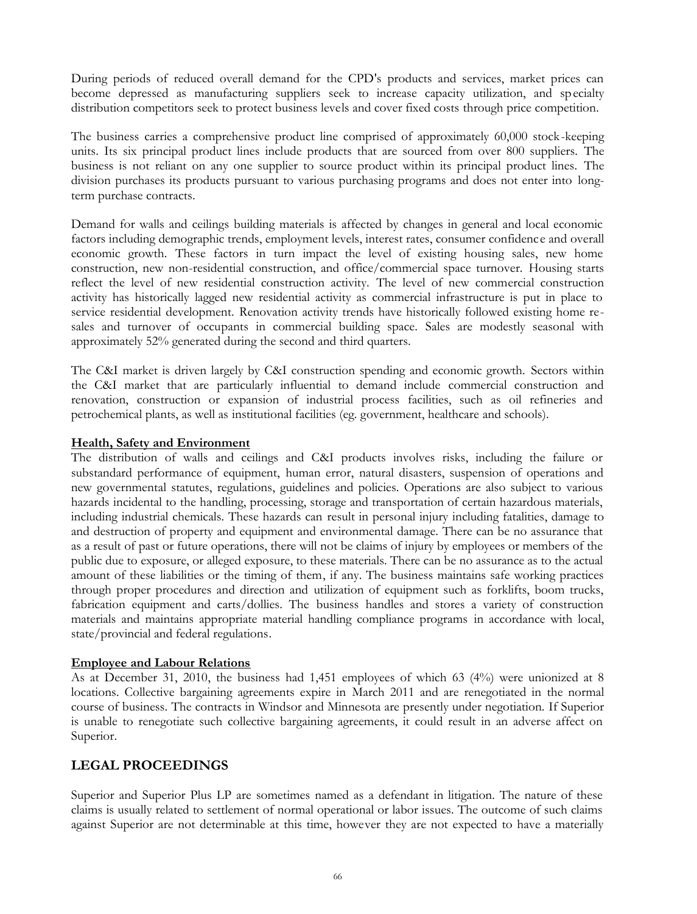During periods of reduced overall demand for the CPD's products and services, market prices can become depressed as manufacturing suppliers seek to increase capacity utilization, and specialty distribution competitors seek to protect business levels and cover fixed costs through price competition.

The business carries a comprehensive product line comprised of approximately 60,000 stock-keeping units. Its six principal product lines include products that are sourced from over 800 suppliers. The business is not reliant on any one supplier to source product within its principal product lines. The division purchases its products pursuant to various purchasing programs and does not enter into long-term purchase contracts.

Demand for walls and ceilings building materials is affected by changes in general and local economic factors including demographic trends, employment levels, interest rates, consumer confidence and overall economic growth. These factors in turn impact the level of existing housing sales, new home construction, new non-residential construction, and office/commercial space turnover. Housing starts reflect the level of new residential construction activity. The level of new commercial construction activity has historically lagged new residential activity as commercial infrastructure is put in place to service residential development. Renovation activity trends have historically followed existing home re-sales and turnover of occupants in commercial building space. Sales are modestly seasonal with approximately 52% generated during the second and third quarters.

The C&I market is driven largely by C&I construction spending and economic growth. Sectors within the C&I market that are particularly influential to demand include commercial construction and renovation, construction or expansion of industrial process facilities, such as oil refineries and petrochemical plants, as well as institutional facilities (eg. government, healthcare and schools).

**Health, Safety and Environment**

The distribution of walls and ceilings and C&I products involves risks, including the failure or substandard performance of equipment, human error, natural disasters, suspension of operations and new governmental statutes, regulations, guidelines and policies. Operations are also subject to various hazards incidental to the handling, processing, storage and transportation of certain hazardous materials, including industrial chemicals. These hazards can result in personal injury including fatalities, damage to and destruction of property and equipment and environmental damage. There can be no assurance that as a result of past or future operations, there will not be claims of injury by employees or members of the public due to exposure, or alleged exposure, to these materials. There can be no assurance as to the actual amount of these liabilities or the timing of them, if any. The business maintains safe working practices through proper procedures and direction and utilization of equipment such as forklifts, boom trucks, fabrication equipment and carts/dollies. The business handles and stores a variety of construction materials and maintains appropriate material handling compliance programs in accordance with local, state/provincial and federal regulations.

**Employee and Labour Relations**

As at December 31, 2010, the business had 1,451 employees of which 63 (4%) were unionized at 8 locations. Collective bargaining agreements expire in March 2011 and are renegotiated in the normal course of business. The contracts in Windsor and Minnesota are presently under negotiation. If Superior is unable to renegotiate such collective bargaining agreements, it could result in an adverse affect on Superior.

## LEGAL PROCEEDINGS

Superior and Superior Plus LP are sometimes named as a defendant in litigation. The nature of these claims is usually related to settlement of normal operational or labor issues. The outcome of such claims against Superior are not determinable at this time, however they are not expected to have a materially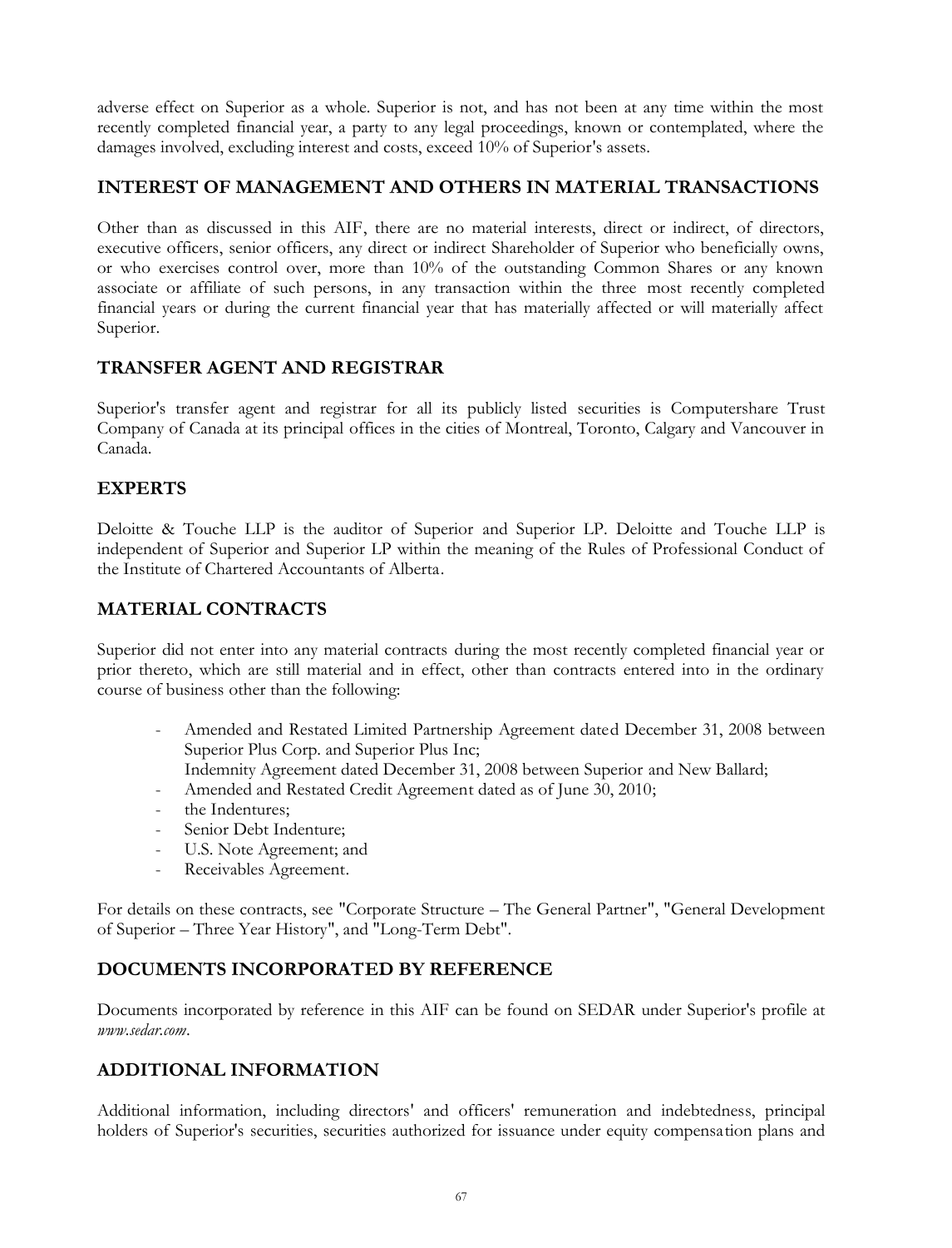adverse effect on Superior as a whole. Superior is not, and has not been at any time within the most recently completed financial year, a party to any legal proceedings, known or contemplated, where the damages involved, excluding interest and costs, exceed 10% of Superior's assets.

## INTEREST OF MANAGEMENT AND OTHERS IN MATERIAL TRANSACTIONS

Other than as discussed in this AIF, there are no material interests, direct or indirect, of directors, executive officers, senior officers, any direct or indirect Shareholder of Superior who beneficially owns, or who exercises control over, more than 10% of the outstanding Common Shares or any known associate or affiliate of such persons, in any transaction within the three most recently completed financial years or during the current financial year that has materially affected or will materially affect Superior.

## TRANSFER AGENT AND REGISTRAR

Superior's transfer agent and registrar for all its publicly listed securities is Computershare Trust Company of Canada at its principal offices in the cities of Montreal, Toronto, Calgary and Vancouver in Canada.

## EXPERTS

Deloitte & Touche LLP is the auditor of Superior and Superior LP. Deloitte and Touche LLP is independent of Superior and Superior LP within the meaning of the Rules of Professional Conduct of the Institute of Chartered Accountants of Alberta.

## MATERIAL CONTRACTS

Superior did not enter into any material contracts during the most recently completed financial year or prior thereto, which are still material and in effect, other than contracts entered into in the ordinary course of business other than the following:

- Amended and Restated Limited Partnership Agreement dated December 31, 2008 between Superior Plus Corp. and Superior Plus Inc;
  Indemnity Agreement dated December 31, 2008 between Superior and New Ballard;
- Amended and Restated Credit Agreement dated as of June 30, 2010;
- the Indentures;
- Senior Debt Indenture;
- U.S. Note Agreement; and
- Receivables Agreement.

For details on these contracts, see "Corporate Structure – The General Partner", "General Development of Superior – Three Year History", and "Long-Term Debt".

## DOCUMENTS INCORPORATED BY REFERENCE

Documents incorporated by reference in this AIF can be found on SEDAR under Superior's profile at *www.sedar.com*.

## ADDITIONAL INFORMATION

Additional information, including directors' and officers' remuneration and indebtedness, principal holders of Superior's securities, securities authorized for issuance under equity compensation plans and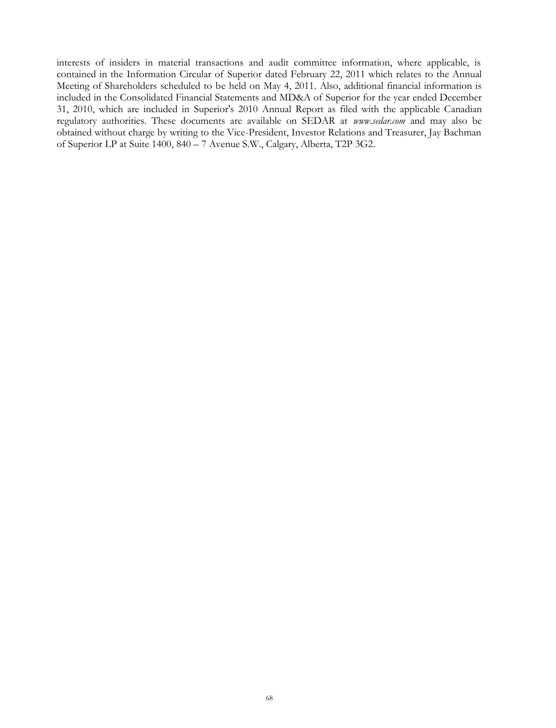interests of insiders in material transactions and audit committee information, where applicable, is contained in the Information Circular of Superior dated February 22, 2011 which relates to the Annual Meeting of Shareholders scheduled to be held on May 4, 2011. Also, additional financial information is included in the Consolidated Financial Statements and MD&A of Superior for the year ended December 31, 2010, which are included in Superior's 2010 Annual Report as filed with the applicable Canadian regulatory authorities. These documents are available on SEDAR at *www.sedar.com* and may also be obtained without charge by writing to the Vice-President, Investor Relations and Treasurer, Jay Bachman of Superior LP at Suite 1400, 840 – 7 Avenue S.W., Calgary, Alberta, T2P 3G2.